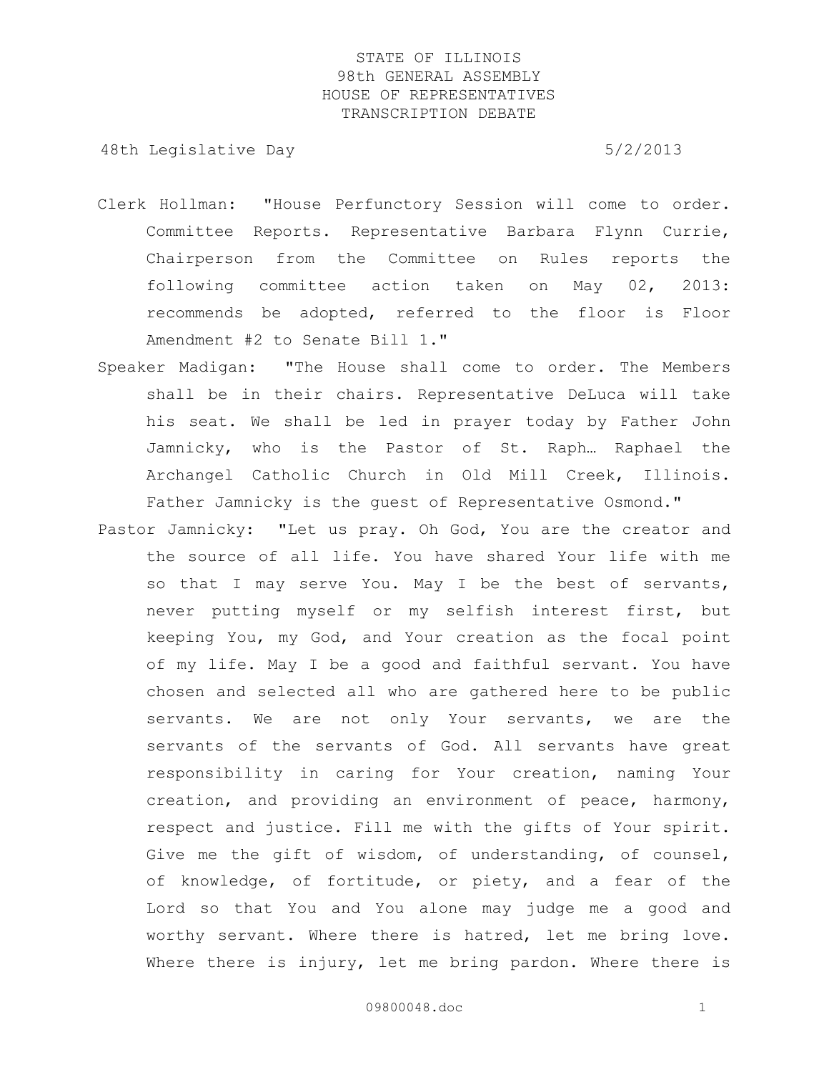STATE OF ILLINOIS
98th GENERAL ASSEMBLY
HOUSE OF REPRESENTATIVES
TRANSCRIPTION DEBATE

48th Legislative Day 5/2/2013

Clerk Hollman: "House Perfunctory Session will come to order. Committee Reports. Representative Barbara Flynn Currie, Chairperson from the Committee on Rules reports the following committee action taken on May 02, 2013: recommends be adopted, referred to the floor is Floor Amendment #2 to Senate Bill 1."

Speaker Madigan: "The House shall come to order. The Members shall be in their chairs. Representative DeLuca will take his seat. We shall be led in prayer today by Father John Jamnicky, who is the Pastor of St. Raph… Raphael the Archangel Catholic Church in Old Mill Creek, Illinois. Father Jamnicky is the guest of Representative Osmond."

Pastor Jamnicky: "Let us pray. Oh God, You are the creator and the source of all life. You have shared Your life with me so that I may serve You. May I be the best of servants, never putting myself or my selfish interest first, but keeping You, my God, and Your creation as the focal point of my life. May I be a good and faithful servant. You have chosen and selected all who are gathered here to be public servants. We are not only Your servants, we are the servants of the servants of God. All servants have great responsibility in caring for Your creation, naming Your creation, and providing an environment of peace, harmony, respect and justice. Fill me with the gifts of Your spirit. Give me the gift of wisdom, of understanding, of counsel, of knowledge, of fortitude, or piety, and a fear of the Lord so that You and You alone may judge me a good and worthy servant. Where there is hatred, let me bring love. Where there is injury, let me bring pardon. Where there is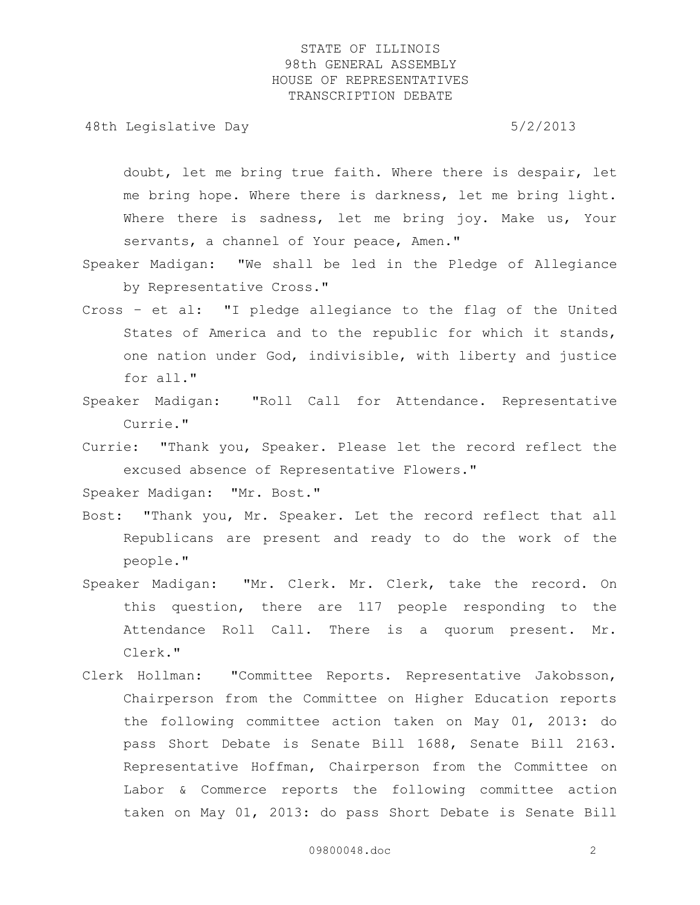doubt, let me bring true faith. Where there is despair, let me bring hope. Where there is darkness, let me bring light. Where there is sadness, let me bring joy. Make us, Your servants, a channel of Your peace, Amen."

Speaker Madigan: "We shall be led in the Pledge of Allegiance by Representative Cross."

Cross – et al: "I pledge allegiance to the flag of the United States of America and to the republic for which it stands, one nation under God, indivisible, with liberty and justice for all."

Speaker Madigan: "Roll Call for Attendance. Representative Currie."

Currie: "Thank you, Speaker. Please let the record reflect the excused absence of Representative Flowers."

Speaker Madigan: "Mr. Bost."

Bost: "Thank you, Mr. Speaker. Let the record reflect that all Republicans are present and ready to do the work of the people."

Speaker Madigan: "Mr. Clerk. Mr. Clerk, take the record. On this question, there are 117 people responding to the Attendance Roll Call. There is a quorum present. Mr. Clerk."

Clerk Hollman: "Committee Reports. Representative Jakobsson, Chairperson from the Committee on Higher Education reports the following committee action taken on May 01, 2013: do pass Short Debate is Senate Bill 1688, Senate Bill 2163. Representative Hoffman, Chairperson from the Committee on Labor & Commerce reports the following committee action taken on May 01, 2013: do pass Short Debate is Senate Bill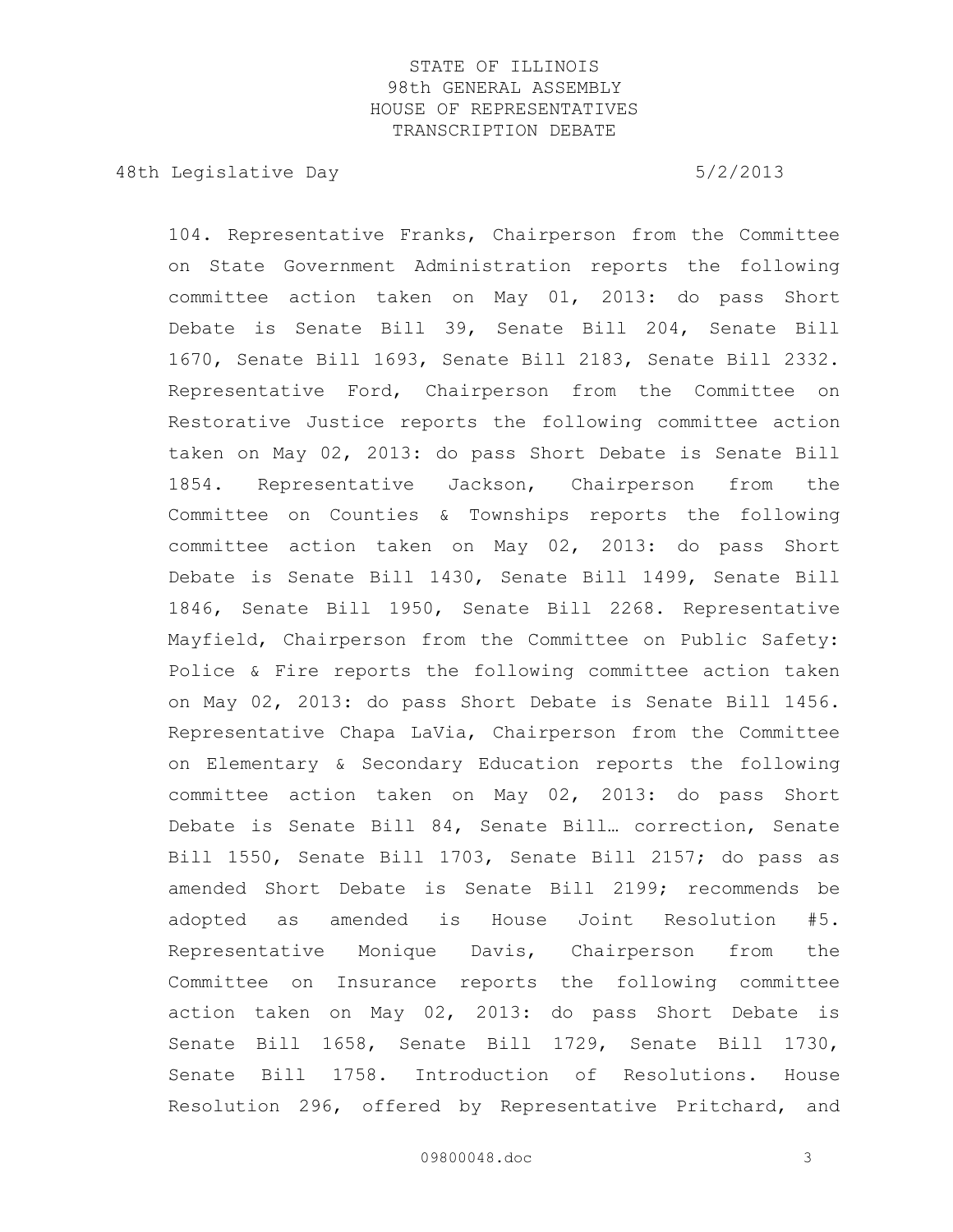104. Representative Franks, Chairperson from the Committee on State Government Administration reports the following committee action taken on May 01, 2013: do pass Short Debate is Senate Bill 39, Senate Bill 204, Senate Bill 1670, Senate Bill 1693, Senate Bill 2183, Senate Bill 2332. Representative Ford, Chairperson from the Committee on Restorative Justice reports the following committee action taken on May 02, 2013: do pass Short Debate is Senate Bill 1854. Representative Jackson, Chairperson from the Committee on Counties & Townships reports the following committee action taken on May 02, 2013: do pass Short Debate is Senate Bill 1430, Senate Bill 1499, Senate Bill 1846, Senate Bill 1950, Senate Bill 2268. Representative Mayfield, Chairperson from the Committee on Public Safety: Police & Fire reports the following committee action taken on May 02, 2013: do pass Short Debate is Senate Bill 1456. Representative Chapa LaVia, Chairperson from the Committee on Elementary & Secondary Education reports the following committee action taken on May 02, 2013: do pass Short Debate is Senate Bill 84, Senate Bill… correction, Senate Bill 1550, Senate Bill 1703, Senate Bill 2157; do pass as amended Short Debate is Senate Bill 2199; recommends be adopted as amended is House Joint Resolution #5. Representative Monique Davis, Chairperson from the Committee on Insurance reports the following committee action taken on May 02, 2013: do pass Short Debate is Senate Bill 1658, Senate Bill 1729, Senate Bill 1730, Senate Bill 1758. Introduction of Resolutions. House Resolution 296, offered by Representative Pritchard, and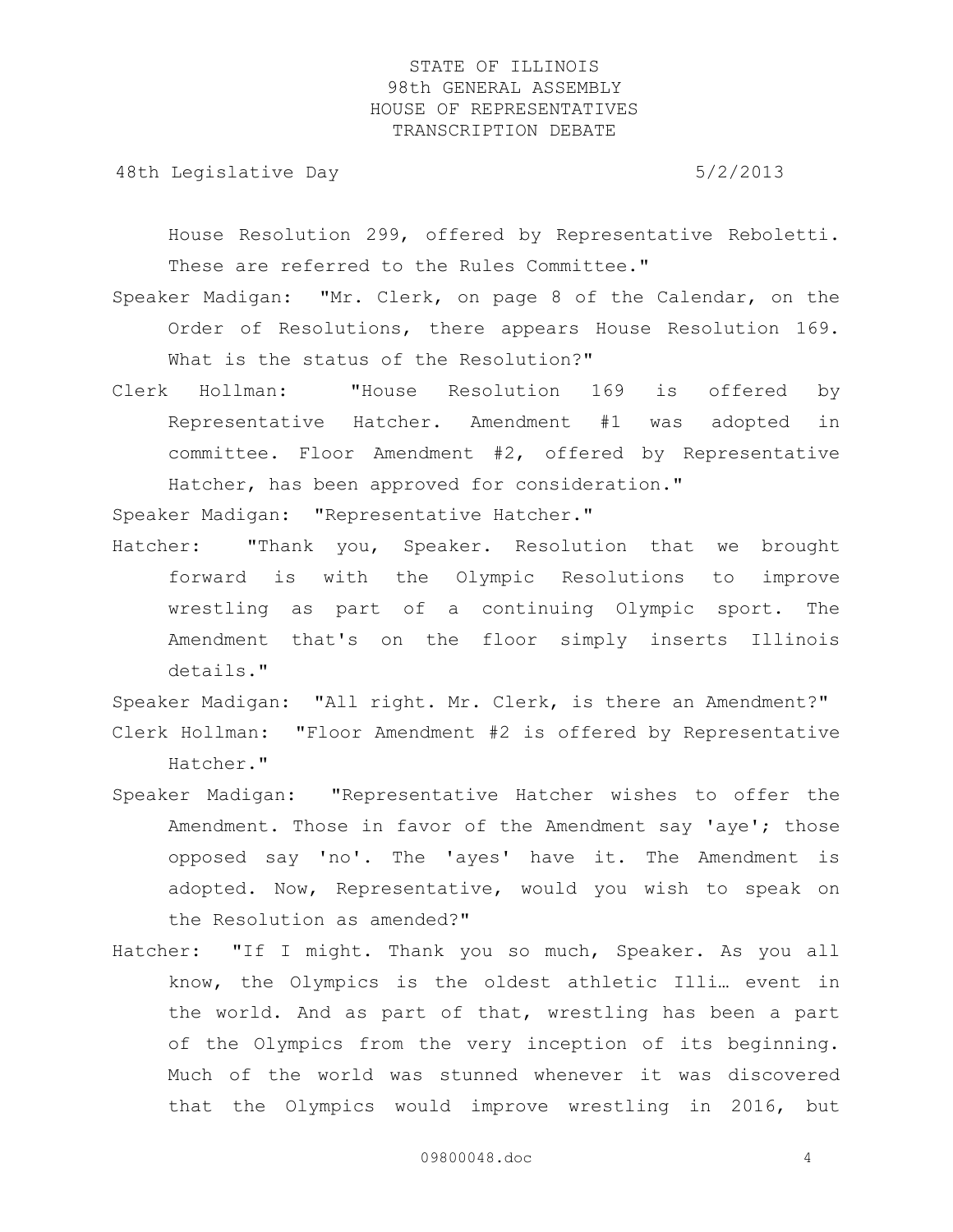House Resolution 299, offered by Representative Reboletti. These are referred to the Rules Committee."

Speaker Madigan: "Mr. Clerk, on page 8 of the Calendar, on the Order of Resolutions, there appears House Resolution 169. What is the status of the Resolution?"

Clerk Hollman: "House Resolution 169 is offered by Representative Hatcher. Amendment #1 was adopted in committee. Floor Amendment #2, offered by Representative Hatcher, has been approved for consideration."

Speaker Madigan: "Representative Hatcher."

Hatcher: "Thank you, Speaker. Resolution that we brought forward is with the Olympic Resolutions to improve wrestling as part of a continuing Olympic sport. The Amendment that's on the floor simply inserts Illinois details."

Speaker Madigan: "All right. Mr. Clerk, is there an Amendment?"

Clerk Hollman: "Floor Amendment #2 is offered by Representative Hatcher."

Speaker Madigan: "Representative Hatcher wishes to offer the Amendment. Those in favor of the Amendment say 'aye'; those opposed say 'no'. The 'ayes' have it. The Amendment is adopted. Now, Representative, would you wish to speak on the Resolution as amended?"

Hatcher: "If I might. Thank you so much, Speaker. As you all know, the Olympics is the oldest athletic Illi… event in the world. And as part of that, wrestling has been a part of the Olympics from the very inception of its beginning. Much of the world was stunned whenever it was discovered that the Olympics would improve wrestling in 2016, but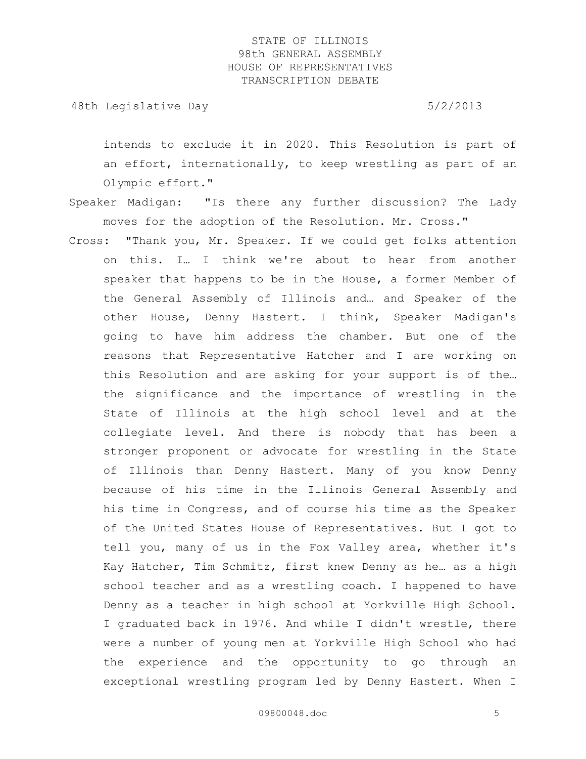intends to exclude it in 2020. This Resolution is part of an effort, internationally, to keep wrestling as part of an Olympic effort."

Speaker Madigan: "Is there any further discussion? The Lady moves for the adoption of the Resolution. Mr. Cross."

Cross: "Thank you, Mr. Speaker. If we could get folks attention on this. I… I think we're about to hear from another speaker that happens to be in the House, a former Member of the General Assembly of Illinois and… and Speaker of the other House, Denny Hastert. I think, Speaker Madigan's going to have him address the chamber. But one of the reasons that Representative Hatcher and I are working on this Resolution and are asking for your support is of the… the significance and the importance of wrestling in the State of Illinois at the high school level and at the collegiate level. And there is nobody that has been a stronger proponent or advocate for wrestling in the State of Illinois than Denny Hastert. Many of you know Denny because of his time in the Illinois General Assembly and his time in Congress, and of course his time as the Speaker of the United States House of Representatives. But I got to tell you, many of us in the Fox Valley area, whether it's Kay Hatcher, Tim Schmitz, first knew Denny as he… as a high school teacher and as a wrestling coach. I happened to have Denny as a teacher in high school at Yorkville High School. I graduated back in 1976. And while I didn't wrestle, there were a number of young men at Yorkville High School who had the experience and the opportunity to go through an exceptional wrestling program led by Denny Hastert. When I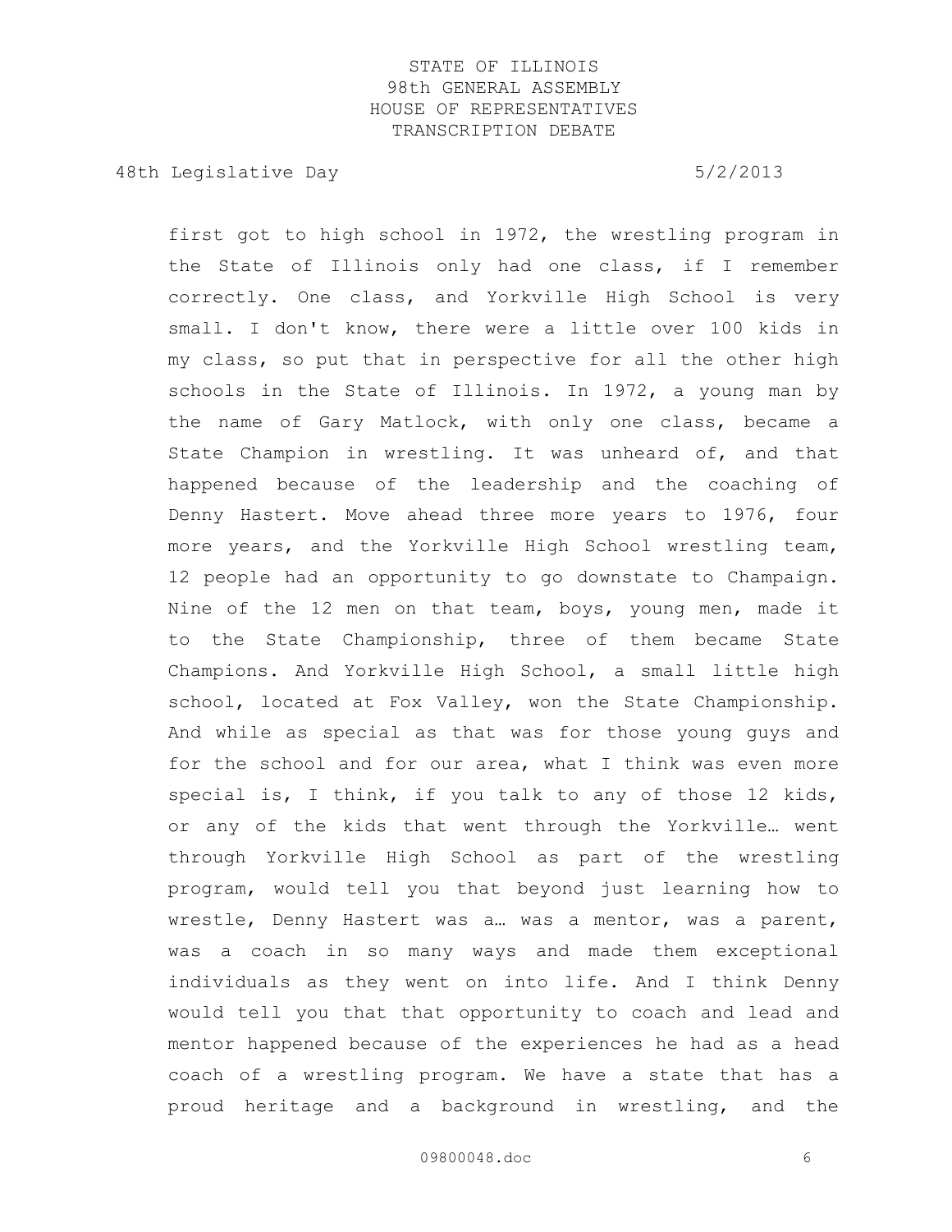first got to high school in 1972, the wrestling program in the State of Illinois only had one class, if I remember correctly. One class, and Yorkville High School is very small. I don't know, there were a little over 100 kids in my class, so put that in perspective for all the other high schools in the State of Illinois. In 1972, a young man by the name of Gary Matlock, with only one class, became a State Champion in wrestling. It was unheard of, and that happened because of the leadership and the coaching of Denny Hastert. Move ahead three more years to 1976, four more years, and the Yorkville High School wrestling team, 12 people had an opportunity to go downstate to Champaign. Nine of the 12 men on that team, boys, young men, made it to the State Championship, three of them became State Champions. And Yorkville High School, a small little high school, located at Fox Valley, won the State Championship. And while as special as that was for those young guys and for the school and for our area, what I think was even more special is, I think, if you talk to any of those 12 kids, or any of the kids that went through the Yorkville… went through Yorkville High School as part of the wrestling program, would tell you that beyond just learning how to wrestle, Denny Hastert was a… was a mentor, was a parent, was a coach in so many ways and made them exceptional individuals as they went on into life. And I think Denny would tell you that that opportunity to coach and lead and mentor happened because of the experiences he had as a head coach of a wrestling program. We have a state that has a proud heritage and a background in wrestling, and the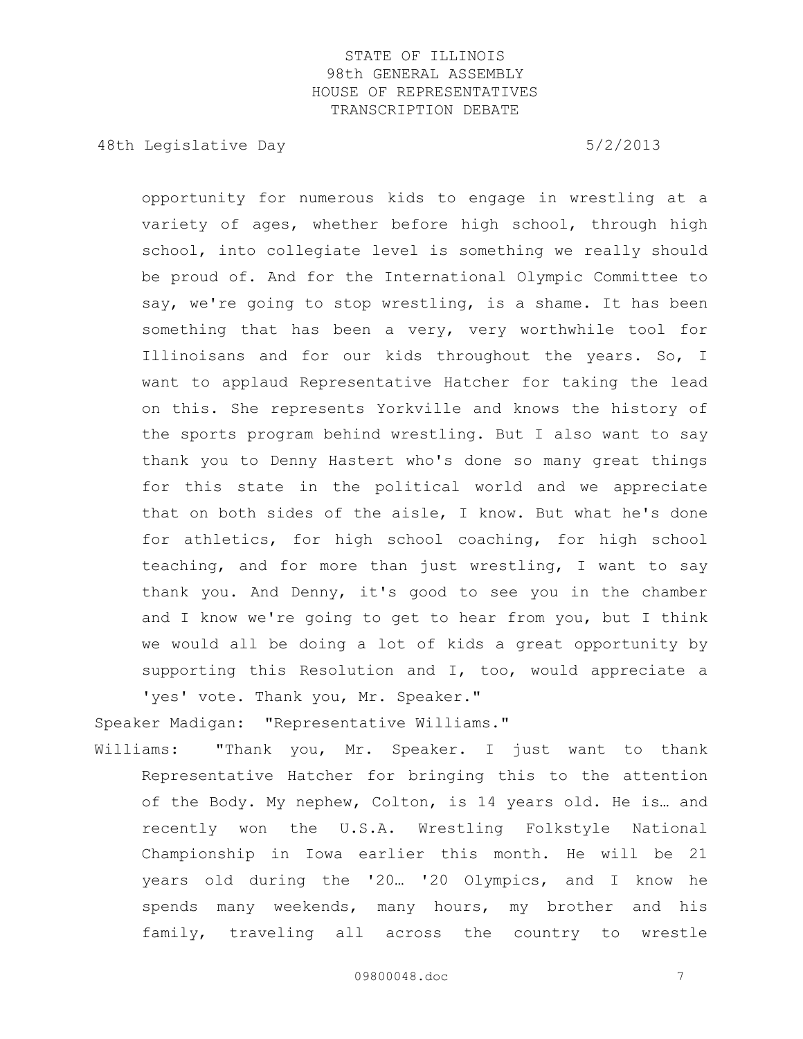opportunity for numerous kids to engage in wrestling at a variety of ages, whether before high school, through high school, into collegiate level is something we really should be proud of. And for the International Olympic Committee to say, we're going to stop wrestling, is a shame. It has been something that has been a very, very worthwhile tool for Illinoisans and for our kids throughout the years. So, I want to applaud Representative Hatcher for taking the lead on this. She represents Yorkville and knows the history of the sports program behind wrestling. But I also want to say thank you to Denny Hastert who's done so many great things for this state in the political world and we appreciate that on both sides of the aisle, I know. But what he's done for athletics, for high school coaching, for high school teaching, and for more than just wrestling, I want to say thank you. And Denny, it's good to see you in the chamber and I know we're going to get to hear from you, but I think we would all be doing a lot of kids a great opportunity by supporting this Resolution and I, too, would appreciate a 'yes' vote. Thank you, Mr. Speaker."

Speaker Madigan: "Representative Williams."

Williams: "Thank you, Mr. Speaker. I just want to thank Representative Hatcher for bringing this to the attention of the Body. My nephew, Colton, is 14 years old. He is… and recently won the U.S.A. Wrestling Folkstyle National Championship in Iowa earlier this month. He will be 21 years old during the '20… '20 Olympics, and I know he spends many weekends, many hours, my brother and his family, traveling all across the country to wrestle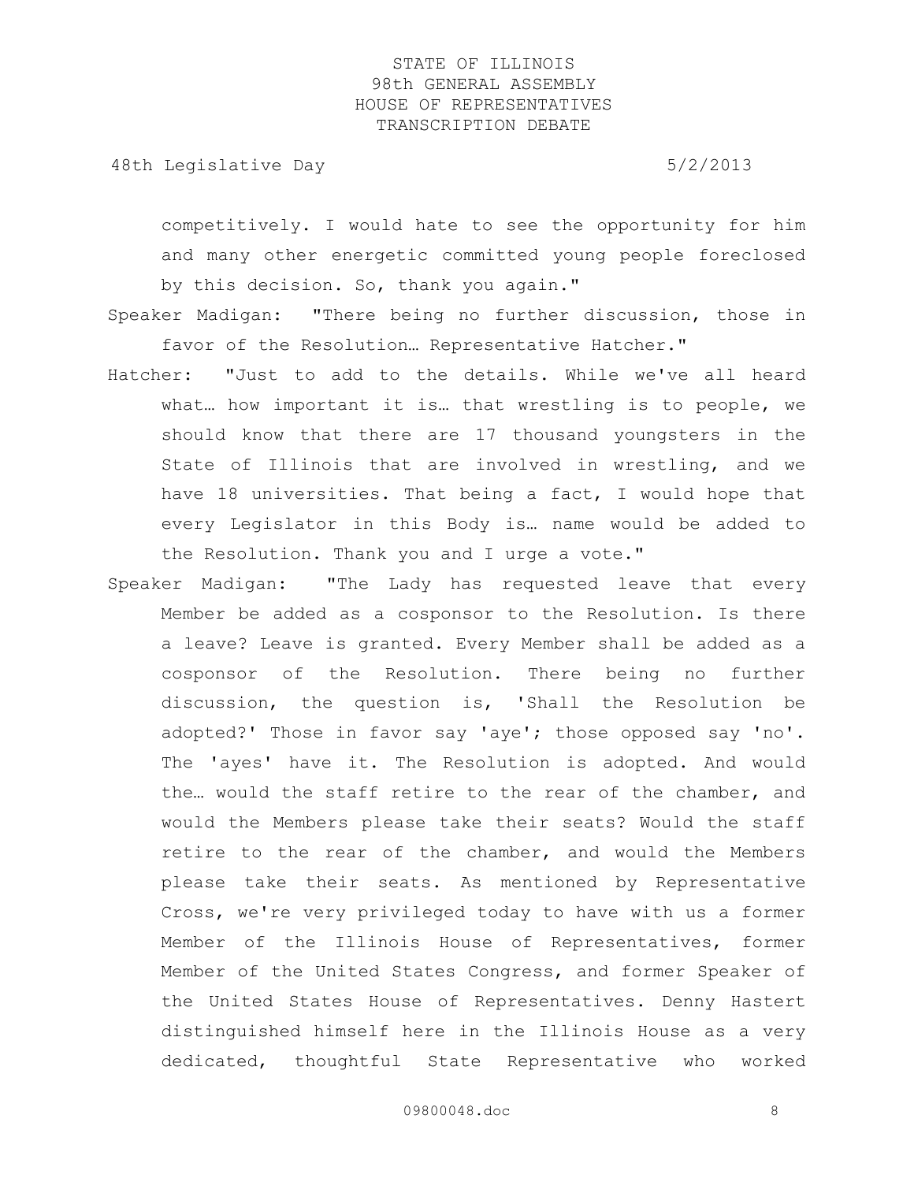competitively. I would hate to see the opportunity for him and many other energetic committed young people foreclosed by this decision. So, thank you again."

Speaker Madigan: "There being no further discussion, those in favor of the Resolution… Representative Hatcher."

Hatcher: "Just to add to the details. While we've all heard what… how important it is… that wrestling is to people, we should know that there are 17 thousand youngsters in the State of Illinois that are involved in wrestling, and we have 18 universities. That being a fact, I would hope that every Legislator in this Body is… name would be added to the Resolution. Thank you and I urge a vote."

Speaker Madigan: "The Lady has requested leave that every Member be added as a cosponsor to the Resolution. Is there a leave? Leave is granted. Every Member shall be added as a cosponsor of the Resolution. There being no further discussion, the question is, 'Shall the Resolution be adopted?' Those in favor say 'aye'; those opposed say 'no'. The 'ayes' have it. The Resolution is adopted. And would the… would the staff retire to the rear of the chamber, and would the Members please take their seats? Would the staff retire to the rear of the chamber, and would the Members please take their seats. As mentioned by Representative Cross, we're very privileged today to have with us a former Member of the Illinois House of Representatives, former Member of the United States Congress, and former Speaker of the United States House of Representatives. Denny Hastert distinguished himself here in the Illinois House as a very dedicated, thoughtful State Representative who worked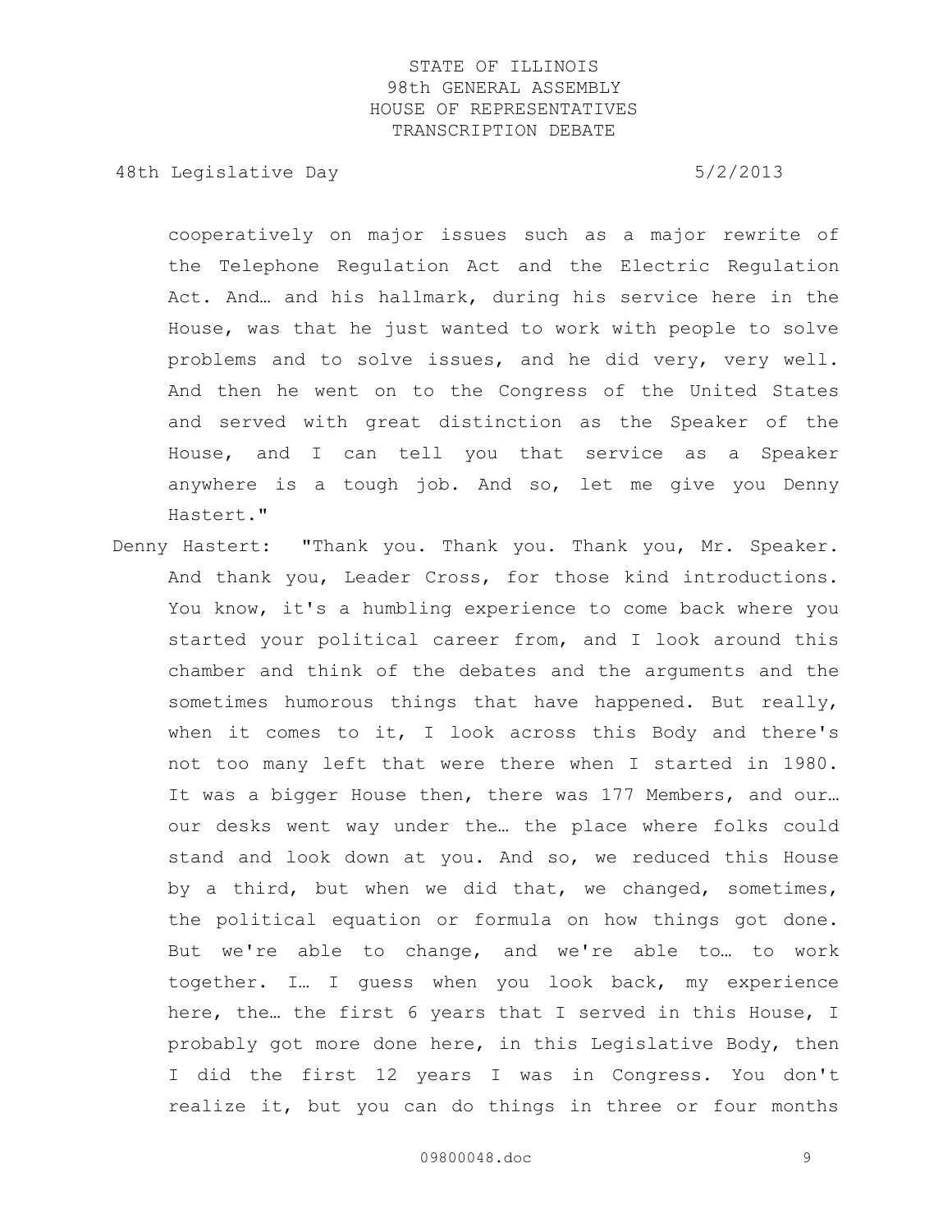cooperatively on major issues such as a major rewrite of the Telephone Regulation Act and the Electric Regulation Act. And… and his hallmark, during his service here in the House, was that he just wanted to work with people to solve problems and to solve issues, and he did very, very well. And then he went on to the Congress of the United States and served with great distinction as the Speaker of the House, and I can tell you that service as a Speaker anywhere is a tough job. And so, let me give you Denny Hastert."

Denny Hastert: "Thank you. Thank you. Thank you, Mr. Speaker. And thank you, Leader Cross, for those kind introductions. You know, it's a humbling experience to come back where you started your political career from, and I look around this chamber and think of the debates and the arguments and the sometimes humorous things that have happened. But really, when it comes to it, I look across this Body and there's not too many left that were there when I started in 1980. It was a bigger House then, there was 177 Members, and our… our desks went way under the… the place where folks could stand and look down at you. And so, we reduced this House by a third, but when we did that, we changed, sometimes, the political equation or formula on how things got done. But we're able to change, and we're able to… to work together. I… I guess when you look back, my experience here, the… the first 6 years that I served in this House, I probably got more done here, in this Legislative Body, then I did the first 12 years I was in Congress. You don't realize it, but you can do things in three or four months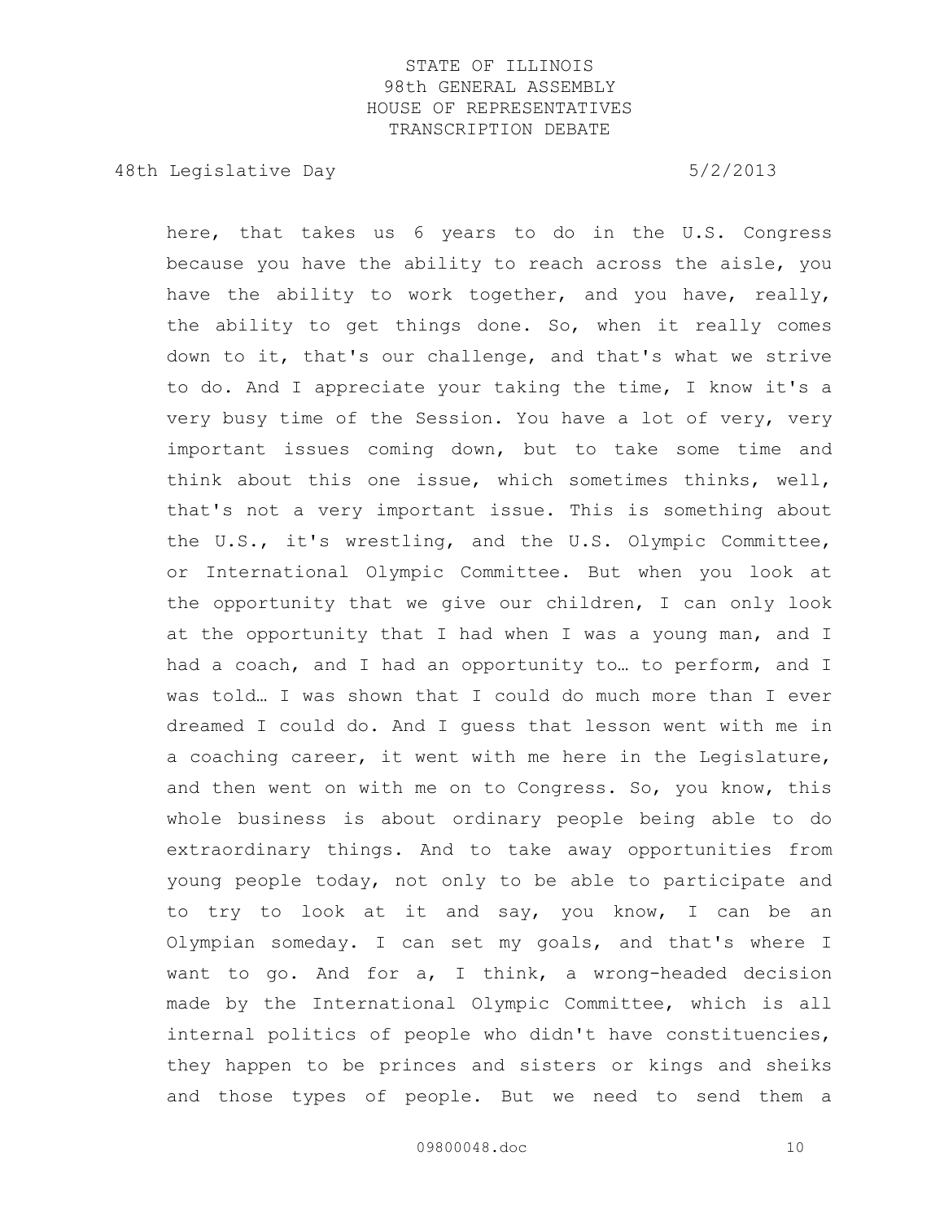here, that takes us 6 years to do in the U.S. Congress because you have the ability to reach across the aisle, you have the ability to work together, and you have, really, the ability to get things done. So, when it really comes down to it, that's our challenge, and that's what we strive to do. And I appreciate your taking the time, I know it's a very busy time of the Session. You have a lot of very, very important issues coming down, but to take some time and think about this one issue, which sometimes thinks, well, that's not a very important issue. This is something about the U.S., it's wrestling, and the U.S. Olympic Committee, or International Olympic Committee. But when you look at the opportunity that we give our children, I can only look at the opportunity that I had when I was a young man, and I had a coach, and I had an opportunity to… to perform, and I was told… I was shown that I could do much more than I ever dreamed I could do. And I guess that lesson went with me in a coaching career, it went with me here in the Legislature, and then went on with me on to Congress. So, you know, this whole business is about ordinary people being able to do extraordinary things. And to take away opportunities from young people today, not only to be able to participate and to try to look at it and say, you know, I can be an Olympian someday. I can set my goals, and that's where I want to go. And for a, I think, a wrong-headed decision made by the International Olympic Committee, which is all internal politics of people who didn't have constituencies, they happen to be princes and sisters or kings and sheiks and those types of people. But we need to send them a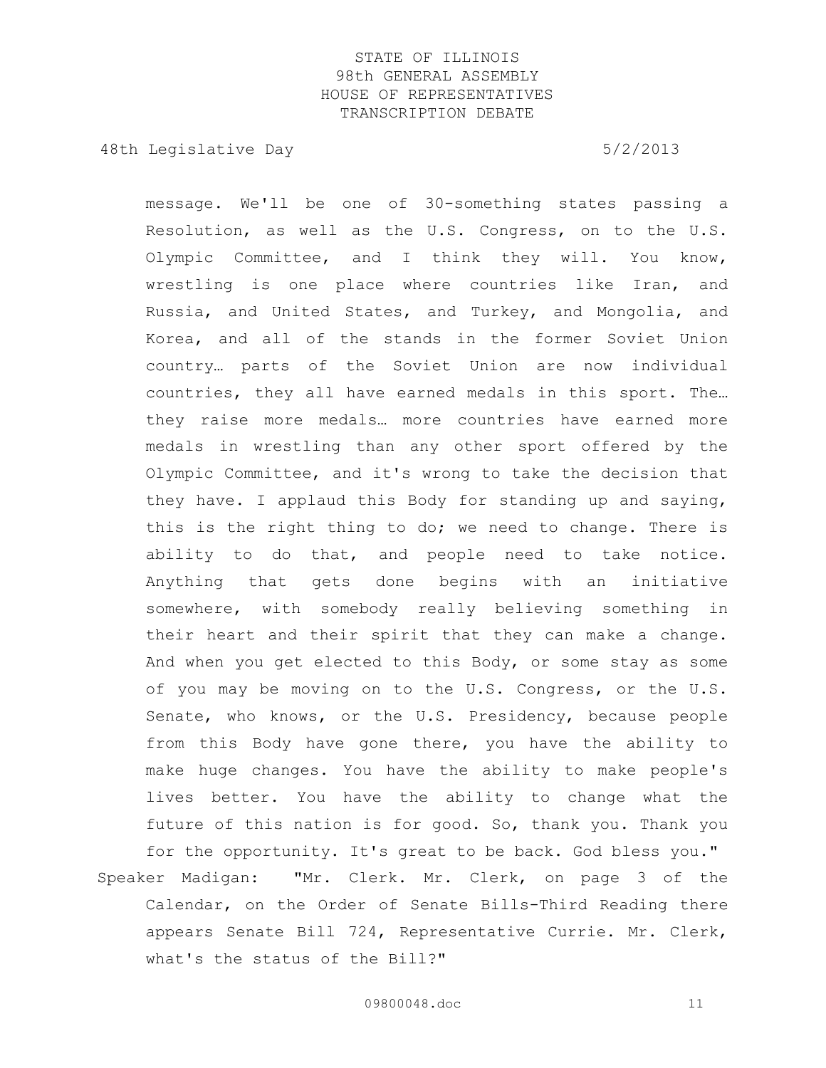message. We'll be one of 30-something states passing a Resolution, as well as the U.S. Congress, on to the U.S. Olympic Committee, and I think they will. You know, wrestling is one place where countries like Iran, and Russia, and United States, and Turkey, and Mongolia, and Korea, and all of the stands in the former Soviet Union country… parts of the Soviet Union are now individual countries, they all have earned medals in this sport. The… they raise more medals… more countries have earned more medals in wrestling than any other sport offered by the Olympic Committee, and it's wrong to take the decision that they have. I applaud this Body for standing up and saying, this is the right thing to do; we need to change. There is ability to do that, and people need to take notice. Anything that gets done begins with an initiative somewhere, with somebody really believing something in their heart and their spirit that they can make a change. And when you get elected to this Body, or some stay as some of you may be moving on to the U.S. Congress, or the U.S. Senate, who knows, or the U.S. Presidency, because people from this Body have gone there, you have the ability to make huge changes. You have the ability to make people's lives better. You have the ability to change what the future of this nation is for good. So, thank you. Thank you for the opportunity. It's great to be back. God bless you."

Speaker Madigan: "Mr. Clerk. Mr. Clerk, on page 3 of the Calendar, on the Order of Senate Bills-Third Reading there appears Senate Bill 724, Representative Currie. Mr. Clerk, what's the status of the Bill?"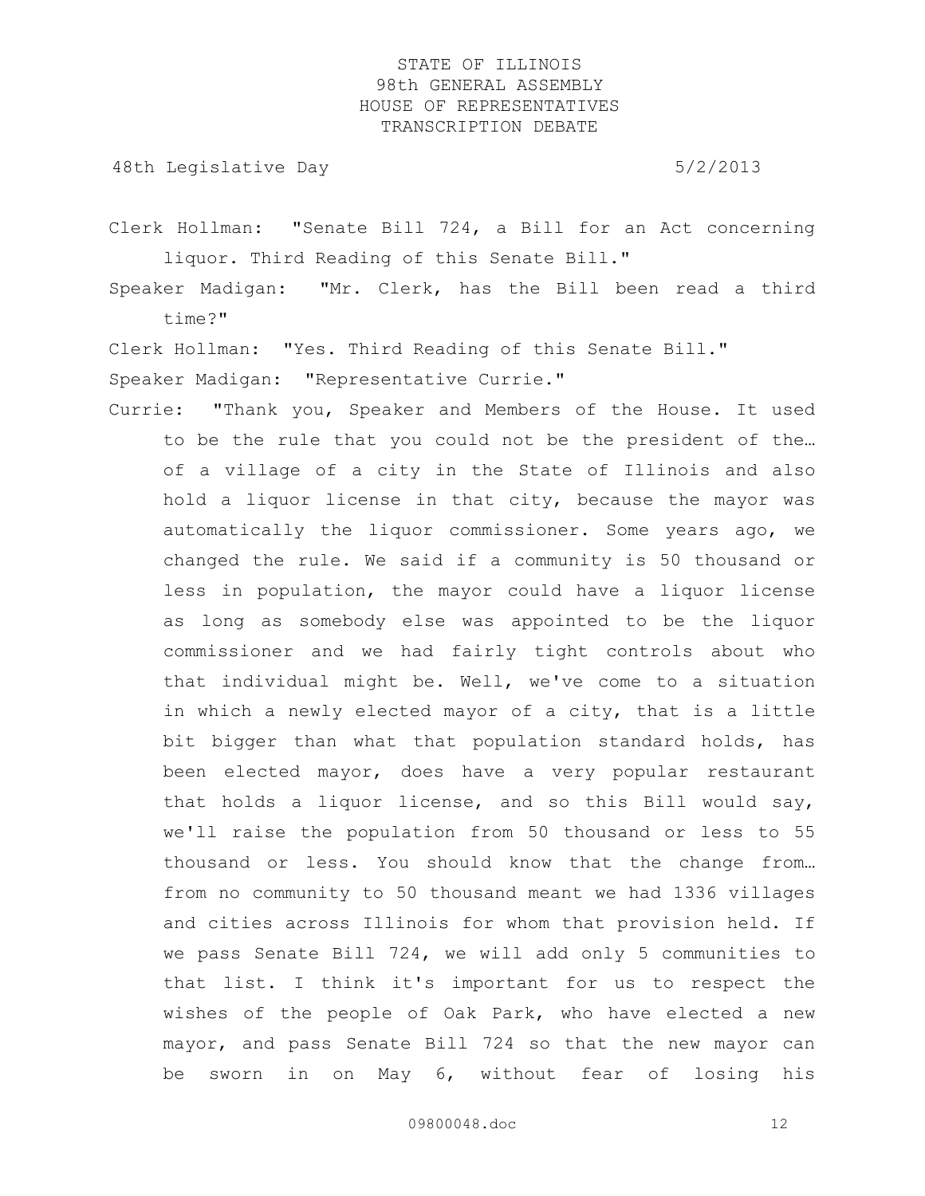Clerk Hollman: "Senate Bill 724, a Bill for an Act concerning liquor. Third Reading of this Senate Bill."

Speaker Madigan: "Mr. Clerk, has the Bill been read a third time?"

Clerk Hollman: "Yes. Third Reading of this Senate Bill."

Speaker Madigan: "Representative Currie."

Currie: "Thank you, Speaker and Members of the House. It used to be the rule that you could not be the president of the… of a village of a city in the State of Illinois and also hold a liquor license in that city, because the mayor was automatically the liquor commissioner. Some years ago, we changed the rule. We said if a community is 50 thousand or less in population, the mayor could have a liquor license as long as somebody else was appointed to be the liquor commissioner and we had fairly tight controls about who that individual might be. Well, we've come to a situation in which a newly elected mayor of a city, that is a little bit bigger than what that population standard holds, has been elected mayor, does have a very popular restaurant that holds a liquor license, and so this Bill would say, we'll raise the population from 50 thousand or less to 55 thousand or less. You should know that the change from… from no community to 50 thousand meant we had 1336 villages and cities across Illinois for whom that provision held. If we pass Senate Bill 724, we will add only 5 communities to that list. I think it's important for us to respect the wishes of the people of Oak Park, who have elected a new mayor, and pass Senate Bill 724 so that the new mayor can be sworn in on May 6, without fear of losing his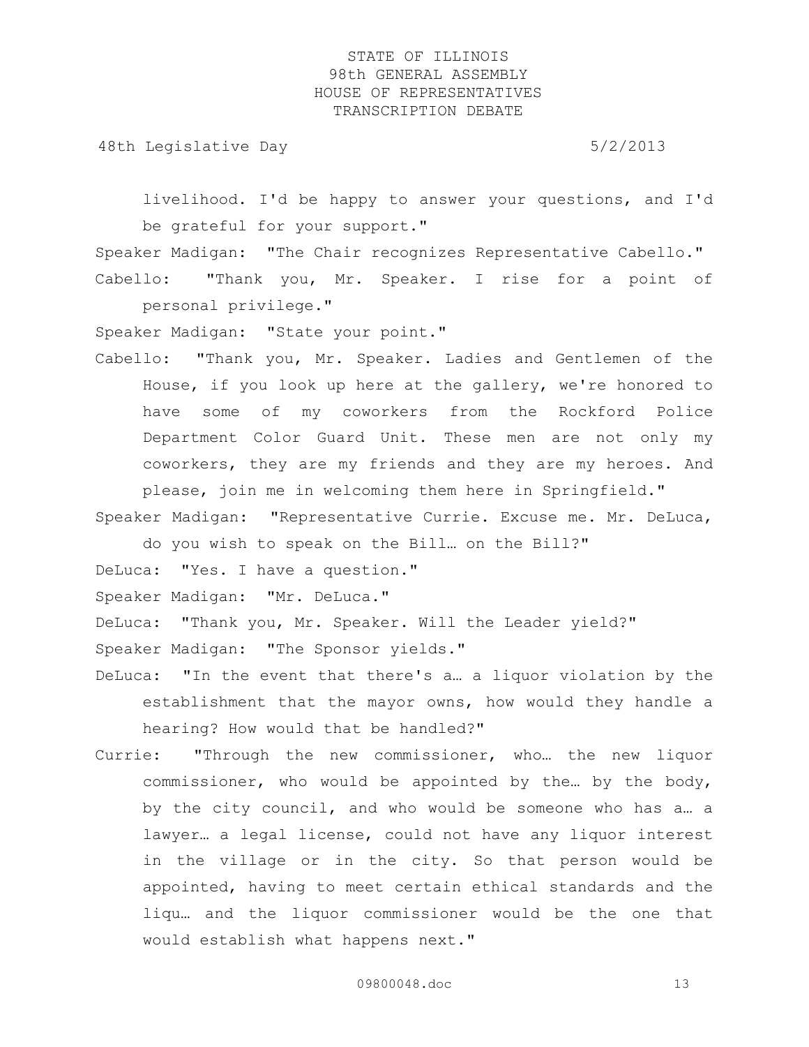livelihood. I'd be happy to answer your questions, and I'd be grateful for your support."

Speaker Madigan: "The Chair recognizes Representative Cabello."

Cabello: "Thank you, Mr. Speaker. I rise for a point of personal privilege."

Speaker Madigan: "State your point."

Cabello: "Thank you, Mr. Speaker. Ladies and Gentlemen of the House, if you look up here at the gallery, we're honored to have some of my coworkers from the Rockford Police Department Color Guard Unit. These men are not only my coworkers, they are my friends and they are my heroes. And please, join me in welcoming them here in Springfield."

Speaker Madigan: "Representative Currie. Excuse me. Mr. DeLuca, do you wish to speak on the Bill… on the Bill?"

DeLuca: "Yes. I have a question."

Speaker Madigan: "Mr. DeLuca."

DeLuca: "Thank you, Mr. Speaker. Will the Leader yield?"

Speaker Madigan: "The Sponsor yields."

DeLuca: "In the event that there's a… a liquor violation by the establishment that the mayor owns, how would they handle a hearing? How would that be handled?"

Currie: "Through the new commissioner, who… the new liquor commissioner, who would be appointed by the… by the body, by the city council, and who would be someone who has a… a lawyer… a legal license, could not have any liquor interest in the village or in the city. So that person would be appointed, having to meet certain ethical standards and the liqu… and the liquor commissioner would be the one that would establish what happens next."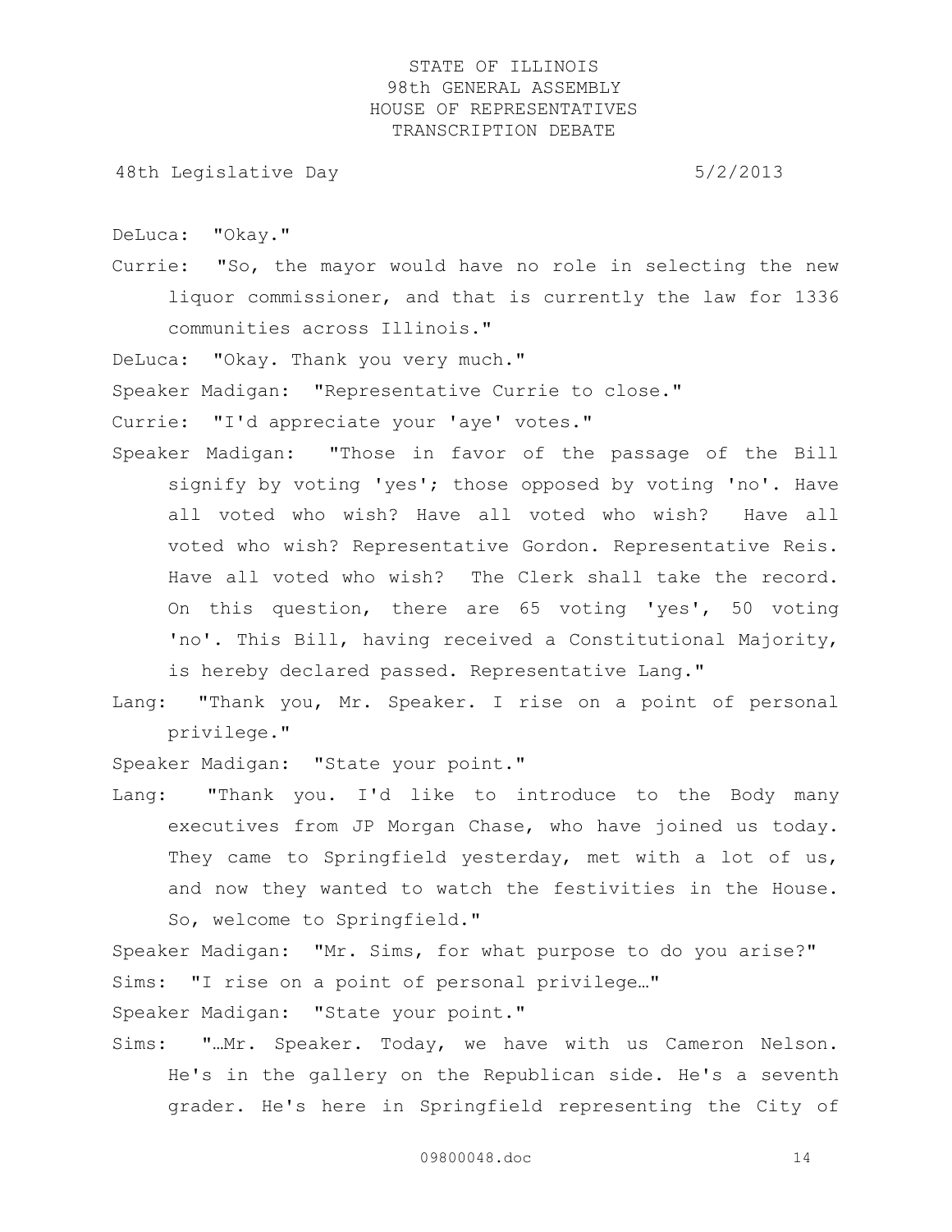DeLuca: "Okay."

Currie: "So, the mayor would have no role in selecting the new liquor commissioner, and that is currently the law for 1336 communities across Illinois."

DeLuca: "Okay. Thank you very much."

Speaker Madigan: "Representative Currie to close."

Currie: "I'd appreciate your 'aye' votes."

Speaker Madigan: "Those in favor of the passage of the Bill signify by voting 'yes'; those opposed by voting 'no'. Have all voted who wish? Have all voted who wish? Have all voted who wish? Representative Gordon. Representative Reis. Have all voted who wish? The Clerk shall take the record. On this question, there are 65 voting 'yes', 50 voting 'no'. This Bill, having received a Constitutional Majority, is hereby declared passed. Representative Lang."

Lang: "Thank you, Mr. Speaker. I rise on a point of personal privilege."

Speaker Madigan: "State your point."

Lang: "Thank you. I'd like to introduce to the Body many executives from JP Morgan Chase, who have joined us today. They came to Springfield yesterday, met with a lot of us, and now they wanted to watch the festivities in the House. So, welcome to Springfield."

Speaker Madigan: "Mr. Sims, for what purpose to do you arise?"

Sims: "I rise on a point of personal privilege…"

Speaker Madigan: "State your point."

Sims: "…Mr. Speaker. Today, we have with us Cameron Nelson. He's in the gallery on the Republican side. He's a seventh grader. He's here in Springfield representing the City of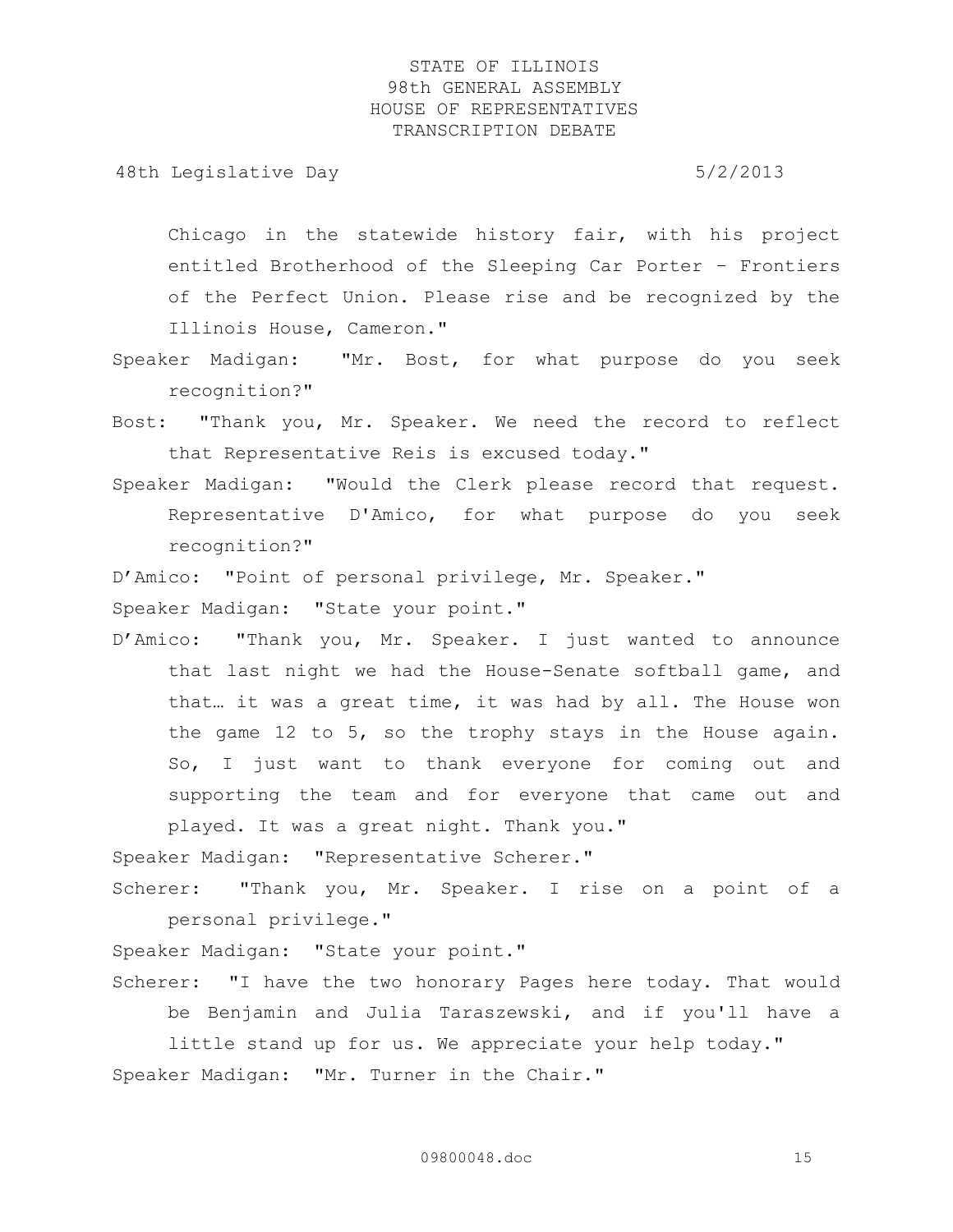Chicago in the statewide history fair, with his project entitled Brotherhood of the Sleeping Car Porter – Frontiers of the Perfect Union. Please rise and be recognized by the Illinois House, Cameron."

Speaker Madigan: "Mr. Bost, for what purpose do you seek recognition?"

Bost: "Thank you, Mr. Speaker. We need the record to reflect that Representative Reis is excused today."

Speaker Madigan: "Would the Clerk please record that request. Representative D'Amico, for what purpose do you seek recognition?"

D'Amico: "Point of personal privilege, Mr. Speaker."

Speaker Madigan: "State your point."

D'Amico: "Thank you, Mr. Speaker. I just wanted to announce that last night we had the House-Senate softball game, and that… it was a great time, it was had by all. The House won the game 12 to 5, so the trophy stays in the House again. So, I just want to thank everyone for coming out and supporting the team and for everyone that came out and played. It was a great night. Thank you."

Speaker Madigan: "Representative Scherer."

Scherer: "Thank you, Mr. Speaker. I rise on a point of a personal privilege."

Speaker Madigan: "State your point."

Scherer: "I have the two honorary Pages here today. That would be Benjamin and Julia Taraszewski, and if you'll have a little stand up for us. We appreciate your help today."

Speaker Madigan: "Mr. Turner in the Chair."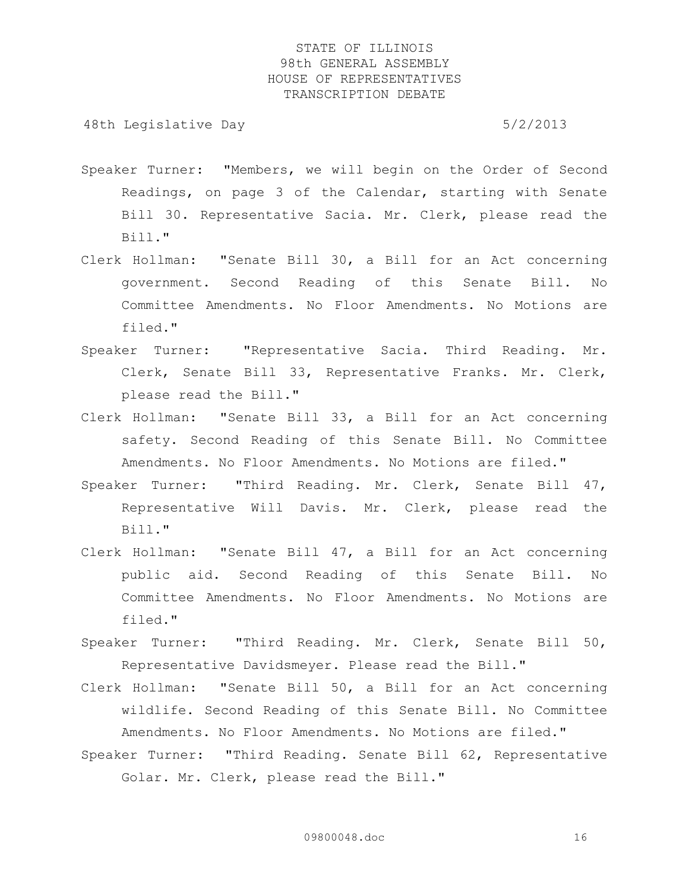Speaker Turner: "Members, we will begin on the Order of Second Readings, on page 3 of the Calendar, starting with Senate Bill 30. Representative Sacia. Mr. Clerk, please read the Bill."

Clerk Hollman: "Senate Bill 30, a Bill for an Act concerning government. Second Reading of this Senate Bill. No Committee Amendments. No Floor Amendments. No Motions are filed."

Speaker Turner: "Representative Sacia. Third Reading. Mr. Clerk, Senate Bill 33, Representative Franks. Mr. Clerk, please read the Bill."

Clerk Hollman: "Senate Bill 33, a Bill for an Act concerning safety. Second Reading of this Senate Bill. No Committee Amendments. No Floor Amendments. No Motions are filed."

Speaker Turner: "Third Reading. Mr. Clerk, Senate Bill 47, Representative Will Davis. Mr. Clerk, please read the Bill."

Clerk Hollman: "Senate Bill 47, a Bill for an Act concerning public aid. Second Reading of this Senate Bill. No Committee Amendments. No Floor Amendments. No Motions are filed."

Speaker Turner: "Third Reading. Mr. Clerk, Senate Bill 50, Representative Davidsmeyer. Please read the Bill."

Clerk Hollman: "Senate Bill 50, a Bill for an Act concerning wildlife. Second Reading of this Senate Bill. No Committee Amendments. No Floor Amendments. No Motions are filed."

Speaker Turner: "Third Reading. Senate Bill 62, Representative Golar. Mr. Clerk, please read the Bill."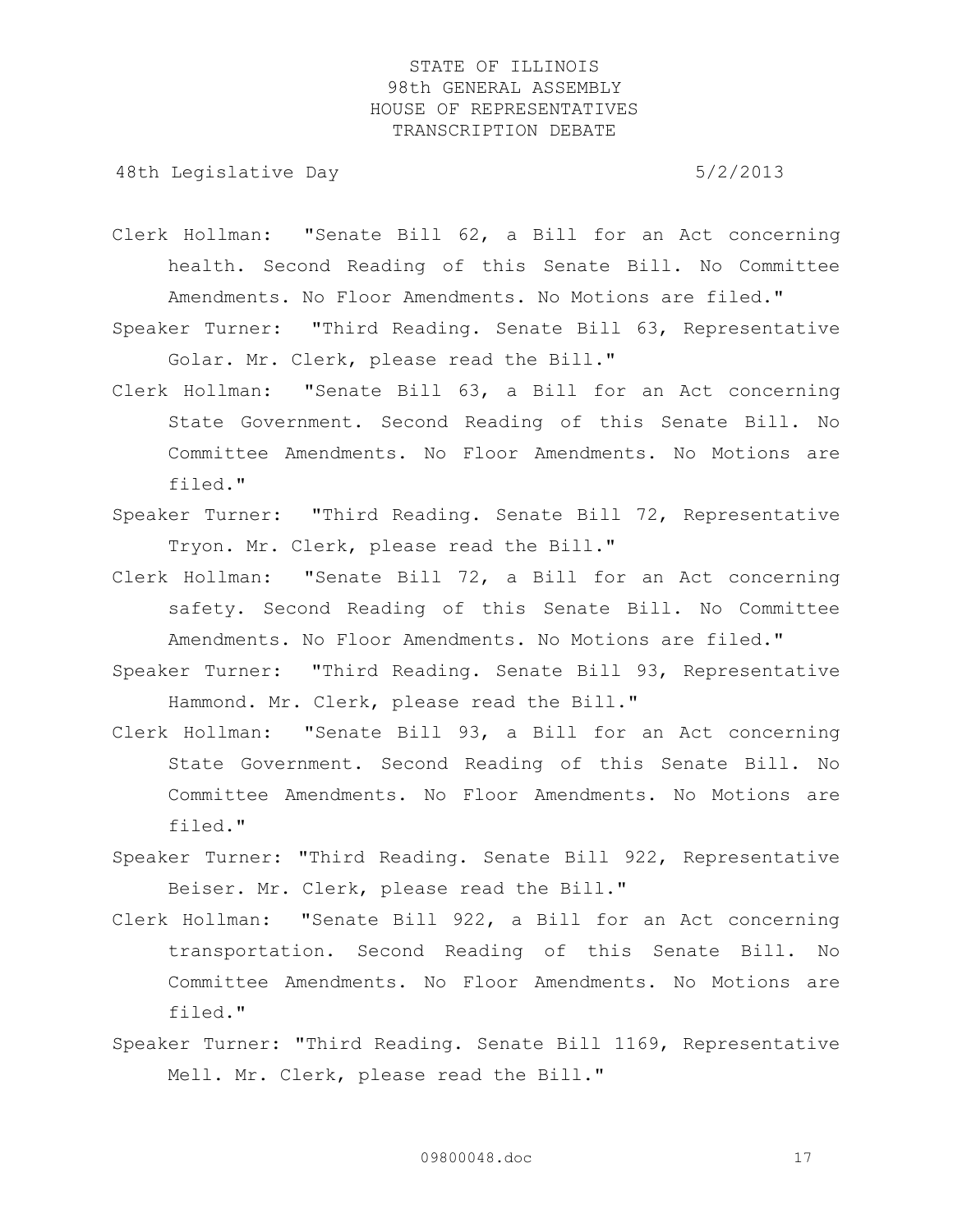Clerk Hollman: "Senate Bill 62, a Bill for an Act concerning health. Second Reading of this Senate Bill. No Committee Amendments. No Floor Amendments. No Motions are filed."

Speaker Turner: "Third Reading. Senate Bill 63, Representative Golar. Mr. Clerk, please read the Bill."

Clerk Hollman: "Senate Bill 63, a Bill for an Act concerning State Government. Second Reading of this Senate Bill. No Committee Amendments. No Floor Amendments. No Motions are filed."

Speaker Turner: "Third Reading. Senate Bill 72, Representative Tryon. Mr. Clerk, please read the Bill."

Clerk Hollman: "Senate Bill 72, a Bill for an Act concerning safety. Second Reading of this Senate Bill. No Committee Amendments. No Floor Amendments. No Motions are filed."

Speaker Turner: "Third Reading. Senate Bill 93, Representative Hammond. Mr. Clerk, please read the Bill."

Clerk Hollman: "Senate Bill 93, a Bill for an Act concerning State Government. Second Reading of this Senate Bill. No Committee Amendments. No Floor Amendments. No Motions are filed."

Speaker Turner: "Third Reading. Senate Bill 922, Representative Beiser. Mr. Clerk, please read the Bill."

Clerk Hollman: "Senate Bill 922, a Bill for an Act concerning transportation. Second Reading of this Senate Bill. No Committee Amendments. No Floor Amendments. No Motions are filed."

Speaker Turner: "Third Reading. Senate Bill 1169, Representative Mell. Mr. Clerk, please read the Bill."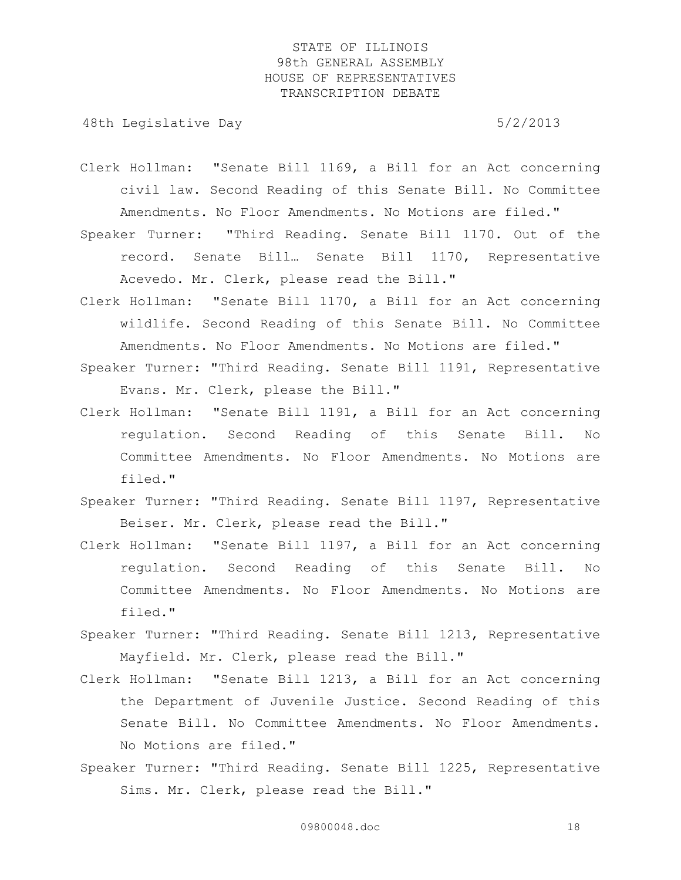Clerk Hollman: "Senate Bill 1169, a Bill for an Act concerning civil law. Second Reading of this Senate Bill. No Committee Amendments. No Floor Amendments. No Motions are filed."

Speaker Turner: "Third Reading. Senate Bill 1170. Out of the record. Senate Bill… Senate Bill 1170, Representative Acevedo. Mr. Clerk, please read the Bill."

Clerk Hollman: "Senate Bill 1170, a Bill for an Act concerning wildlife. Second Reading of this Senate Bill. No Committee Amendments. No Floor Amendments. No Motions are filed."

Speaker Turner: "Third Reading. Senate Bill 1191, Representative Evans. Mr. Clerk, please the Bill."

Clerk Hollman: "Senate Bill 1191, a Bill for an Act concerning regulation. Second Reading of this Senate Bill. No Committee Amendments. No Floor Amendments. No Motions are filed."

Speaker Turner: "Third Reading. Senate Bill 1197, Representative Beiser. Mr. Clerk, please read the Bill."

Clerk Hollman: "Senate Bill 1197, a Bill for an Act concerning regulation. Second Reading of this Senate Bill. No Committee Amendments. No Floor Amendments. No Motions are filed."

Speaker Turner: "Third Reading. Senate Bill 1213, Representative Mayfield. Mr. Clerk, please read the Bill."

Clerk Hollman: "Senate Bill 1213, a Bill for an Act concerning the Department of Juvenile Justice. Second Reading of this Senate Bill. No Committee Amendments. No Floor Amendments. No Motions are filed."

Speaker Turner: "Third Reading. Senate Bill 1225, Representative Sims. Mr. Clerk, please read the Bill."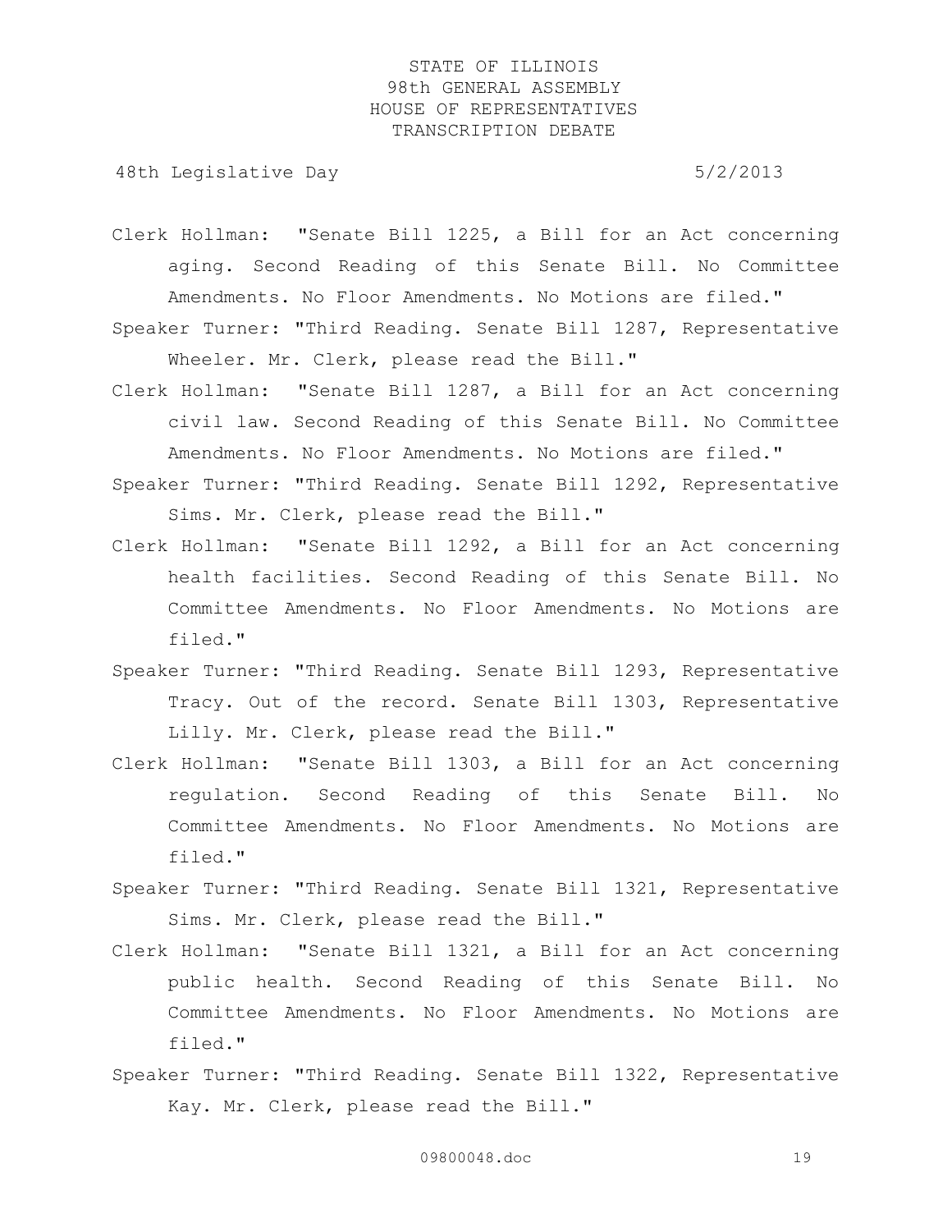Clerk Hollman: "Senate Bill 1225, a Bill for an Act concerning aging. Second Reading of this Senate Bill. No Committee Amendments. No Floor Amendments. No Motions are filed."

Speaker Turner: "Third Reading. Senate Bill 1287, Representative Wheeler. Mr. Clerk, please read the Bill."

Clerk Hollman: "Senate Bill 1287, a Bill for an Act concerning civil law. Second Reading of this Senate Bill. No Committee Amendments. No Floor Amendments. No Motions are filed."

Speaker Turner: "Third Reading. Senate Bill 1292, Representative Sims. Mr. Clerk, please read the Bill."

Clerk Hollman: "Senate Bill 1292, a Bill for an Act concerning health facilities. Second Reading of this Senate Bill. No Committee Amendments. No Floor Amendments. No Motions are filed."

Speaker Turner: "Third Reading. Senate Bill 1293, Representative Tracy. Out of the record. Senate Bill 1303, Representative Lilly. Mr. Clerk, please read the Bill."

Clerk Hollman: "Senate Bill 1303, a Bill for an Act concerning regulation. Second Reading of this Senate Bill. No Committee Amendments. No Floor Amendments. No Motions are filed."

Speaker Turner: "Third Reading. Senate Bill 1321, Representative Sims. Mr. Clerk, please read the Bill."

Clerk Hollman: "Senate Bill 1321, a Bill for an Act concerning public health. Second Reading of this Senate Bill. No Committee Amendments. No Floor Amendments. No Motions are filed."

Speaker Turner: "Third Reading. Senate Bill 1322, Representative Kay. Mr. Clerk, please read the Bill."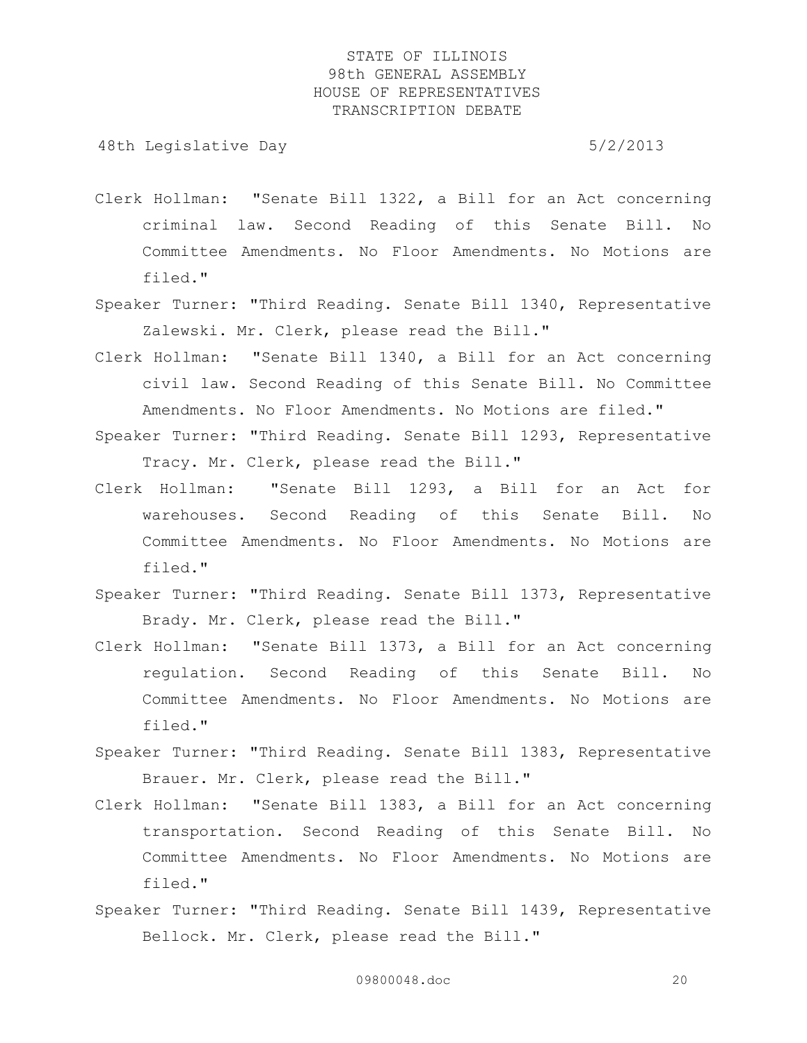Clerk Hollman: "Senate Bill 1322, a Bill for an Act concerning criminal law. Second Reading of this Senate Bill. No Committee Amendments. No Floor Amendments. No Motions are filed."

Speaker Turner: "Third Reading. Senate Bill 1340, Representative Zalewski. Mr. Clerk, please read the Bill."

Clerk Hollman: "Senate Bill 1340, a Bill for an Act concerning civil law. Second Reading of this Senate Bill. No Committee Amendments. No Floor Amendments. No Motions are filed."

Speaker Turner: "Third Reading. Senate Bill 1293, Representative Tracy. Mr. Clerk, please read the Bill."

Clerk Hollman: "Senate Bill 1293, a Bill for an Act for warehouses. Second Reading of this Senate Bill. No Committee Amendments. No Floor Amendments. No Motions are filed."

Speaker Turner: "Third Reading. Senate Bill 1373, Representative Brady. Mr. Clerk, please read the Bill."

Clerk Hollman: "Senate Bill 1373, a Bill for an Act concerning regulation. Second Reading of this Senate Bill. No Committee Amendments. No Floor Amendments. No Motions are filed."

Speaker Turner: "Third Reading. Senate Bill 1383, Representative Brauer. Mr. Clerk, please read the Bill."

Clerk Hollman: "Senate Bill 1383, a Bill for an Act concerning transportation. Second Reading of this Senate Bill. No Committee Amendments. No Floor Amendments. No Motions are filed."

Speaker Turner: "Third Reading. Senate Bill 1439, Representative Bellock. Mr. Clerk, please read the Bill."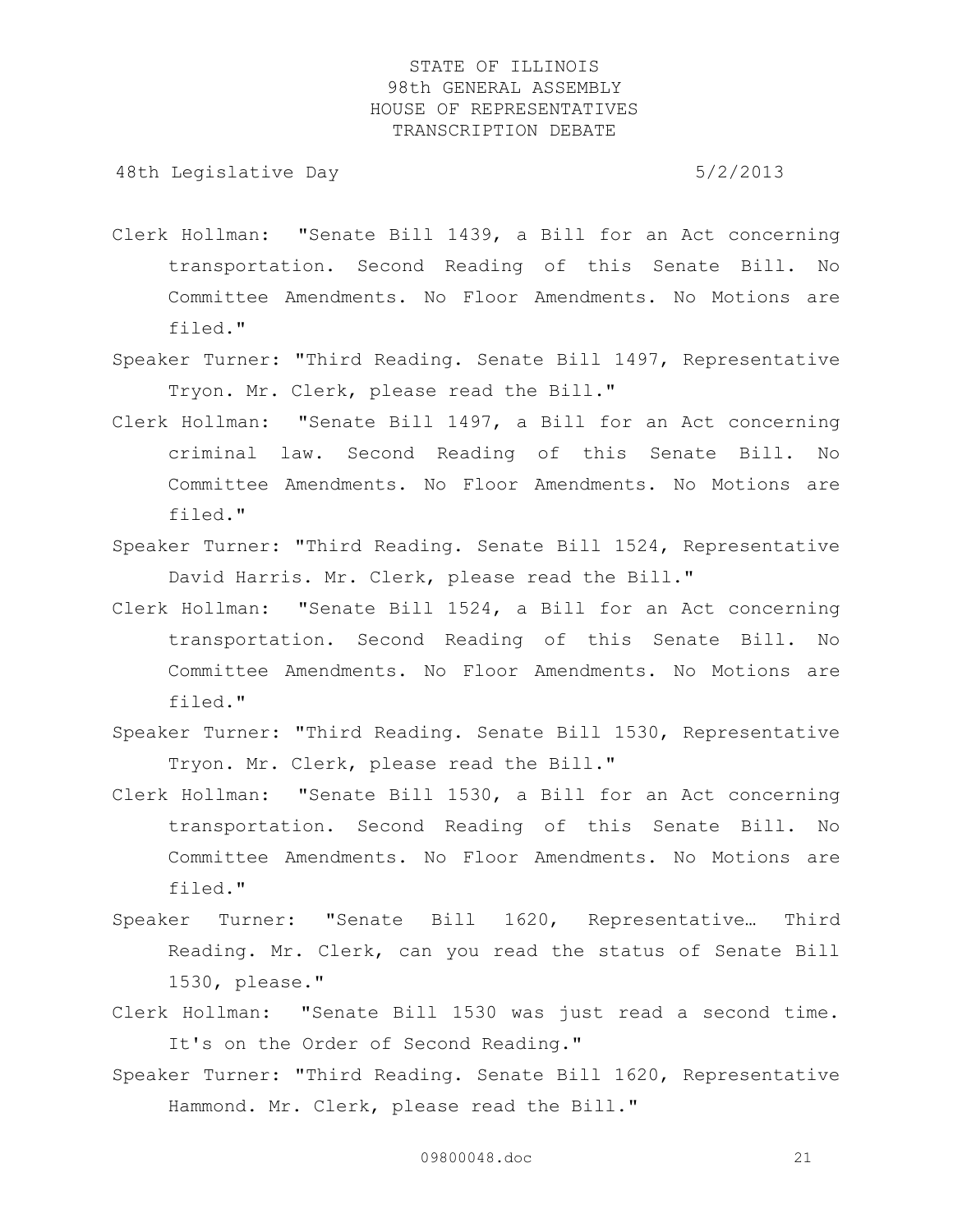Clerk Hollman: "Senate Bill 1439, a Bill for an Act concerning transportation. Second Reading of this Senate Bill. No Committee Amendments. No Floor Amendments. No Motions are filed."

Speaker Turner: "Third Reading. Senate Bill 1497, Representative Tryon. Mr. Clerk, please read the Bill."

Clerk Hollman: "Senate Bill 1497, a Bill for an Act concerning criminal law. Second Reading of this Senate Bill. No Committee Amendments. No Floor Amendments. No Motions are filed."

Speaker Turner: "Third Reading. Senate Bill 1524, Representative David Harris. Mr. Clerk, please read the Bill."

Clerk Hollman: "Senate Bill 1524, a Bill for an Act concerning transportation. Second Reading of this Senate Bill. No Committee Amendments. No Floor Amendments. No Motions are filed."

Speaker Turner: "Third Reading. Senate Bill 1530, Representative Tryon. Mr. Clerk, please read the Bill."

Clerk Hollman: "Senate Bill 1530, a Bill for an Act concerning transportation. Second Reading of this Senate Bill. No Committee Amendments. No Floor Amendments. No Motions are filed."

Speaker Turner: "Senate Bill 1620, Representative… Third Reading. Mr. Clerk, can you read the status of Senate Bill 1530, please."

Clerk Hollman: "Senate Bill 1530 was just read a second time. It's on the Order of Second Reading."

Speaker Turner: "Third Reading. Senate Bill 1620, Representative Hammond. Mr. Clerk, please read the Bill."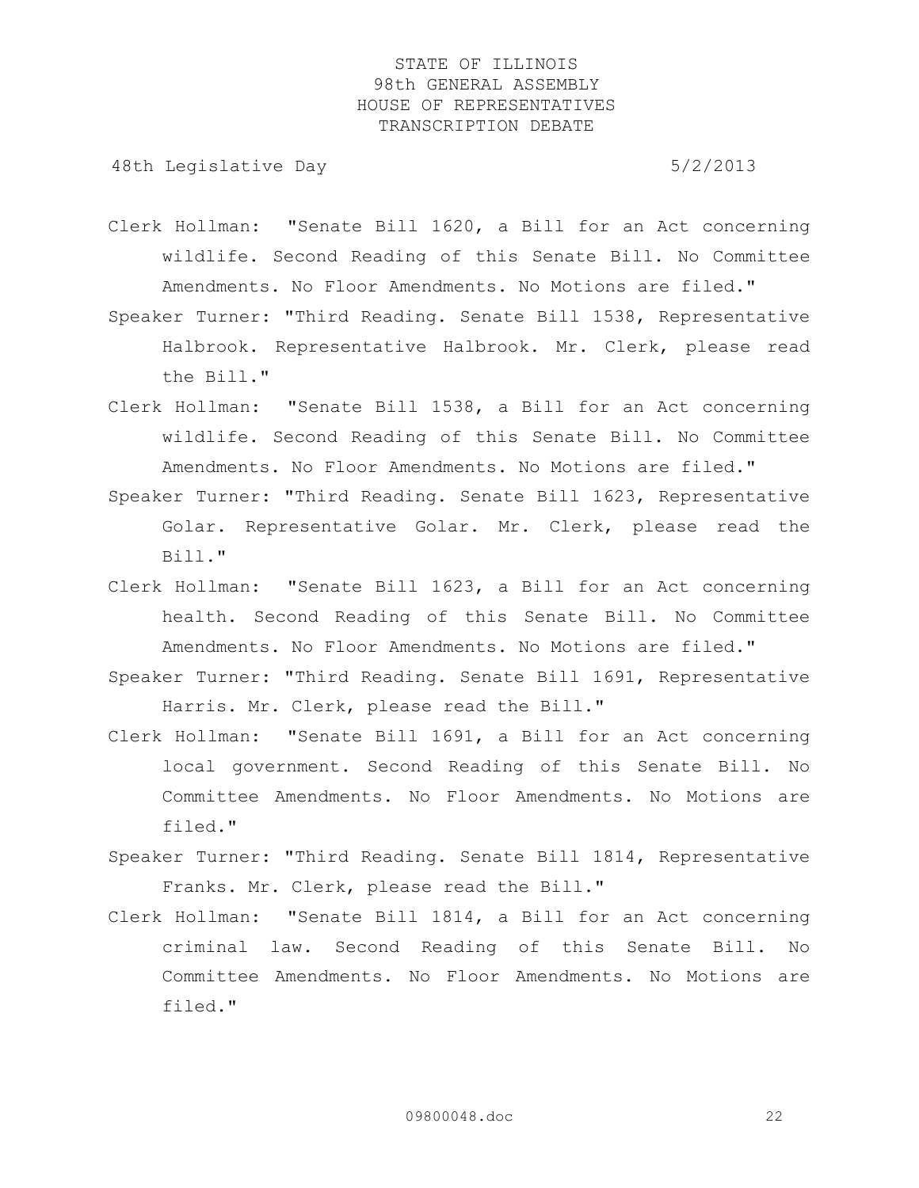Clerk Hollman: "Senate Bill 1620, a Bill for an Act concerning wildlife. Second Reading of this Senate Bill. No Committee Amendments. No Floor Amendments. No Motions are filed."

Speaker Turner: "Third Reading. Senate Bill 1538, Representative Halbrook. Representative Halbrook. Mr. Clerk, please read the Bill."

Clerk Hollman: "Senate Bill 1538, a Bill for an Act concerning wildlife. Second Reading of this Senate Bill. No Committee Amendments. No Floor Amendments. No Motions are filed."

Speaker Turner: "Third Reading. Senate Bill 1623, Representative Golar. Representative Golar. Mr. Clerk, please read the Bill."

Clerk Hollman: "Senate Bill 1623, a Bill for an Act concerning health. Second Reading of this Senate Bill. No Committee Amendments. No Floor Amendments. No Motions are filed."

Speaker Turner: "Third Reading. Senate Bill 1691, Representative Harris. Mr. Clerk, please read the Bill."

Clerk Hollman: "Senate Bill 1691, a Bill for an Act concerning local government. Second Reading of this Senate Bill. No Committee Amendments. No Floor Amendments. No Motions are filed."

Speaker Turner: "Third Reading. Senate Bill 1814, Representative Franks. Mr. Clerk, please read the Bill."

Clerk Hollman: "Senate Bill 1814, a Bill for an Act concerning criminal law. Second Reading of this Senate Bill. No Committee Amendments. No Floor Amendments. No Motions are filed."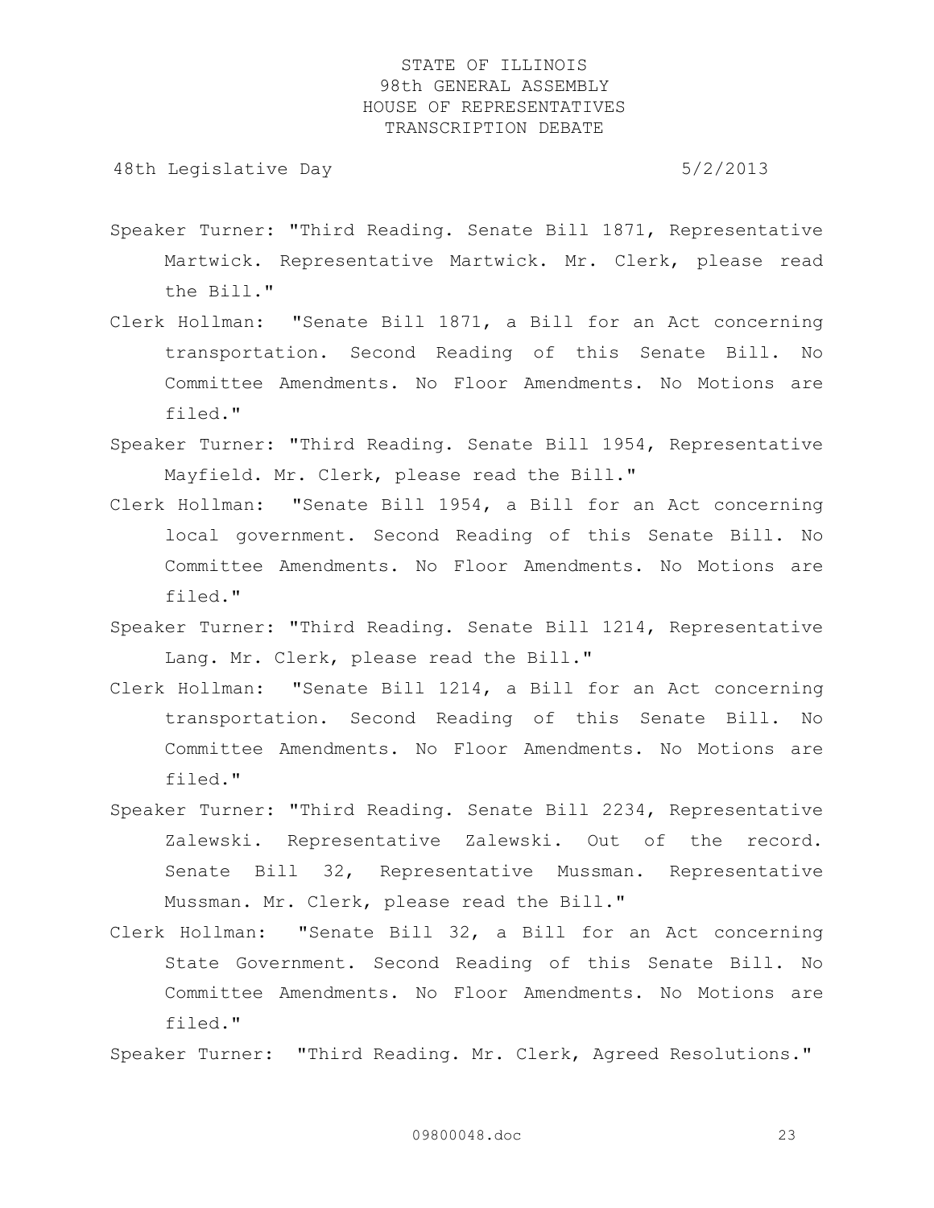Speaker Turner: "Third Reading. Senate Bill 1871, Representative Martwick. Representative Martwick. Mr. Clerk, please read the Bill."

Clerk Hollman: "Senate Bill 1871, a Bill for an Act concerning transportation. Second Reading of this Senate Bill. No Committee Amendments. No Floor Amendments. No Motions are filed."

Speaker Turner: "Third Reading. Senate Bill 1954, Representative Mayfield. Mr. Clerk, please read the Bill."

Clerk Hollman: "Senate Bill 1954, a Bill for an Act concerning local government. Second Reading of this Senate Bill. No Committee Amendments. No Floor Amendments. No Motions are filed."

Speaker Turner: "Third Reading. Senate Bill 1214, Representative Lang. Mr. Clerk, please read the Bill."

Clerk Hollman: "Senate Bill 1214, a Bill for an Act concerning transportation. Second Reading of this Senate Bill. No Committee Amendments. No Floor Amendments. No Motions are filed."

Speaker Turner: "Third Reading. Senate Bill 2234, Representative Zalewski. Representative Zalewski. Out of the record. Senate Bill 32, Representative Mussman. Representative Mussman. Mr. Clerk, please read the Bill."

Clerk Hollman: "Senate Bill 32, a Bill for an Act concerning State Government. Second Reading of this Senate Bill. No Committee Amendments. No Floor Amendments. No Motions are filed."

Speaker Turner: "Third Reading. Mr. Clerk, Agreed Resolutions."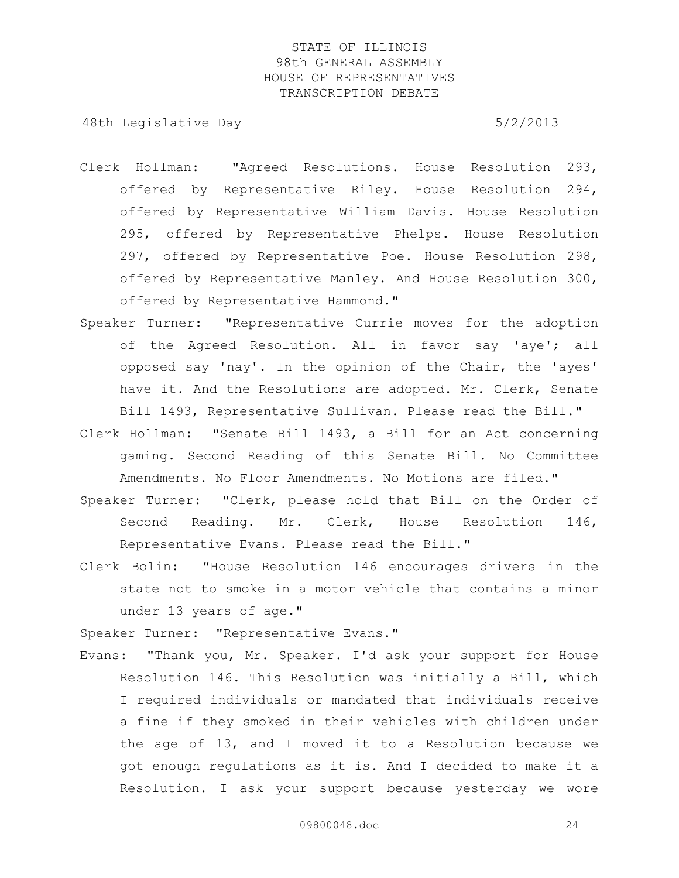Clerk Hollman: "Agreed Resolutions. House Resolution 293, offered by Representative Riley. House Resolution 294, offered by Representative William Davis. House Resolution 295, offered by Representative Phelps. House Resolution 297, offered by Representative Poe. House Resolution 298, offered by Representative Manley. And House Resolution 300, offered by Representative Hammond."

Speaker Turner: "Representative Currie moves for the adoption of the Agreed Resolution. All in favor say 'aye'; all opposed say 'nay'. In the opinion of the Chair, the 'ayes' have it. And the Resolutions are adopted. Mr. Clerk, Senate Bill 1493, Representative Sullivan. Please read the Bill."

Clerk Hollman: "Senate Bill 1493, a Bill for an Act concerning gaming. Second Reading of this Senate Bill. No Committee Amendments. No Floor Amendments. No Motions are filed."

Speaker Turner: "Clerk, please hold that Bill on the Order of Second Reading. Mr. Clerk, House Resolution 146, Representative Evans. Please read the Bill."

Clerk Bolin: "House Resolution 146 encourages drivers in the state not to smoke in a motor vehicle that contains a minor under 13 years of age."

Speaker Turner: "Representative Evans."

Evans: "Thank you, Mr. Speaker. I'd ask your support for House Resolution 146. This Resolution was initially a Bill, which I required individuals or mandated that individuals receive a fine if they smoked in their vehicles with children under the age of 13, and I moved it to a Resolution because we got enough regulations as it is. And I decided to make it a Resolution. I ask your support because yesterday we wore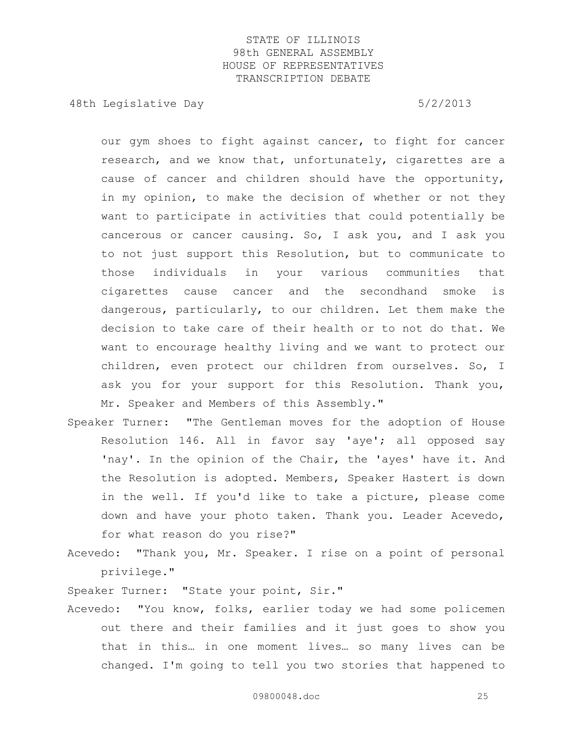our gym shoes to fight against cancer, to fight for cancer research, and we know that, unfortunately, cigarettes are a cause of cancer and children should have the opportunity, in my opinion, to make the decision of whether or not they want to participate in activities that could potentially be cancerous or cancer causing. So, I ask you, and I ask you to not just support this Resolution, but to communicate to those individuals in your various communities that cigarettes cause cancer and the secondhand smoke is dangerous, particularly, to our children. Let them make the decision to take care of their health or to not do that. We want to encourage healthy living and we want to protect our children, even protect our children from ourselves. So, I ask you for your support for this Resolution. Thank you, Mr. Speaker and Members of this Assembly."

Speaker Turner: "The Gentleman moves for the adoption of House Resolution 146. All in favor say 'aye'; all opposed say 'nay'. In the opinion of the Chair, the 'ayes' have it. And the Resolution is adopted. Members, Speaker Hastert is down in the well. If you'd like to take a picture, please come down and have your photo taken. Thank you. Leader Acevedo, for what reason do you rise?"

Acevedo: "Thank you, Mr. Speaker. I rise on a point of personal privilege."

Speaker Turner: "State your point, Sir."

Acevedo: "You know, folks, earlier today we had some policemen out there and their families and it just goes to show you that in this… in one moment lives… so many lives can be changed. I'm going to tell you two stories that happened to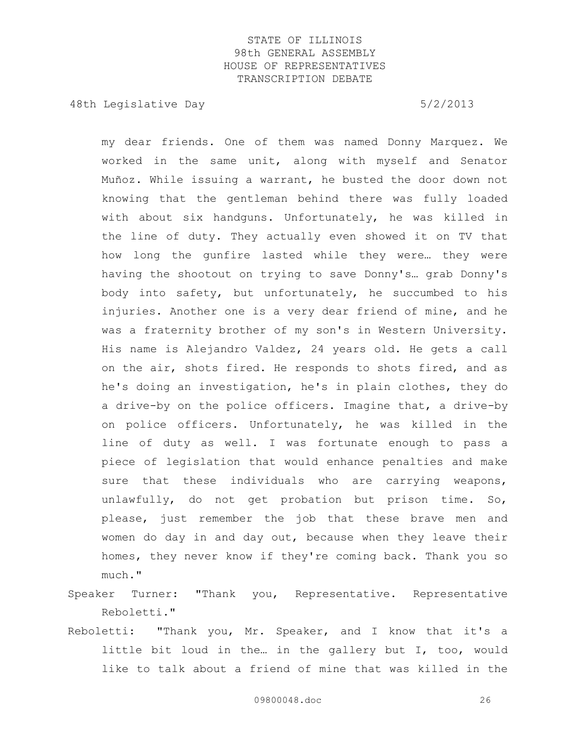my dear friends. One of them was named Donny Marquez. We worked in the same unit, along with myself and Senator Muñoz. While issuing a warrant, he busted the door down not knowing that the gentleman behind there was fully loaded with about six handguns. Unfortunately, he was killed in the line of duty. They actually even showed it on TV that how long the gunfire lasted while they were… they were having the shootout on trying to save Donny's… grab Donny's body into safety, but unfortunately, he succumbed to his injuries. Another one is a very dear friend of mine, and he was a fraternity brother of my son's in Western University. His name is Alejandro Valdez, 24 years old. He gets a call on the air, shots fired. He responds to shots fired, and as he's doing an investigation, he's in plain clothes, they do a drive-by on the police officers. Imagine that, a drive-by on police officers. Unfortunately, he was killed in the line of duty as well. I was fortunate enough to pass a piece of legislation that would enhance penalties and make sure that these individuals who are carrying weapons, unlawfully, do not get probation but prison time. So, please, just remember the job that these brave men and women do day in and day out, because when they leave their homes, they never know if they're coming back. Thank you so much."

Speaker Turner: "Thank you, Representative. Representative Reboletti."

Reboletti: "Thank you, Mr. Speaker, and I know that it's a little bit loud in the… in the gallery but I, too, would like to talk about a friend of mine that was killed in the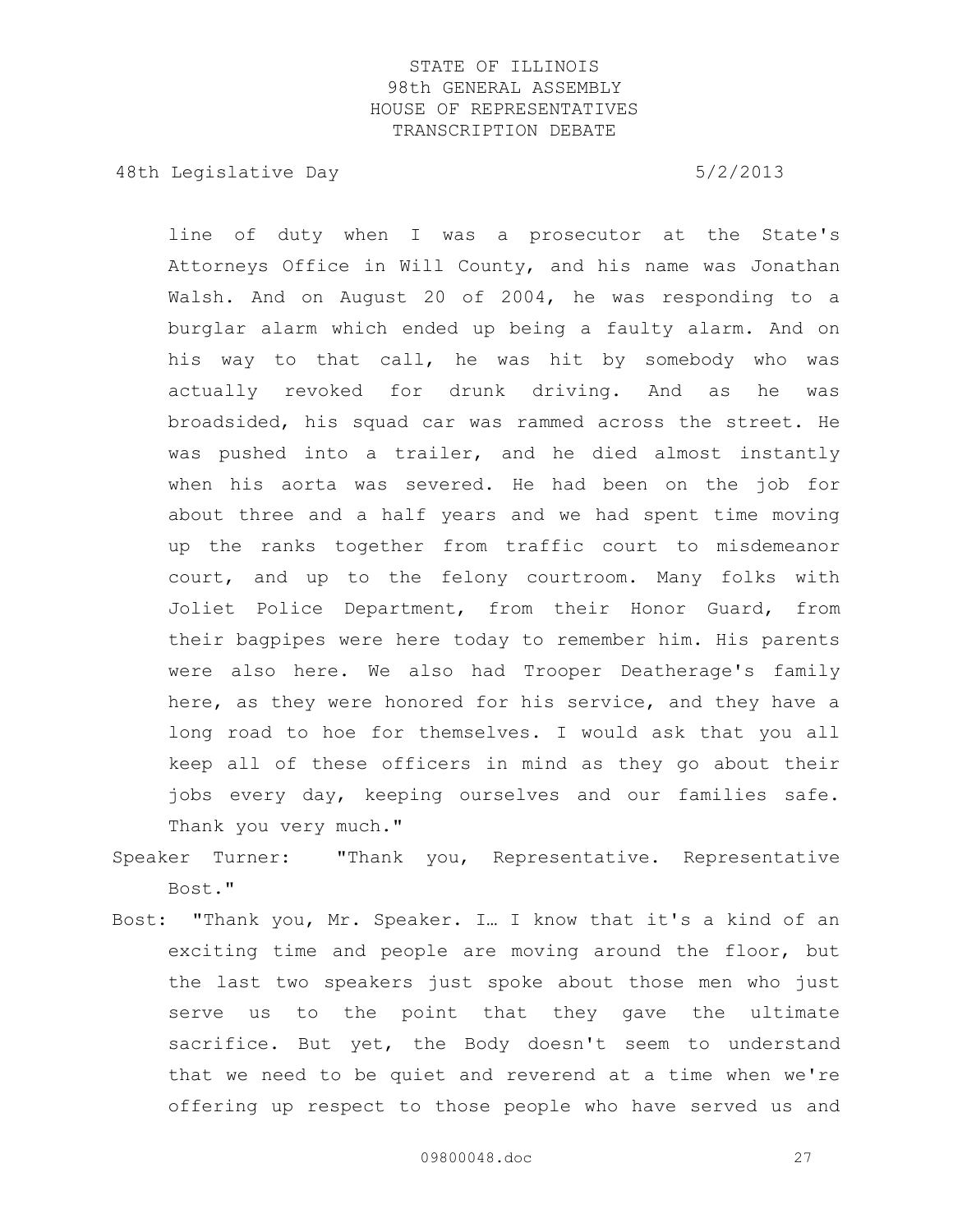line of duty when I was a prosecutor at the State's Attorneys Office in Will County, and his name was Jonathan Walsh. And on August 20 of 2004, he was responding to a burglar alarm which ended up being a faulty alarm. And on his way to that call, he was hit by somebody who was actually revoked for drunk driving. And as he was broadsided, his squad car was rammed across the street. He was pushed into a trailer, and he died almost instantly when his aorta was severed. He had been on the job for about three and a half years and we had spent time moving up the ranks together from traffic court to misdemeanor court, and up to the felony courtroom. Many folks with Joliet Police Department, from their Honor Guard, from their bagpipes were here today to remember him. His parents were also here. We also had Trooper Deatherage's family here, as they were honored for his service, and they have a long road to hoe for themselves. I would ask that you all keep all of these officers in mind as they go about their jobs every day, keeping ourselves and our families safe. Thank you very much."

Speaker Turner: "Thank you, Representative. Representative Bost."

Bost: "Thank you, Mr. Speaker. I… I know that it's a kind of an exciting time and people are moving around the floor, but the last two speakers just spoke about those men who just serve us to the point that they gave the ultimate sacrifice. But yet, the Body doesn't seem to understand that we need to be quiet and reverend at a time when we're offering up respect to those people who have served us and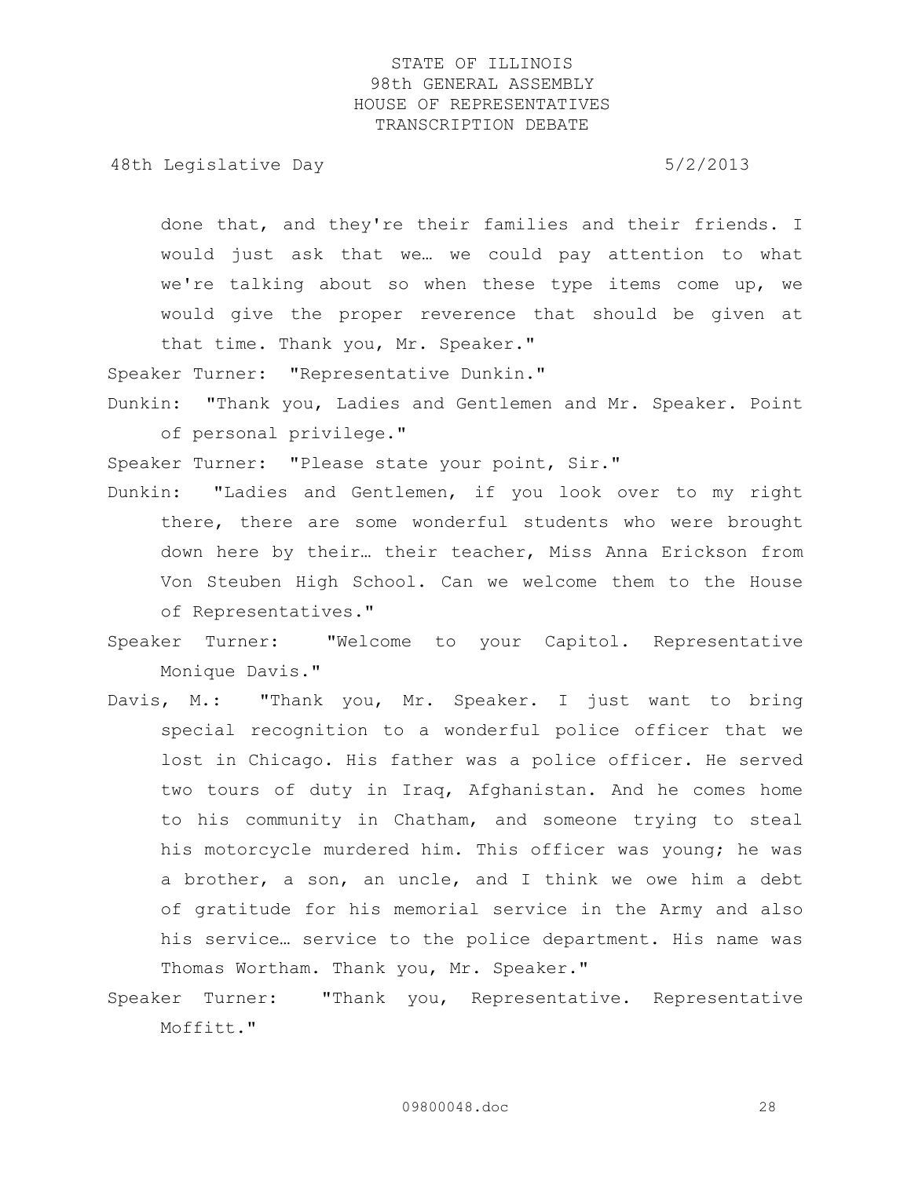done that, and they're their families and their friends. I would just ask that we… we could pay attention to what we're talking about so when these type items come up, we would give the proper reverence that should be given at that time. Thank you, Mr. Speaker."

Speaker Turner: "Representative Dunkin."

Dunkin: "Thank you, Ladies and Gentlemen and Mr. Speaker. Point of personal privilege."

Speaker Turner: "Please state your point, Sir."

Dunkin: "Ladies and Gentlemen, if you look over to my right there, there are some wonderful students who were brought down here by their… their teacher, Miss Anna Erickson from Von Steuben High School. Can we welcome them to the House of Representatives."

Speaker Turner: "Welcome to your Capitol. Representative Monique Davis."

Davis, M.: "Thank you, Mr. Speaker. I just want to bring special recognition to a wonderful police officer that we lost in Chicago. His father was a police officer. He served two tours of duty in Iraq, Afghanistan. And he comes home to his community in Chatham, and someone trying to steal his motorcycle murdered him. This officer was young; he was a brother, a son, an uncle, and I think we owe him a debt of gratitude for his memorial service in the Army and also his service… service to the police department. His name was Thomas Wortham. Thank you, Mr. Speaker."

Speaker Turner: "Thank you, Representative. Representative Moffitt."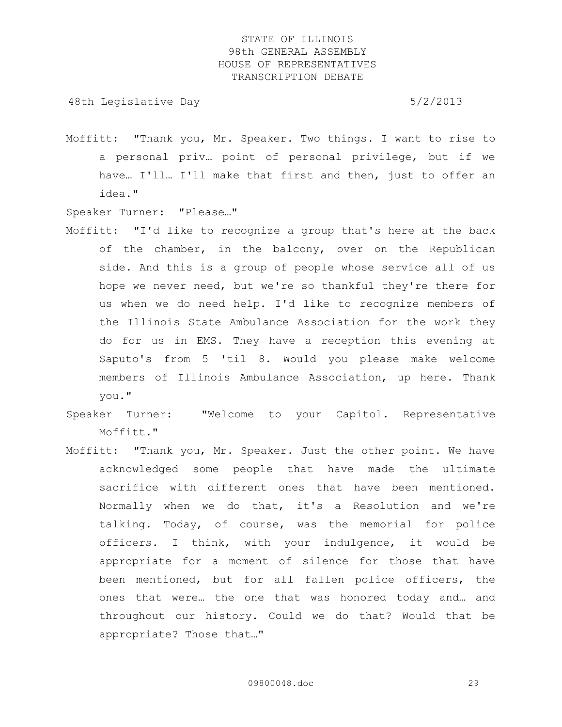Moffitt: "Thank you, Mr. Speaker. Two things. I want to rise to a personal priv… point of personal privilege, but if we have… I'll… I'll make that first and then, just to offer an idea."

Speaker Turner: "Please…"

Moffitt: "I'd like to recognize a group that's here at the back of the chamber, in the balcony, over on the Republican side. And this is a group of people whose service all of us hope we never need, but we're so thankful they're there for us when we do need help. I'd like to recognize members of the Illinois State Ambulance Association for the work they do for us in EMS. They have a reception this evening at Saputo's from 5 'til 8. Would you please make welcome members of Illinois Ambulance Association, up here. Thank you."

Speaker Turner: "Welcome to your Capitol. Representative Moffitt."

Moffitt: "Thank you, Mr. Speaker. Just the other point. We have acknowledged some people that have made the ultimate sacrifice with different ones that have been mentioned. Normally when we do that, it's a Resolution and we're talking. Today, of course, was the memorial for police officers. I think, with your indulgence, it would be appropriate for a moment of silence for those that have been mentioned, but for all fallen police officers, the ones that were… the one that was honored today and… and throughout our history. Could we do that? Would that be appropriate? Those that…"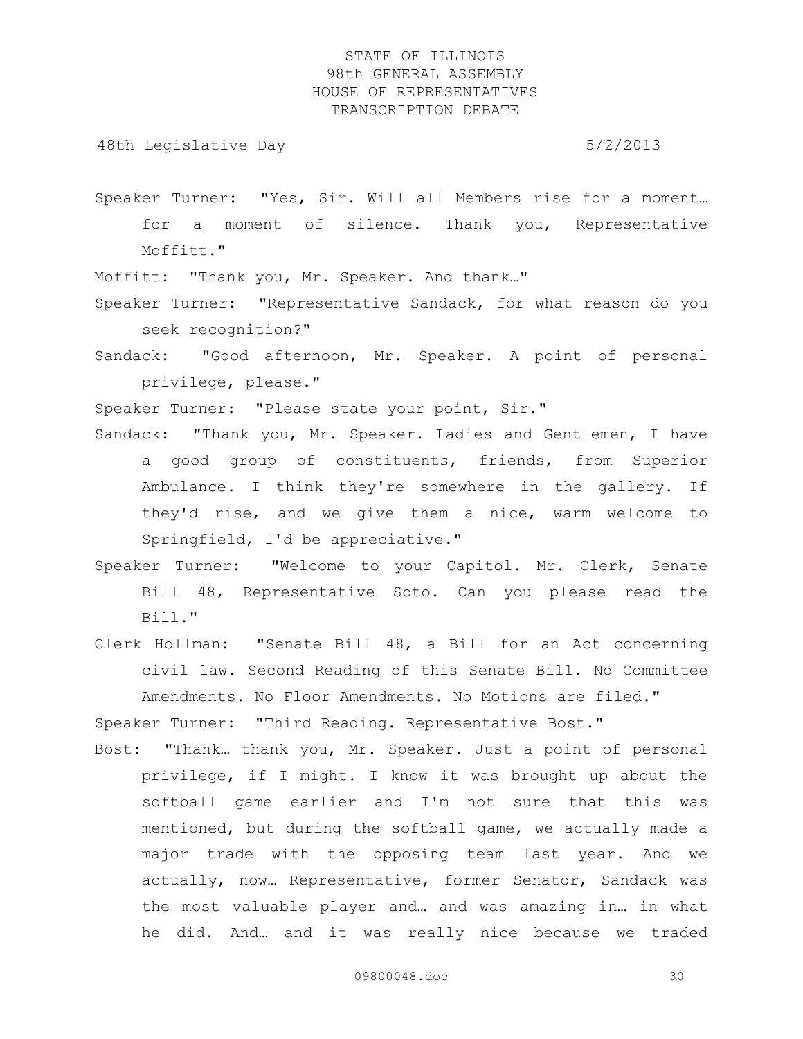Speaker Turner: "Yes, Sir. Will all Members rise for a moment… for a moment of silence. Thank you, Representative Moffitt."

Moffitt: "Thank you, Mr. Speaker. And thank…"

Speaker Turner: "Representative Sandack, for what reason do you seek recognition?"

Sandack: "Good afternoon, Mr. Speaker. A point of personal privilege, please."

Speaker Turner: "Please state your point, Sir."

Sandack: "Thank you, Mr. Speaker. Ladies and Gentlemen, I have a good group of constituents, friends, from Superior Ambulance. I think they're somewhere in the gallery. If they'd rise, and we give them a nice, warm welcome to Springfield, I'd be appreciative."

Speaker Turner: "Welcome to your Capitol. Mr. Clerk, Senate Bill 48, Representative Soto. Can you please read the Bill."

Clerk Hollman: "Senate Bill 48, a Bill for an Act concerning civil law. Second Reading of this Senate Bill. No Committee Amendments. No Floor Amendments. No Motions are filed."

Speaker Turner: "Third Reading. Representative Bost."

Bost: "Thank… thank you, Mr. Speaker. Just a point of personal privilege, if I might. I know it was brought up about the softball game earlier and I'm not sure that this was mentioned, but during the softball game, we actually made a major trade with the opposing team last year. And we actually, now… Representative, former Senator, Sandack was the most valuable player and… and was amazing in… in what he did. And… and it was really nice because we traded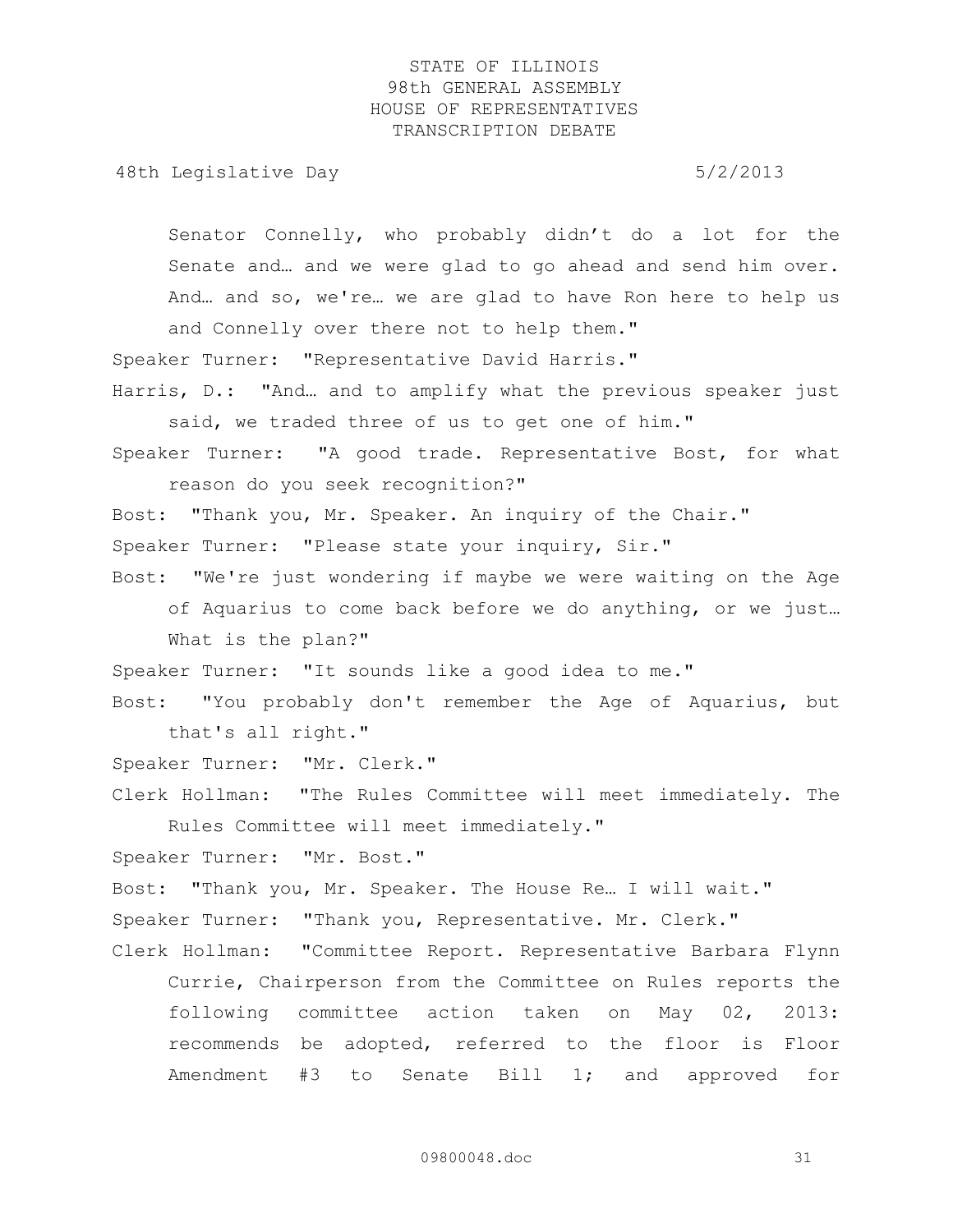Senator Connelly, who probably didn't do a lot for the Senate and… and we were glad to go ahead and send him over. And… and so, we're… we are glad to have Ron here to help us and Connelly over there not to help them."

Speaker Turner: "Representative David Harris."

Harris, D.: "And… and to amplify what the previous speaker just said, we traded three of us to get one of him."

Speaker Turner: "A good trade. Representative Bost, for what reason do you seek recognition?"

Bost: "Thank you, Mr. Speaker. An inquiry of the Chair."

Speaker Turner: "Please state your inquiry, Sir."

Bost: "We're just wondering if maybe we were waiting on the Age of Aquarius to come back before we do anything, or we just… What is the plan?"

Speaker Turner: "It sounds like a good idea to me."

Bost: "You probably don't remember the Age of Aquarius, but that's all right."

Speaker Turner: "Mr. Clerk."

Clerk Hollman: "The Rules Committee will meet immediately. The Rules Committee will meet immediately."

Speaker Turner: "Mr. Bost."

Bost: "Thank you, Mr. Speaker. The House Re… I will wait."

Speaker Turner: "Thank you, Representative. Mr. Clerk."

Clerk Hollman: "Committee Report. Representative Barbara Flynn Currie, Chairperson from the Committee on Rules reports the following committee action taken on May 02, 2013: recommends be adopted, referred to the floor is Floor Amendment #3 to Senate Bill 1; and approved for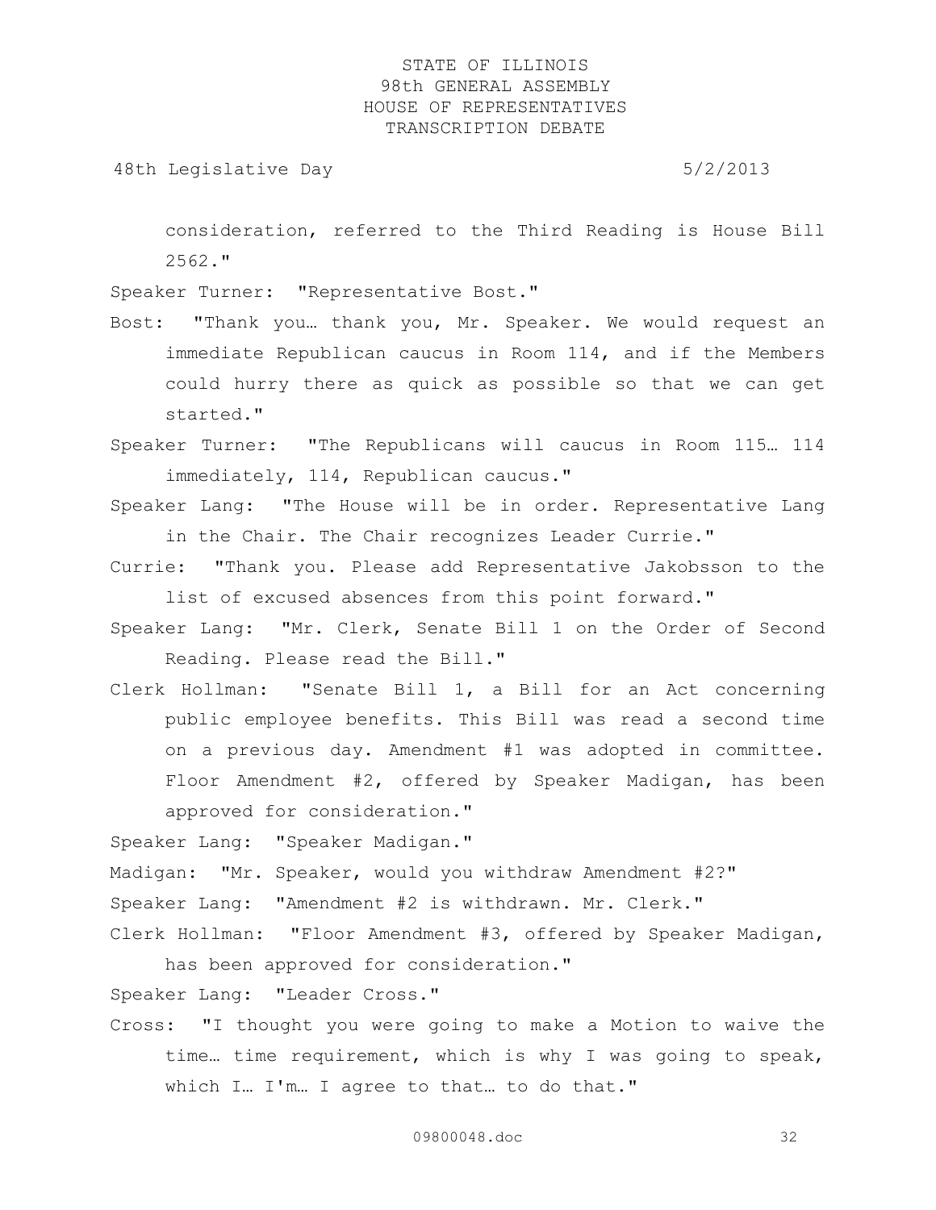consideration, referred to the Third Reading is House Bill 2562."

Speaker Turner: "Representative Bost."

Bost: "Thank you… thank you, Mr. Speaker. We would request an immediate Republican caucus in Room 114, and if the Members could hurry there as quick as possible so that we can get started."

Speaker Turner: "The Republicans will caucus in Room 115… 114 immediately, 114, Republican caucus."

Speaker Lang: "The House will be in order. Representative Lang in the Chair. The Chair recognizes Leader Currie."

Currie: "Thank you. Please add Representative Jakobsson to the list of excused absences from this point forward."

Speaker Lang: "Mr. Clerk, Senate Bill 1 on the Order of Second Reading. Please read the Bill."

Clerk Hollman: "Senate Bill 1, a Bill for an Act concerning public employee benefits. This Bill was read a second time on a previous day. Amendment #1 was adopted in committee. Floor Amendment #2, offered by Speaker Madigan, has been approved for consideration."

Speaker Lang: "Speaker Madigan."

Madigan: "Mr. Speaker, would you withdraw Amendment #2?"

Speaker Lang: "Amendment #2 is withdrawn. Mr. Clerk."

Clerk Hollman: "Floor Amendment #3, offered by Speaker Madigan, has been approved for consideration."

Speaker Lang: "Leader Cross."

Cross: "I thought you were going to make a Motion to waive the time… time requirement, which is why I was going to speak, which I… I'm… I agree to that… to do that."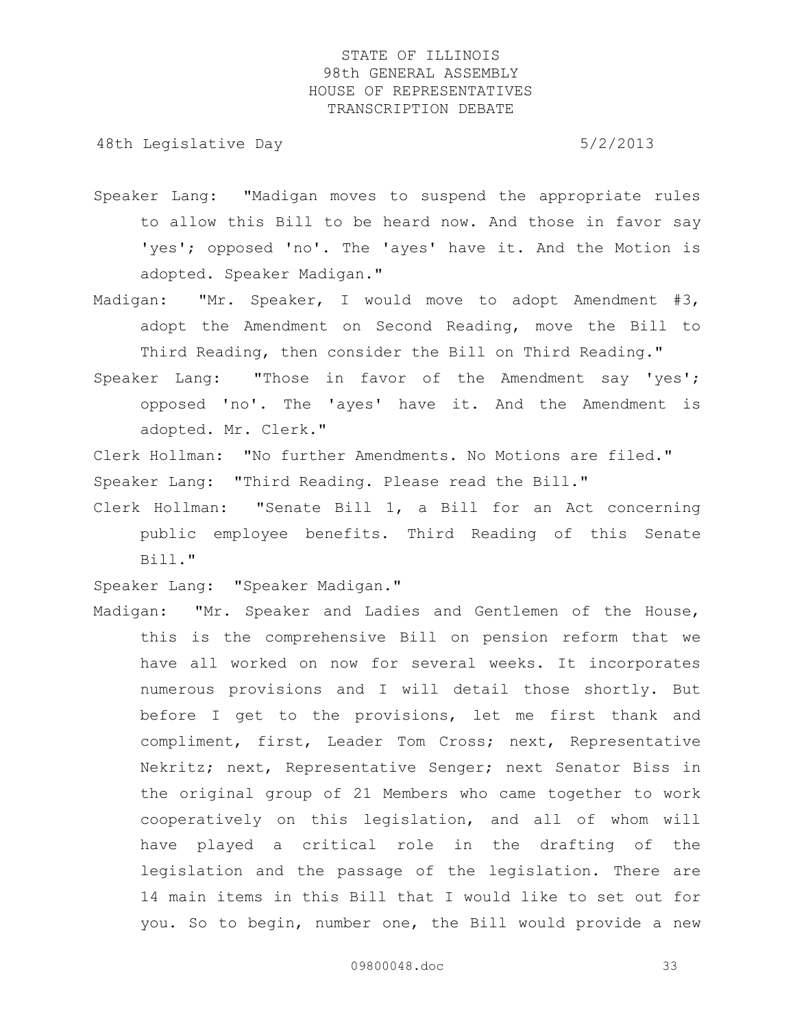Speaker Lang: "Madigan moves to suspend the appropriate rules to allow this Bill to be heard now. And those in favor say 'yes'; opposed 'no'. The 'ayes' have it. And the Motion is adopted. Speaker Madigan."

Madigan: "Mr. Speaker, I would move to adopt Amendment #3, adopt the Amendment on Second Reading, move the Bill to Third Reading, then consider the Bill on Third Reading."

Speaker Lang: "Those in favor of the Amendment say 'yes'; opposed 'no'. The 'ayes' have it. And the Amendment is adopted. Mr. Clerk."

Clerk Hollman: "No further Amendments. No Motions are filed."

Speaker Lang: "Third Reading. Please read the Bill."

Clerk Hollman: "Senate Bill 1, a Bill for an Act concerning public employee benefits. Third Reading of this Senate Bill."

Speaker Lang: "Speaker Madigan."

Madigan: "Mr. Speaker and Ladies and Gentlemen of the House, this is the comprehensive Bill on pension reform that we have all worked on now for several weeks. It incorporates numerous provisions and I will detail those shortly. But before I get to the provisions, let me first thank and compliment, first, Leader Tom Cross; next, Representative Nekritz; next, Representative Senger; next Senator Biss in the original group of 21 Members who came together to work cooperatively on this legislation, and all of whom will have played a critical role in the drafting of the legislation and the passage of the legislation. There are 14 main items in this Bill that I would like to set out for you. So to begin, number one, the Bill would provide a new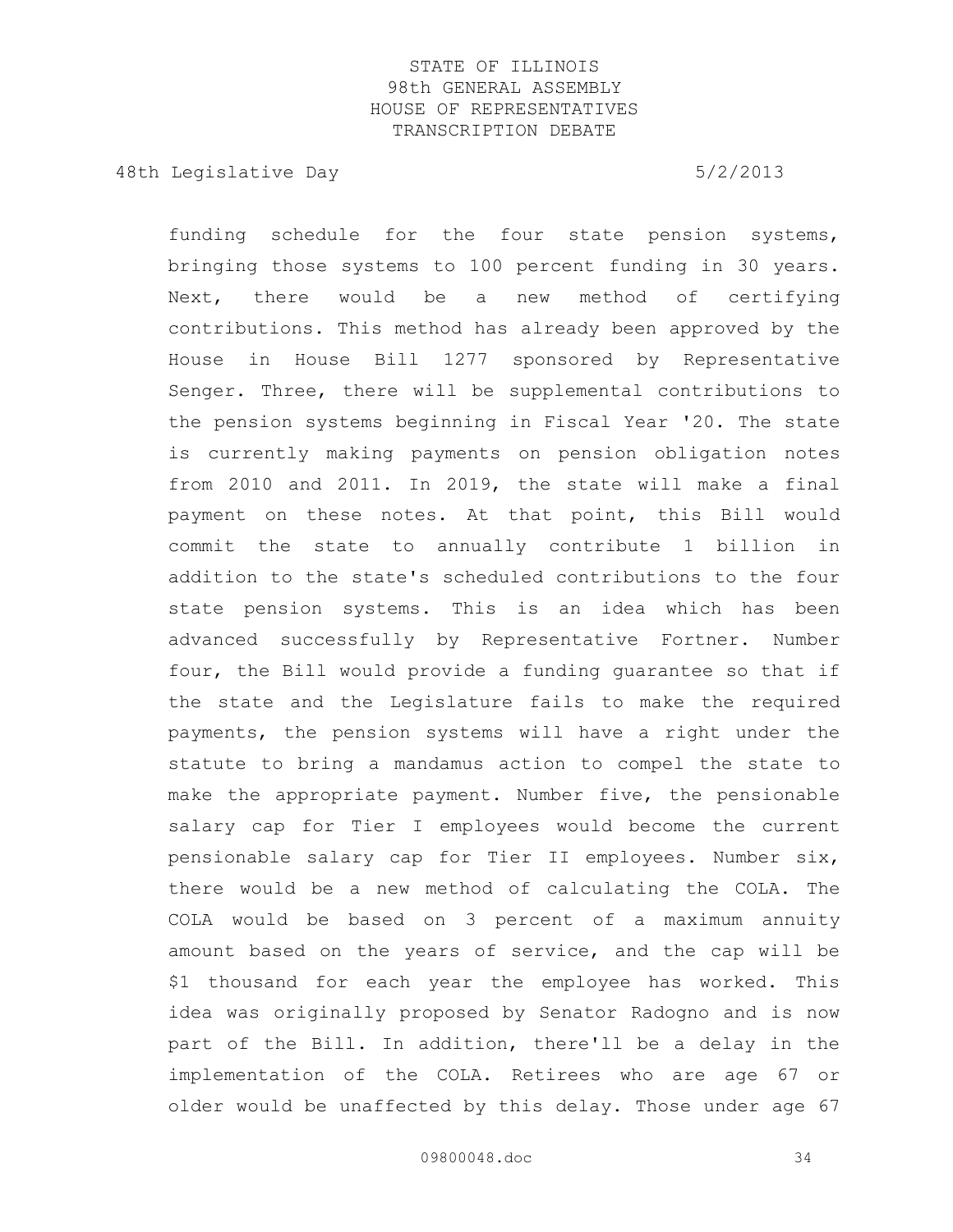funding schedule for the four state pension systems, bringing those systems to 100 percent funding in 30 years. Next, there would be a new method of certifying contributions. This method has already been approved by the House in House Bill 1277 sponsored by Representative Senger. Three, there will be supplemental contributions to the pension systems beginning in Fiscal Year '20. The state is currently making payments on pension obligation notes from 2010 and 2011. In 2019, the state will make a final payment on these notes. At that point, this Bill would commit the state to annually contribute 1 billion in addition to the state's scheduled contributions to the four state pension systems. This is an idea which has been advanced successfully by Representative Fortner. Number four, the Bill would provide a funding guarantee so that if the state and the Legislature fails to make the required payments, the pension systems will have a right under the statute to bring a mandamus action to compel the state to make the appropriate payment. Number five, the pensionable salary cap for Tier I employees would become the current pensionable salary cap for Tier II employees. Number six, there would be a new method of calculating the COLA. The COLA would be based on 3 percent of a maximum annuity amount based on the years of service, and the cap will be $1 thousand for each year the employee has worked. This idea was originally proposed by Senator Radogno and is now part of the Bill. In addition, there'll be a delay in the implementation of the COLA. Retirees who are age 67 or older would be unaffected by this delay. Those under age 67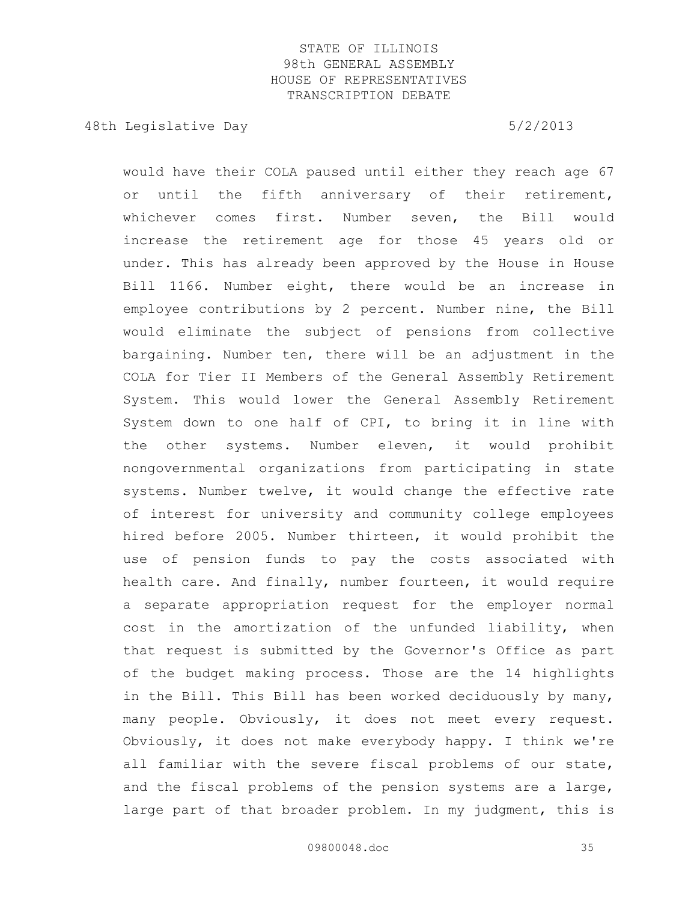would have their COLA paused until either they reach age 67 or until the fifth anniversary of their retirement, whichever comes first. Number seven, the Bill would increase the retirement age for those 45 years old or under. This has already been approved by the House in House Bill 1166. Number eight, there would be an increase in employee contributions by 2 percent. Number nine, the Bill would eliminate the subject of pensions from collective bargaining. Number ten, there will be an adjustment in the COLA for Tier II Members of the General Assembly Retirement System. This would lower the General Assembly Retirement System down to one half of CPI, to bring it in line with the other systems. Number eleven, it would prohibit nongovernmental organizations from participating in state systems. Number twelve, it would change the effective rate of interest for university and community college employees hired before 2005. Number thirteen, it would prohibit the use of pension funds to pay the costs associated with health care. And finally, number fourteen, it would require a separate appropriation request for the employer normal cost in the amortization of the unfunded liability, when that request is submitted by the Governor's Office as part of the budget making process. Those are the 14 highlights in the Bill. This Bill has been worked deciduously by many, many people. Obviously, it does not meet every request. Obviously, it does not make everybody happy. I think we're all familiar with the severe fiscal problems of our state, and the fiscal problems of the pension systems are a large, large part of that broader problem. In my judgment, this is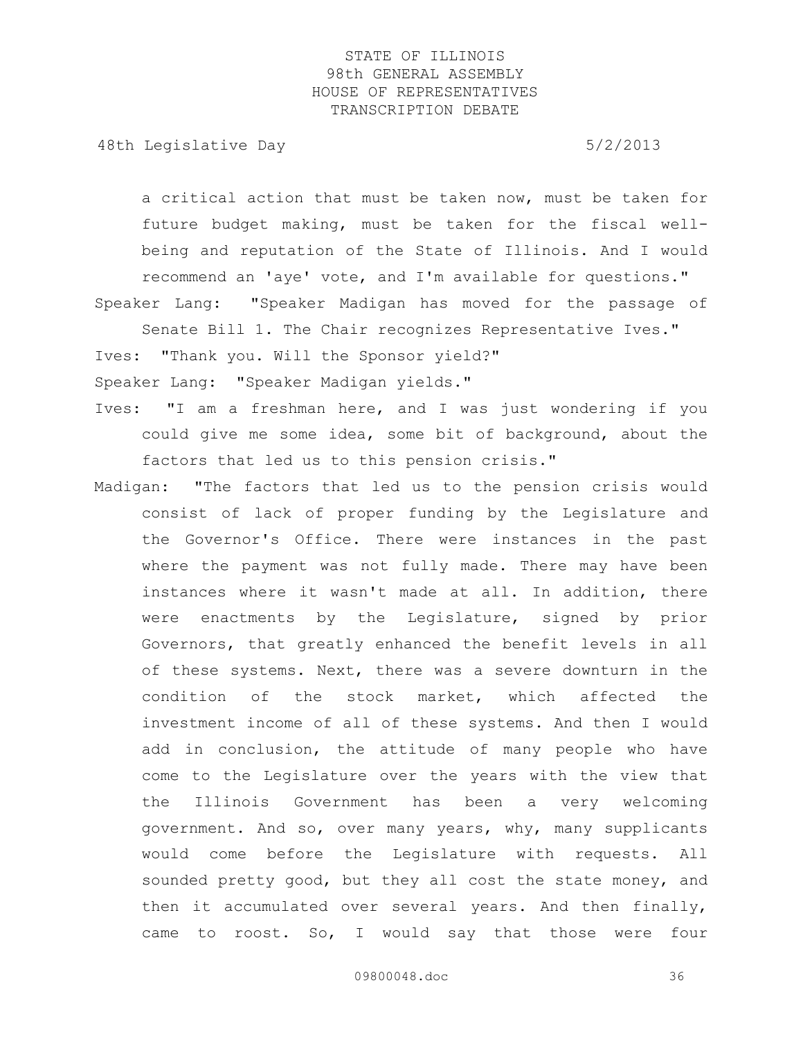a critical action that must be taken now, must be taken for future budget making, must be taken for the fiscal well-being and reputation of the State of Illinois. And I would recommend an 'aye' vote, and I'm available for questions."

Speaker Lang: "Speaker Madigan has moved for the passage of Senate Bill 1. The Chair recognizes Representative Ives."

Ives: "Thank you. Will the Sponsor yield?"

Speaker Lang: "Speaker Madigan yields."

Ives: "I am a freshman here, and I was just wondering if you could give me some idea, some bit of background, about the factors that led us to this pension crisis."

Madigan: "The factors that led us to the pension crisis would consist of lack of proper funding by the Legislature and the Governor's Office. There were instances in the past where the payment was not fully made. There may have been instances where it wasn't made at all. In addition, there were enactments by the Legislature, signed by prior Governors, that greatly enhanced the benefit levels in all of these systems. Next, there was a severe downturn in the condition of the stock market, which affected the investment income of all of these systems. And then I would add in conclusion, the attitude of many people who have come to the Legislature over the years with the view that the Illinois Government has been a very welcoming government. And so, over many years, why, many supplicants would come before the Legislature with requests. All sounded pretty good, but they all cost the state money, and then it accumulated over several years. And then finally, came to roost. So, I would say that those were four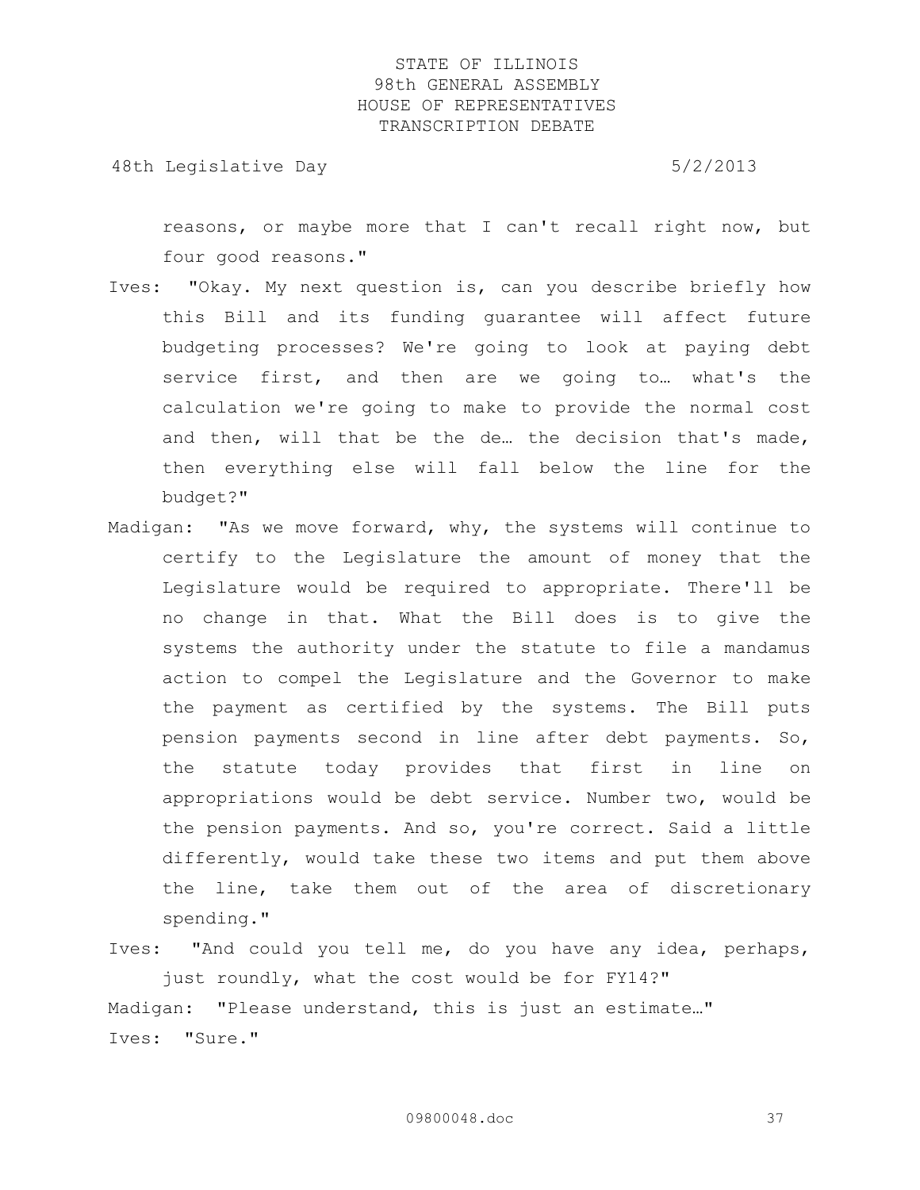reasons, or maybe more that I can't recall right now, but four good reasons."

Ives: "Okay. My next question is, can you describe briefly how this Bill and its funding guarantee will affect future budgeting processes? We're going to look at paying debt service first, and then are we going to… what's the calculation we're going to make to provide the normal cost and then, will that be the de… the decision that's made, then everything else will fall below the line for the budget?"

Madigan: "As we move forward, why, the systems will continue to certify to the Legislature the amount of money that the Legislature would be required to appropriate. There'll be no change in that. What the Bill does is to give the systems the authority under the statute to file a mandamus action to compel the Legislature and the Governor to make the payment as certified by the systems. The Bill puts pension payments second in line after debt payments. So, the statute today provides that first in line on appropriations would be debt service. Number two, would be the pension payments. And so, you're correct. Said a little differently, would take these two items and put them above the line, take them out of the area of discretionary spending."

Ives: "And could you tell me, do you have any idea, perhaps, just roundly, what the cost would be for FY14?"

Madigan: "Please understand, this is just an estimate…"

Ives: "Sure."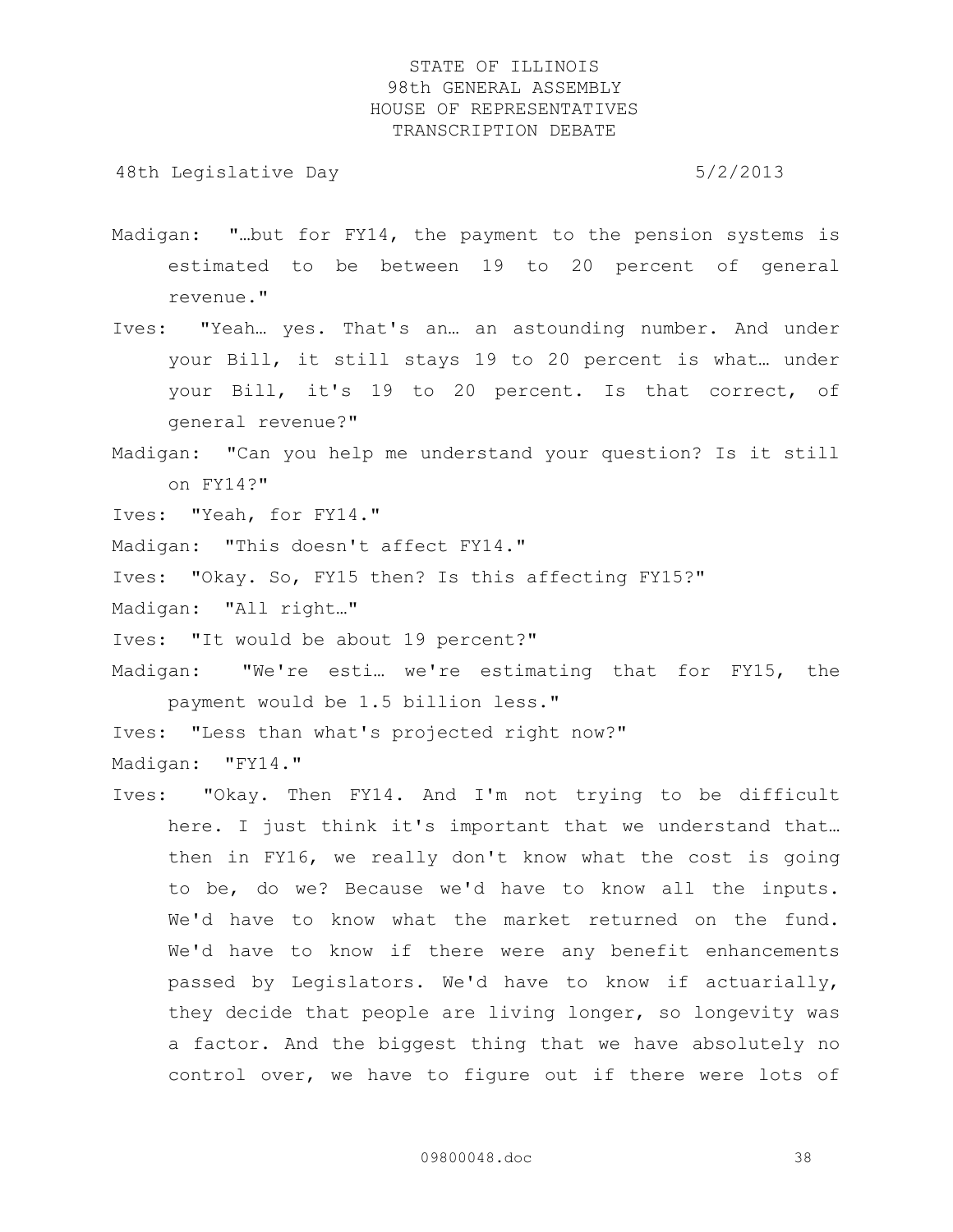Madigan: "…but for FY14, the payment to the pension systems is estimated to be between 19 to 20 percent of general revenue."

Ives: "Yeah… yes. That's an… an astounding number. And under your Bill, it still stays 19 to 20 percent is what… under your Bill, it's 19 to 20 percent. Is that correct, of general revenue?"

Madigan: "Can you help me understand your question? Is it still on FY14?"

Ives: "Yeah, for FY14."

Madigan: "This doesn't affect FY14."

Ives: "Okay. So, FY15 then? Is this affecting FY15?"

Madigan: "All right…"

Ives: "It would be about 19 percent?"

Madigan: "We're esti… we're estimating that for FY15, the payment would be 1.5 billion less."

Ives: "Less than what's projected right now?"

Madigan: "FY14."

Ives: "Okay. Then FY14. And I'm not trying to be difficult here. I just think it's important that we understand that… then in FY16, we really don't know what the cost is going to be, do we? Because we'd have to know all the inputs. We'd have to know what the market returned on the fund. We'd have to know if there were any benefit enhancements passed by Legislators. We'd have to know if actuarially, they decide that people are living longer, so longevity was a factor. And the biggest thing that we have absolutely no control over, we have to figure out if there were lots of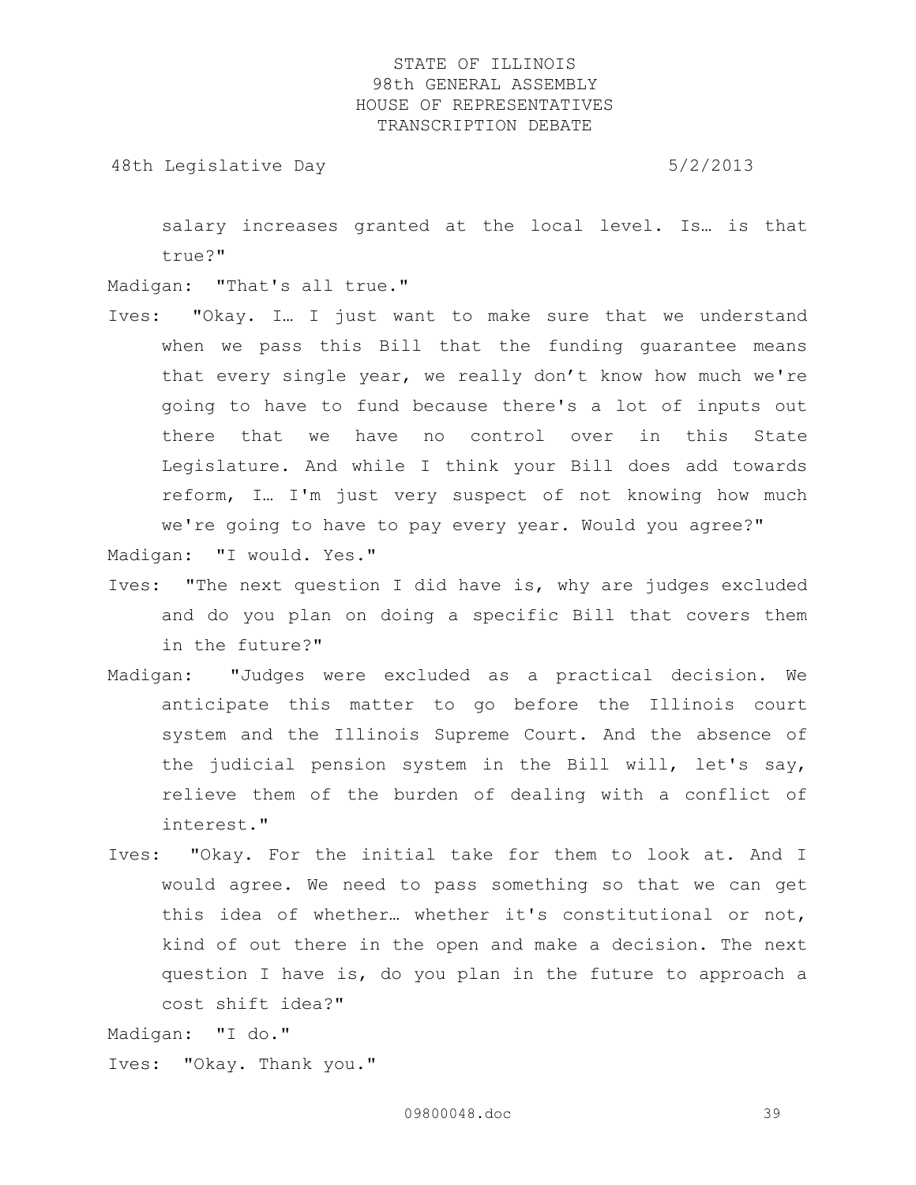salary increases granted at the local level. Is… is that true?"

Madigan: "That's all true."

Ives: "Okay. I… I just want to make sure that we understand when we pass this Bill that the funding guarantee means that every single year, we really don't know how much we're going to have to fund because there's a lot of inputs out there that we have no control over in this State Legislature. And while I think your Bill does add towards reform, I… I'm just very suspect of not knowing how much we're going to have to pay every year. Would you agree?"

Madigan: "I would. Yes."

Ives: "The next question I did have is, why are judges excluded and do you plan on doing a specific Bill that covers them in the future?"

Madigan: "Judges were excluded as a practical decision. We anticipate this matter to go before the Illinois court system and the Illinois Supreme Court. And the absence of the judicial pension system in the Bill will, let's say, relieve them of the burden of dealing with a conflict of interest."

Ives: "Okay. For the initial take for them to look at. And I would agree. We need to pass something so that we can get this idea of whether… whether it's constitutional or not, kind of out there in the open and make a decision. The next question I have is, do you plan in the future to approach a cost shift idea?"

Madigan: "I do."

Ives: "Okay. Thank you."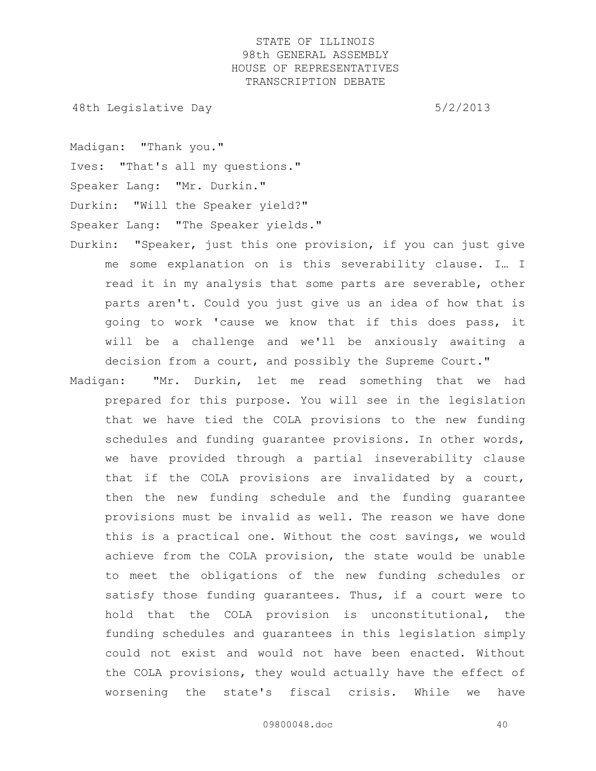Madigan: "Thank you."

Ives: "That's all my questions."

Speaker Lang: "Mr. Durkin."

Durkin: "Will the Speaker yield?"

Speaker Lang: "The Speaker yields."

Durkin: "Speaker, just this one provision, if you can just give me some explanation on is this severability clause. I… I read it in my analysis that some parts are severable, other parts aren't. Could you just give us an idea of how that is going to work 'cause we know that if this does pass, it will be a challenge and we'll be anxiously awaiting a decision from a court, and possibly the Supreme Court."

Madigan: "Mr. Durkin, let me read something that we had prepared for this purpose. You will see in the legislation that we have tied the COLA provisions to the new funding schedules and funding guarantee provisions. In other words, we have provided through a partial inseverability clause that if the COLA provisions are invalidated by a court, then the new funding schedule and the funding guarantee provisions must be invalid as well. The reason we have done this is a practical one. Without the cost savings, we would achieve from the COLA provision, the state would be unable to meet the obligations of the new funding schedules or satisfy those funding guarantees. Thus, if a court were to hold that the COLA provision is unconstitutional, the funding schedules and guarantees in this legislation simply could not exist and would not have been enacted. Without the COLA provisions, they would actually have the effect of worsening the state's fiscal crisis. While we have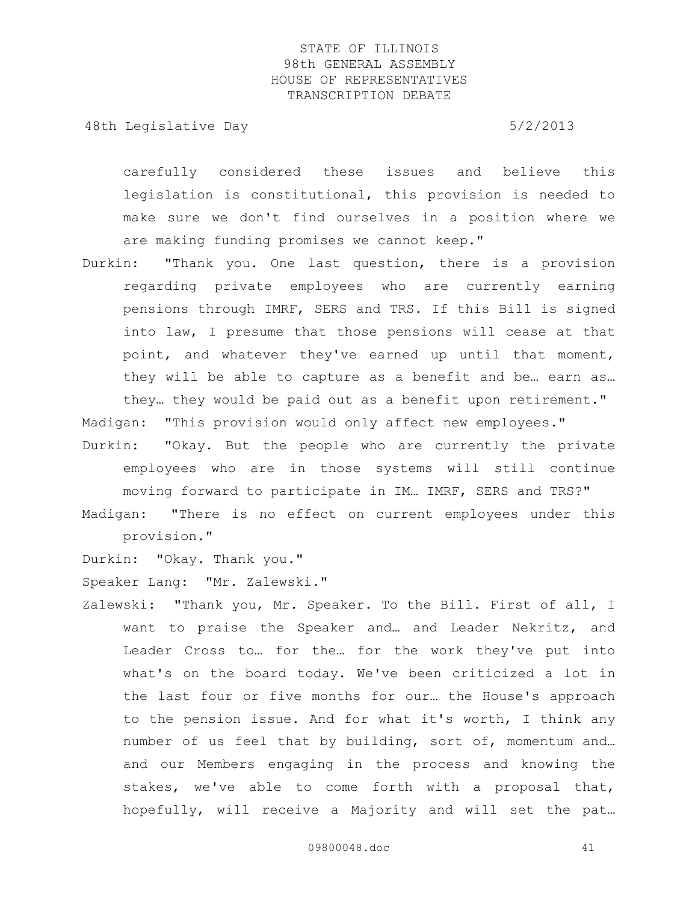carefully considered these issues and believe this legislation is constitutional, this provision is needed to make sure we don't find ourselves in a position where we are making funding promises we cannot keep."

Durkin: "Thank you. One last question, there is a provision regarding private employees who are currently earning pensions through IMRF, SERS and TRS. If this Bill is signed into law, I presume that those pensions will cease at that point, and whatever they've earned up until that moment, they will be able to capture as a benefit and be… earn as… they… they would be paid out as a benefit upon retirement."

Madigan: "This provision would only affect new employees."

Durkin: "Okay. But the people who are currently the private employees who are in those systems will still continue moving forward to participate in IM… IMRF, SERS and TRS?"

Madigan: "There is no effect on current employees under this provision."

Durkin: "Okay. Thank you."

Speaker Lang: "Mr. Zalewski."

Zalewski: "Thank you, Mr. Speaker. To the Bill. First of all, I want to praise the Speaker and… and Leader Nekritz, and Leader Cross to… for the… for the work they've put into what's on the board today. We've been criticized a lot in the last four or five months for our… the House's approach to the pension issue. And for what it's worth, I think any number of us feel that by building, sort of, momentum and… and our Members engaging in the process and knowing the stakes, we've able to come forth with a proposal that, hopefully, will receive a Majority and will set the pat…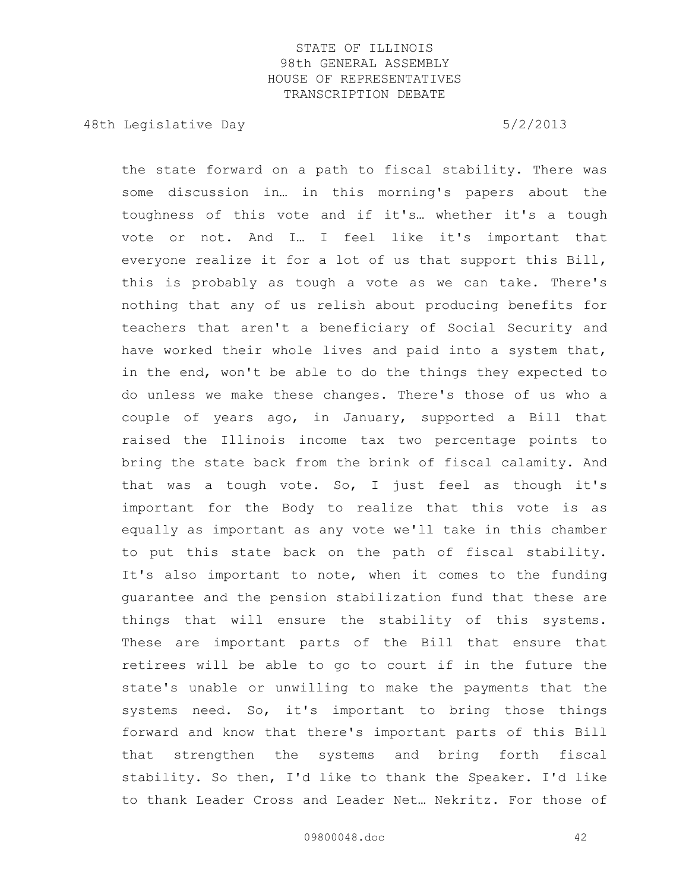the state forward on a path to fiscal stability. There was some discussion in… in this morning's papers about the toughness of this vote and if it's… whether it's a tough vote or not. And I… I feel like it's important that everyone realize it for a lot of us that support this Bill, this is probably as tough a vote as we can take. There's nothing that any of us relish about producing benefits for teachers that aren't a beneficiary of Social Security and have worked their whole lives and paid into a system that, in the end, won't be able to do the things they expected to do unless we make these changes. There's those of us who a couple of years ago, in January, supported a Bill that raised the Illinois income tax two percentage points to bring the state back from the brink of fiscal calamity. And that was a tough vote. So, I just feel as though it's important for the Body to realize that this vote is as equally as important as any vote we'll take in this chamber to put this state back on the path of fiscal stability. It's also important to note, when it comes to the funding guarantee and the pension stabilization fund that these are things that will ensure the stability of this systems. These are important parts of the Bill that ensure that retirees will be able to go to court if in the future the state's unable or unwilling to make the payments that the systems need. So, it's important to bring those things forward and know that there's important parts of this Bill that strengthen the systems and bring forth fiscal stability. So then, I'd like to thank the Speaker. I'd like to thank Leader Cross and Leader Net… Nekritz. For those of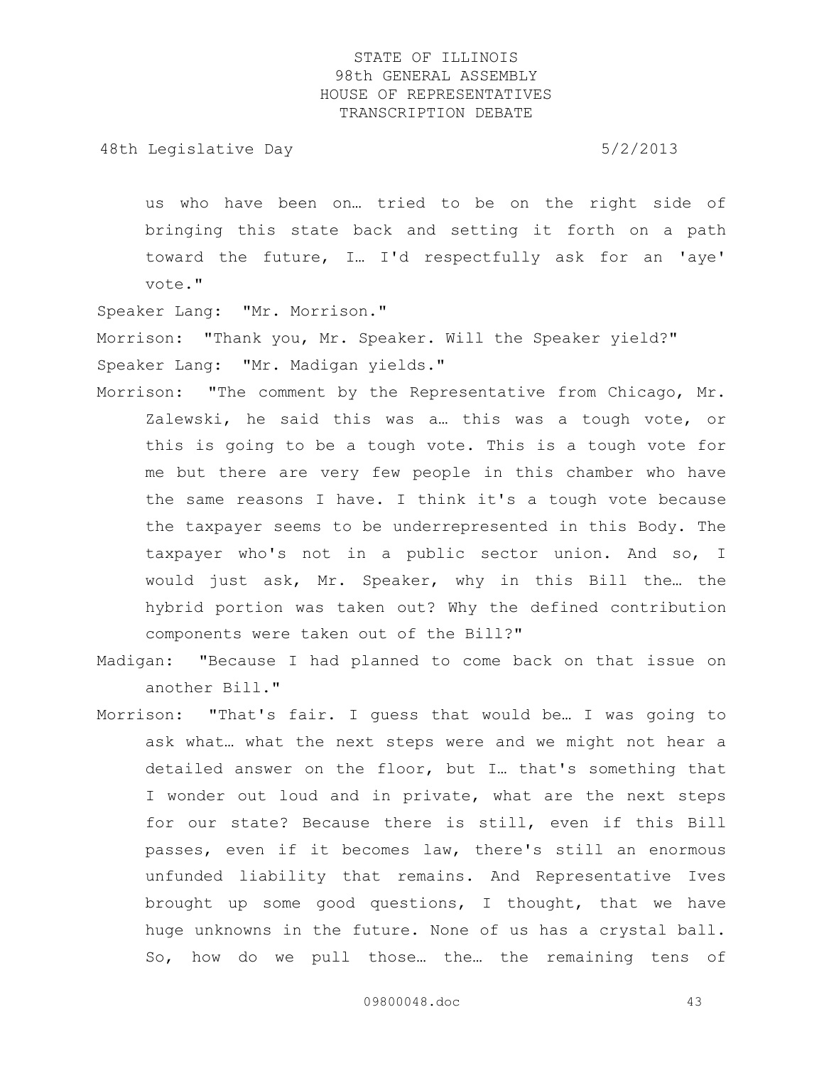us who have been on… tried to be on the right side of bringing this state back and setting it forth on a path toward the future, I… I'd respectfully ask for an 'aye' vote."

Speaker Lang: "Mr. Morrison."

Morrison: "Thank you, Mr. Speaker. Will the Speaker yield?"

Speaker Lang: "Mr. Madigan yields."

Morrison: "The comment by the Representative from Chicago, Mr. Zalewski, he said this was a… this was a tough vote, or this is going to be a tough vote. This is a tough vote for me but there are very few people in this chamber who have the same reasons I have. I think it's a tough vote because the taxpayer seems to be underrepresented in this Body. The taxpayer who's not in a public sector union. And so, I would just ask, Mr. Speaker, why in this Bill the… the hybrid portion was taken out? Why the defined contribution components were taken out of the Bill?"

Madigan: "Because I had planned to come back on that issue on another Bill."

Morrison: "That's fair. I guess that would be… I was going to ask what… what the next steps were and we might not hear a detailed answer on the floor, but I… that's something that I wonder out loud and in private, what are the next steps for our state? Because there is still, even if this Bill passes, even if it becomes law, there's still an enormous unfunded liability that remains. And Representative Ives brought up some good questions, I thought, that we have huge unknowns in the future. None of us has a crystal ball. So, how do we pull those… the… the remaining tens of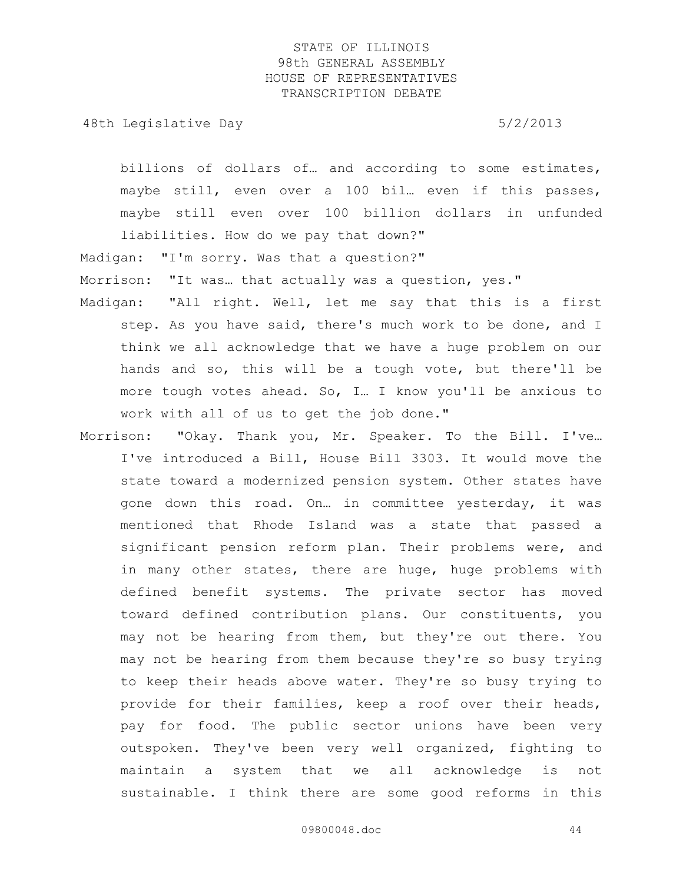billions of dollars of… and according to some estimates, maybe still, even over a 100 bil… even if this passes, maybe still even over 100 billion dollars in unfunded liabilities. How do we pay that down?"

Madigan: "I'm sorry. Was that a question?"

Morrison: "It was… that actually was a question, yes."

Madigan: "All right. Well, let me say that this is a first step. As you have said, there's much work to be done, and I think we all acknowledge that we have a huge problem on our hands and so, this will be a tough vote, but there'll be more tough votes ahead. So, I… I know you'll be anxious to work with all of us to get the job done."

Morrison: "Okay. Thank you, Mr. Speaker. To the Bill. I've… I've introduced a Bill, House Bill 3303. It would move the state toward a modernized pension system. Other states have gone down this road. On… in committee yesterday, it was mentioned that Rhode Island was a state that passed a significant pension reform plan. Their problems were, and in many other states, there are huge, huge problems with defined benefit systems. The private sector has moved toward defined contribution plans. Our constituents, you may not be hearing from them, but they're out there. You may not be hearing from them because they're so busy trying to keep their heads above water. They're so busy trying to provide for their families, keep a roof over their heads, pay for food. The public sector unions have been very outspoken. They've been very well organized, fighting to maintain a system that we all acknowledge is not sustainable. I think there are some good reforms in this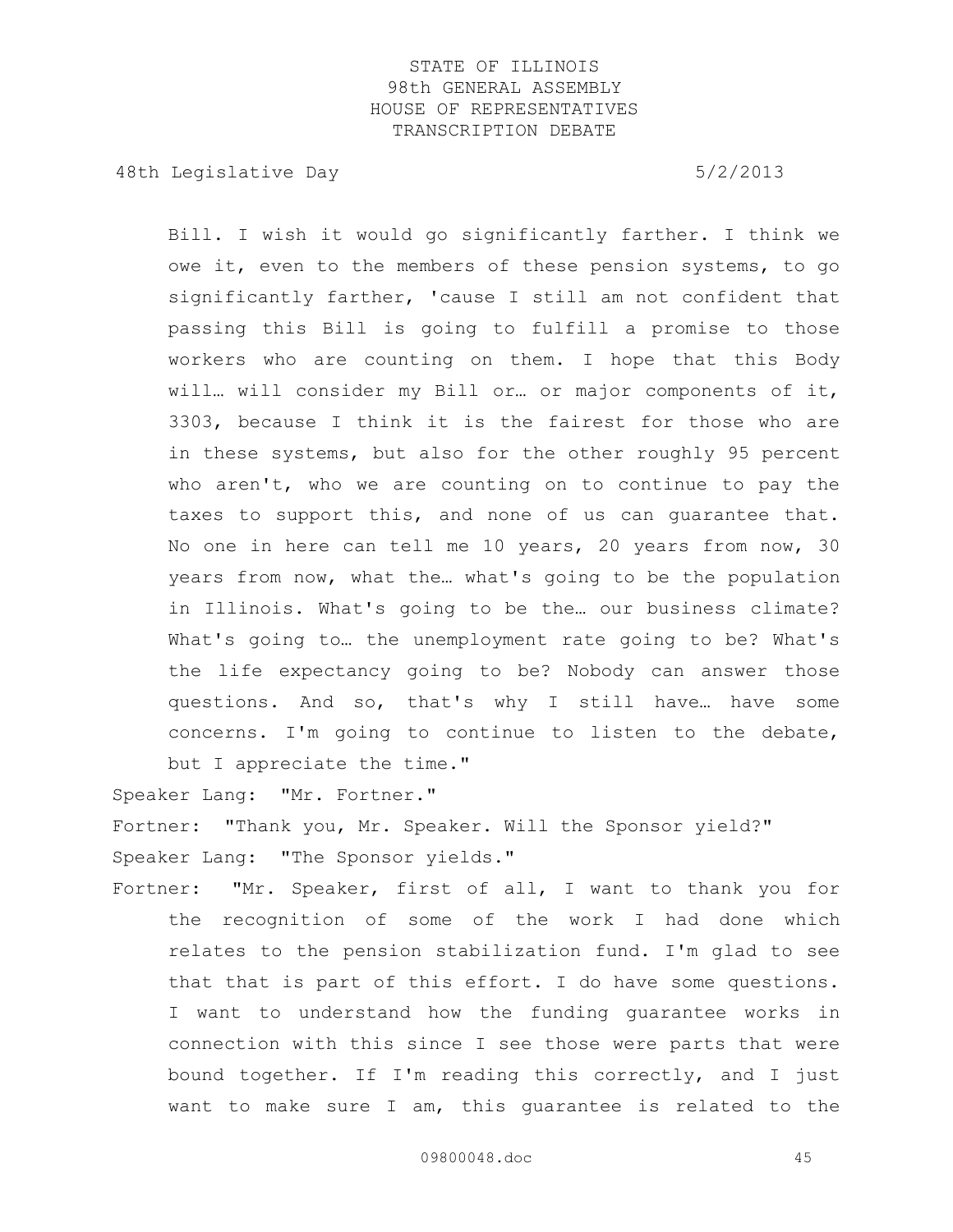Bill. I wish it would go significantly farther. I think we owe it, even to the members of these pension systems, to go significantly farther, 'cause I still am not confident that passing this Bill is going to fulfill a promise to those workers who are counting on them. I hope that this Body will… will consider my Bill or… or major components of it, 3303, because I think it is the fairest for those who are in these systems, but also for the other roughly 95 percent who aren't, who we are counting on to continue to pay the taxes to support this, and none of us can guarantee that. No one in here can tell me 10 years, 20 years from now, 30 years from now, what the… what's going to be the population in Illinois. What's going to be the… our business climate? What's going to… the unemployment rate going to be? What's the life expectancy going to be? Nobody can answer those questions. And so, that's why I still have… have some concerns. I'm going to continue to listen to the debate, but I appreciate the time."

Speaker Lang: "Mr. Fortner."

Fortner: "Thank you, Mr. Speaker. Will the Sponsor yield?"

Speaker Lang: "The Sponsor yields."

Fortner: "Mr. Speaker, first of all, I want to thank you for the recognition of some of the work I had done which relates to the pension stabilization fund. I'm glad to see that that is part of this effort. I do have some questions. I want to understand how the funding guarantee works in connection with this since I see those were parts that were bound together. If I'm reading this correctly, and I just want to make sure I am, this guarantee is related to the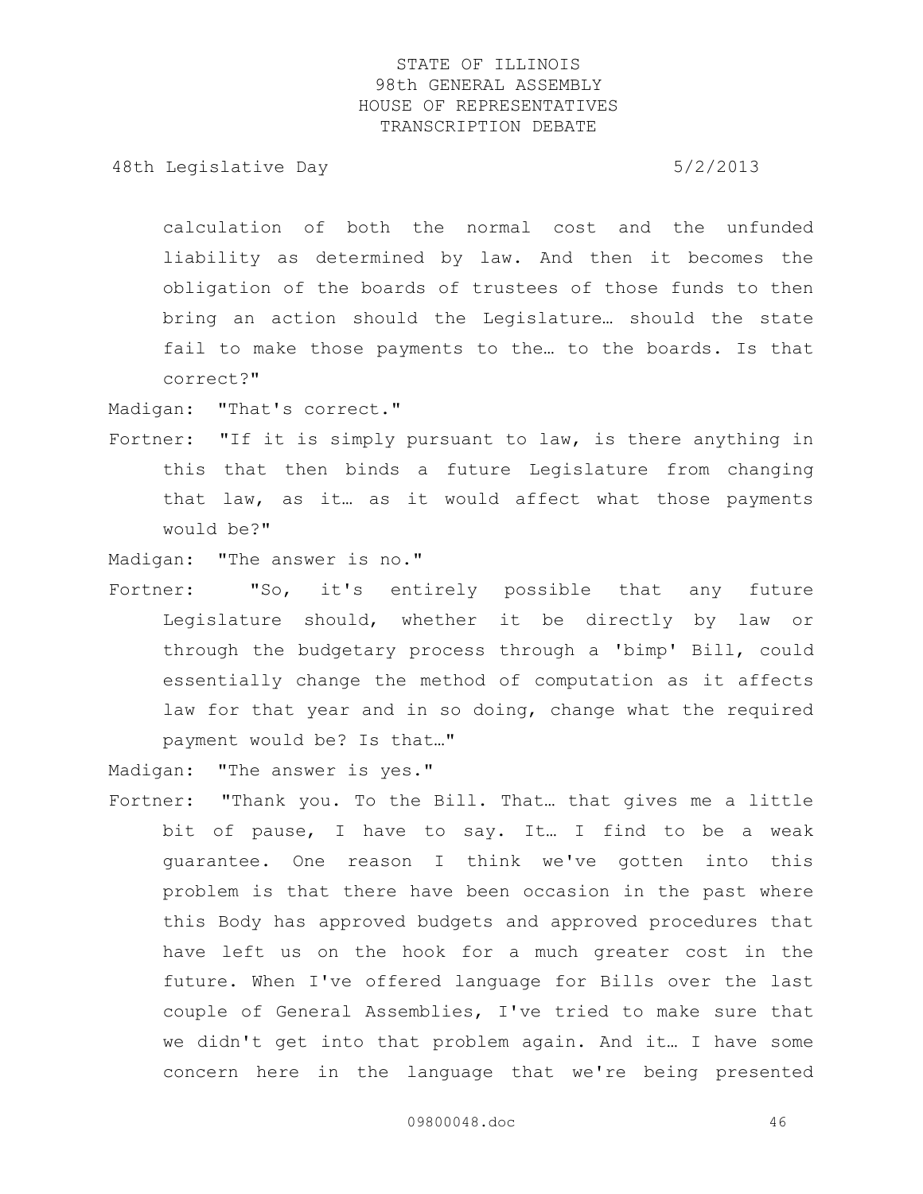calculation of both the normal cost and the unfunded liability as determined by law. And then it becomes the obligation of the boards of trustees of those funds to then bring an action should the Legislature… should the state fail to make those payments to the… to the boards. Is that correct?"

Madigan: "That's correct."

Fortner: "If it is simply pursuant to law, is there anything in this that then binds a future Legislature from changing that law, as it… as it would affect what those payments would be?"

Madigan: "The answer is no."

Fortner: "So, it's entirely possible that any future Legislature should, whether it be directly by law or through the budgetary process through a 'bimp' Bill, could essentially change the method of computation as it affects law for that year and in so doing, change what the required payment would be? Is that…"

Madigan: "The answer is yes."

Fortner: "Thank you. To the Bill. That… that gives me a little bit of pause, I have to say. It… I find to be a weak guarantee. One reason I think we've gotten into this problem is that there have been occasion in the past where this Body has approved budgets and approved procedures that have left us on the hook for a much greater cost in the future. When I've offered language for Bills over the last couple of General Assemblies, I've tried to make sure that we didn't get into that problem again. And it… I have some concern here in the language that we're being presented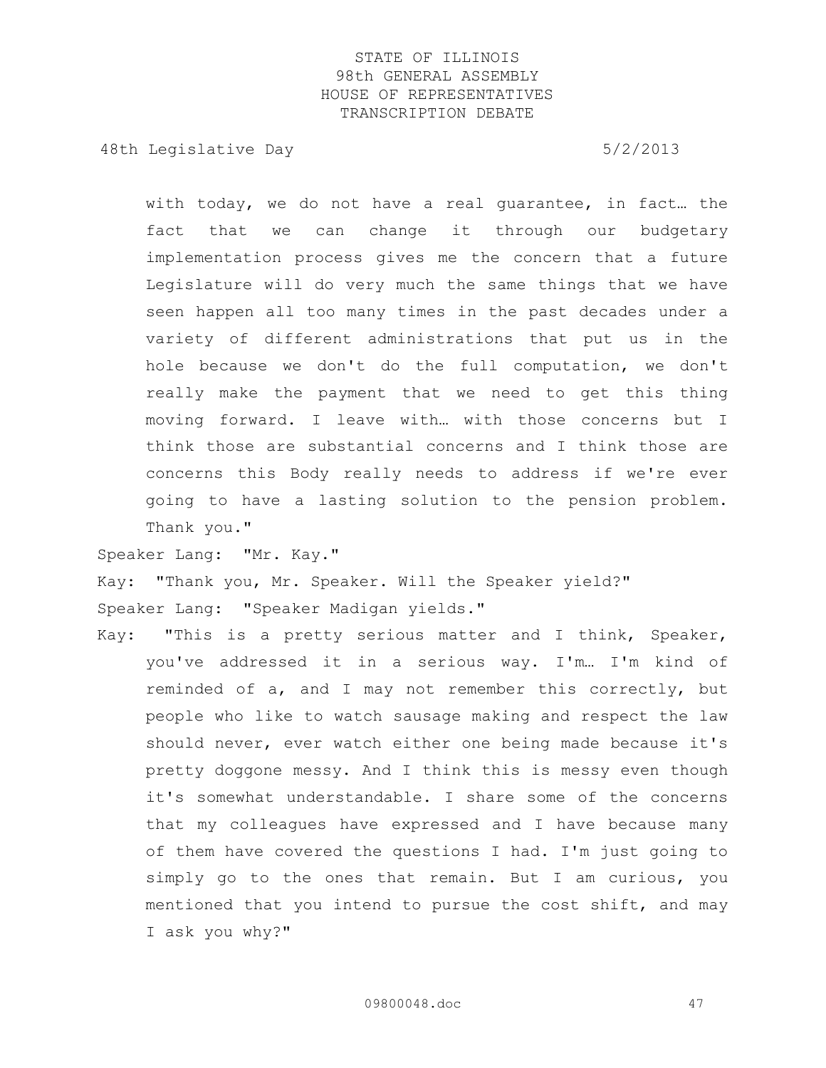with today, we do not have a real guarantee, in fact… the fact that we can change it through our budgetary implementation process gives me the concern that a future Legislature will do very much the same things that we have seen happen all too many times in the past decades under a variety of different administrations that put us in the hole because we don't do the full computation, we don't really make the payment that we need to get this thing moving forward. I leave with… with those concerns but I think those are substantial concerns and I think those are concerns this Body really needs to address if we're ever going to have a lasting solution to the pension problem. Thank you."

Speaker Lang: "Mr. Kay."

Kay: "Thank you, Mr. Speaker. Will the Speaker yield?"

Speaker Lang: "Speaker Madigan yields."

Kay: "This is a pretty serious matter and I think, Speaker, you've addressed it in a serious way. I'm… I'm kind of reminded of a, and I may not remember this correctly, but people who like to watch sausage making and respect the law should never, ever watch either one being made because it's pretty doggone messy. And I think this is messy even though it's somewhat understandable. I share some of the concerns that my colleagues have expressed and I have because many of them have covered the questions I had. I'm just going to simply go to the ones that remain. But I am curious, you mentioned that you intend to pursue the cost shift, and may I ask you why?"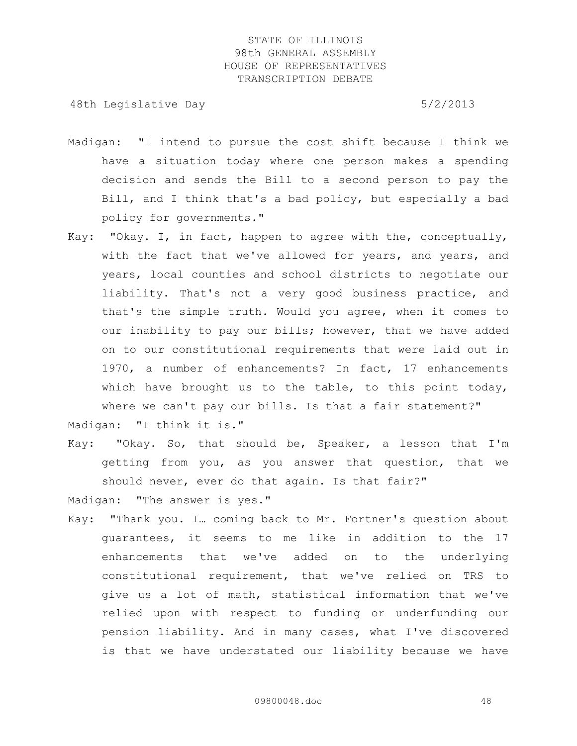Madigan: "I intend to pursue the cost shift because I think we have a situation today where one person makes a spending decision and sends the Bill to a second person to pay the Bill, and I think that's a bad policy, but especially a bad policy for governments."

Kay: "Okay. I, in fact, happen to agree with the, conceptually, with the fact that we've allowed for years, and years, and years, local counties and school districts to negotiate our liability. That's not a very good business practice, and that's the simple truth. Would you agree, when it comes to our inability to pay our bills; however, that we have added on to our constitutional requirements that were laid out in 1970, a number of enhancements? In fact, 17 enhancements which have brought us to the table, to this point today, where we can't pay our bills. Is that a fair statement?"

Madigan: "I think it is."

Kay: "Okay. So, that should be, Speaker, a lesson that I'm getting from you, as you answer that question, that we should never, ever do that again. Is that fair?"

Madigan: "The answer is yes."

Kay: "Thank you. I… coming back to Mr. Fortner's question about guarantees, it seems to me like in addition to the 17 enhancements that we've added on to the underlying constitutional requirement, that we've relied on TRS to give us a lot of math, statistical information that we've relied upon with respect to funding or underfunding our pension liability. And in many cases, what I've discovered is that we have understated our liability because we have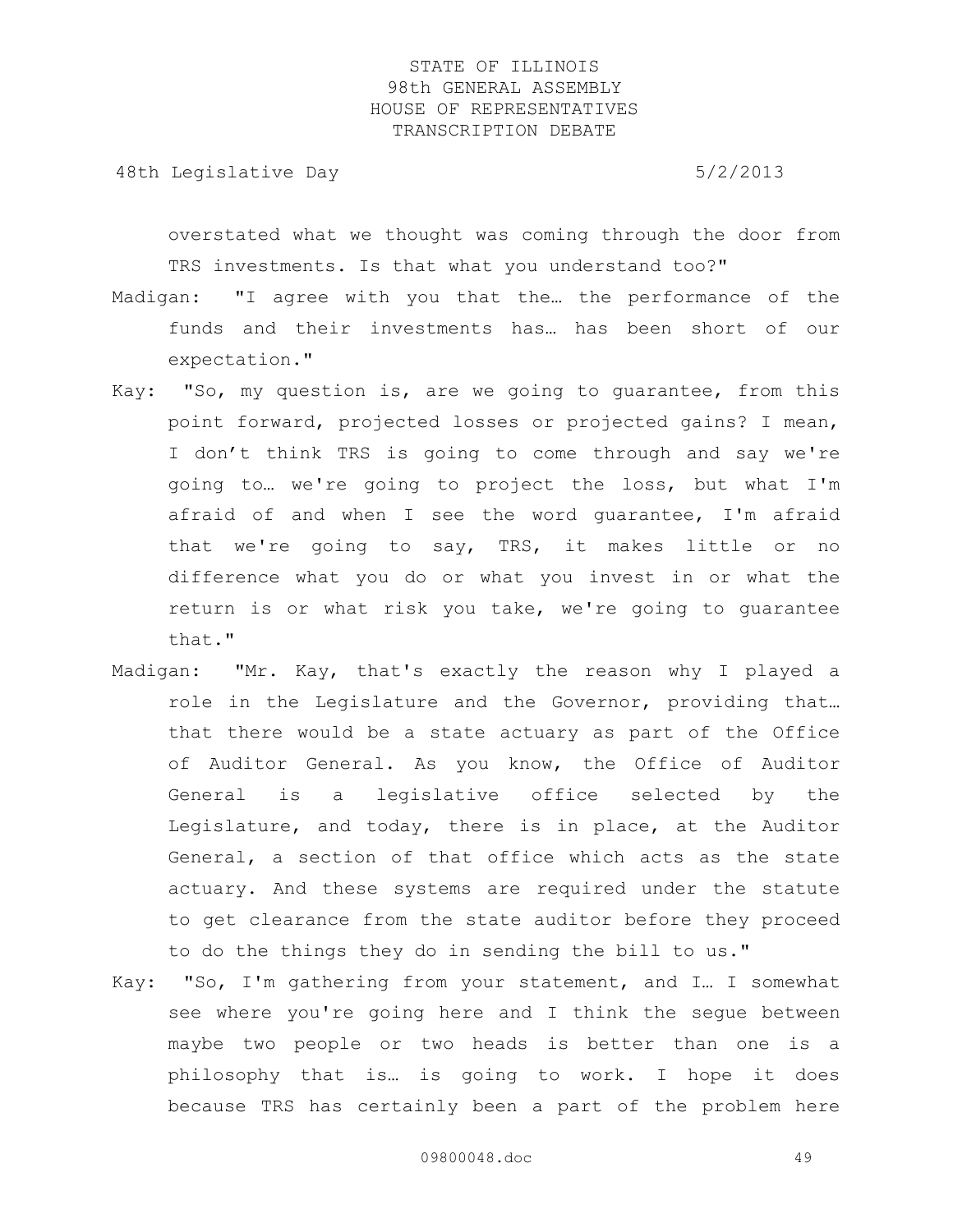overstated what we thought was coming through the door from TRS investments. Is that what you understand too?"

Madigan: "I agree with you that the… the performance of the funds and their investments has… has been short of our expectation."

Kay: "So, my question is, are we going to guarantee, from this point forward, projected losses or projected gains? I mean, I don't think TRS is going to come through and say we're going to… we're going to project the loss, but what I'm afraid of and when I see the word guarantee, I'm afraid that we're going to say, TRS, it makes little or no difference what you do or what you invest in or what the return is or what risk you take, we're going to guarantee that."

Madigan: "Mr. Kay, that's exactly the reason why I played a role in the Legislature and the Governor, providing that… that there would be a state actuary as part of the Office of Auditor General. As you know, the Office of Auditor General is a legislative office selected by the Legislature, and today, there is in place, at the Auditor General, a section of that office which acts as the state actuary. And these systems are required under the statute to get clearance from the state auditor before they proceed to do the things they do in sending the bill to us."

Kay: "So, I'm gathering from your statement, and I… I somewhat see where you're going here and I think the segue between maybe two people or two heads is better than one is a philosophy that is… is going to work. I hope it does because TRS has certainly been a part of the problem here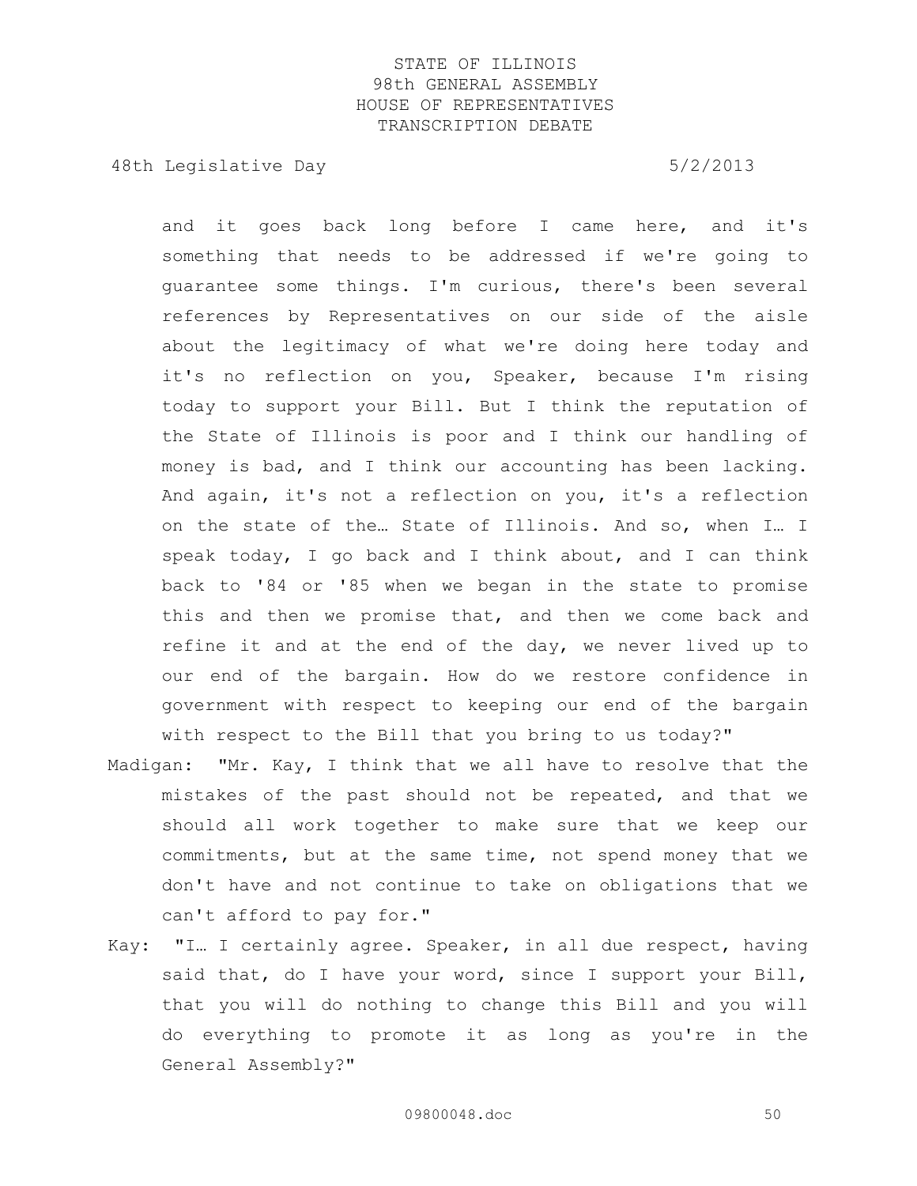and it goes back long before I came here, and it's something that needs to be addressed if we're going to guarantee some things. I'm curious, there's been several references by Representatives on our side of the aisle about the legitimacy of what we're doing here today and it's no reflection on you, Speaker, because I'm rising today to support your Bill. But I think the reputation of the State of Illinois is poor and I think our handling of money is bad, and I think our accounting has been lacking. And again, it's not a reflection on you, it's a reflection on the state of the… State of Illinois. And so, when I… I speak today, I go back and I think about, and I can think back to '84 or '85 when we began in the state to promise this and then we promise that, and then we come back and refine it and at the end of the day, we never lived up to our end of the bargain. How do we restore confidence in government with respect to keeping our end of the bargain with respect to the Bill that you bring to us today?"

Madigan: "Mr. Kay, I think that we all have to resolve that the mistakes of the past should not be repeated, and that we should all work together to make sure that we keep our commitments, but at the same time, not spend money that we don't have and not continue to take on obligations that we can't afford to pay for."

Kay: "I… I certainly agree. Speaker, in all due respect, having said that, do I have your word, since I support your Bill, that you will do nothing to change this Bill and you will do everything to promote it as long as you're in the General Assembly?"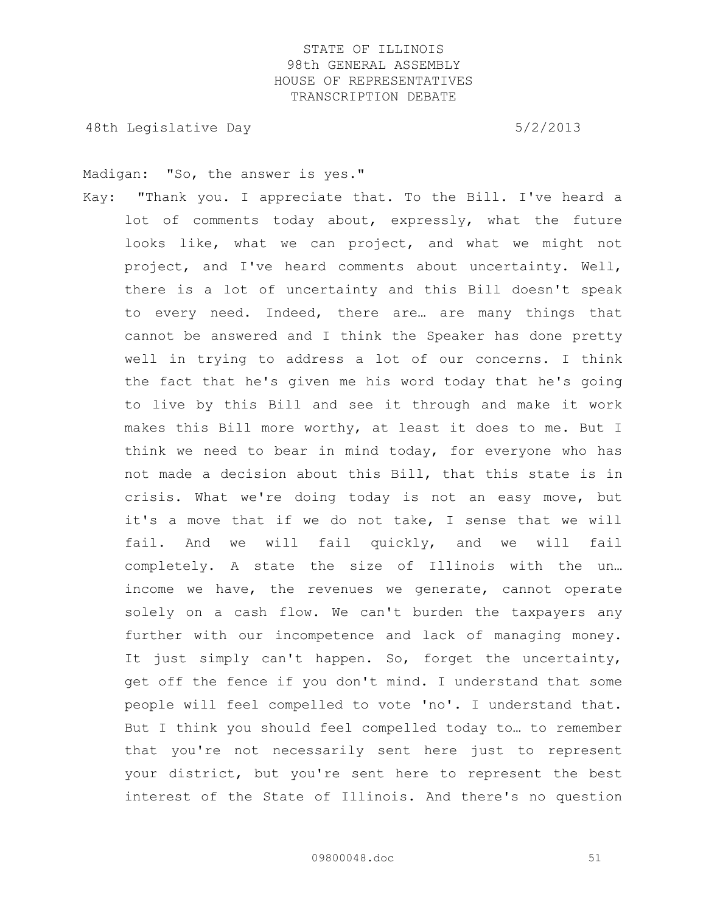Madigan: "So, the answer is yes."

Kay: "Thank you. I appreciate that. To the Bill. I've heard a lot of comments today about, expressly, what the future looks like, what we can project, and what we might not project, and I've heard comments about uncertainty. Well, there is a lot of uncertainty and this Bill doesn't speak to every need. Indeed, there are… are many things that cannot be answered and I think the Speaker has done pretty well in trying to address a lot of our concerns. I think the fact that he's given me his word today that he's going to live by this Bill and see it through and make it work makes this Bill more worthy, at least it does to me. But I think we need to bear in mind today, for everyone who has not made a decision about this Bill, that this state is in crisis. What we're doing today is not an easy move, but it's a move that if we do not take, I sense that we will fail. And we will fail quickly, and we will fail completely. A state the size of Illinois with the un… income we have, the revenues we generate, cannot operate solely on a cash flow. We can't burden the taxpayers any further with our incompetence and lack of managing money. It just simply can't happen. So, forget the uncertainty, get off the fence if you don't mind. I understand that some people will feel compelled to vote 'no'. I understand that. But I think you should feel compelled today to… to remember that you're not necessarily sent here just to represent your district, but you're sent here to represent the best interest of the State of Illinois. And there's no question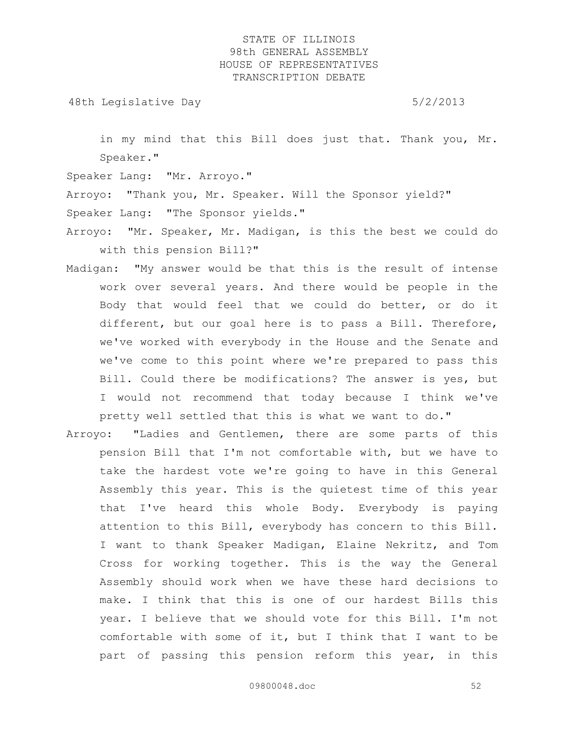in my mind that this Bill does just that. Thank you, Mr. Speaker."

Speaker Lang: "Mr. Arroyo."

Arroyo: "Thank you, Mr. Speaker. Will the Sponsor yield?"

Speaker Lang: "The Sponsor yields."

Arroyo: "Mr. Speaker, Mr. Madigan, is this the best we could do with this pension Bill?"

Madigan: "My answer would be that this is the result of intense work over several years. And there would be people in the Body that would feel that we could do better, or do it different, but our goal here is to pass a Bill. Therefore, we've worked with everybody in the House and the Senate and we've come to this point where we're prepared to pass this Bill. Could there be modifications? The answer is yes, but I would not recommend that today because I think we've pretty well settled that this is what we want to do."

Arroyo: "Ladies and Gentlemen, there are some parts of this pension Bill that I'm not comfortable with, but we have to take the hardest vote we're going to have in this General Assembly this year. This is the quietest time of this year that I've heard this whole Body. Everybody is paying attention to this Bill, everybody has concern to this Bill. I want to thank Speaker Madigan, Elaine Nekritz, and Tom Cross for working together. This is the way the General Assembly should work when we have these hard decisions to make. I think that this is one of our hardest Bills this year. I believe that we should vote for this Bill. I'm not comfortable with some of it, but I think that I want to be part of passing this pension reform this year, in this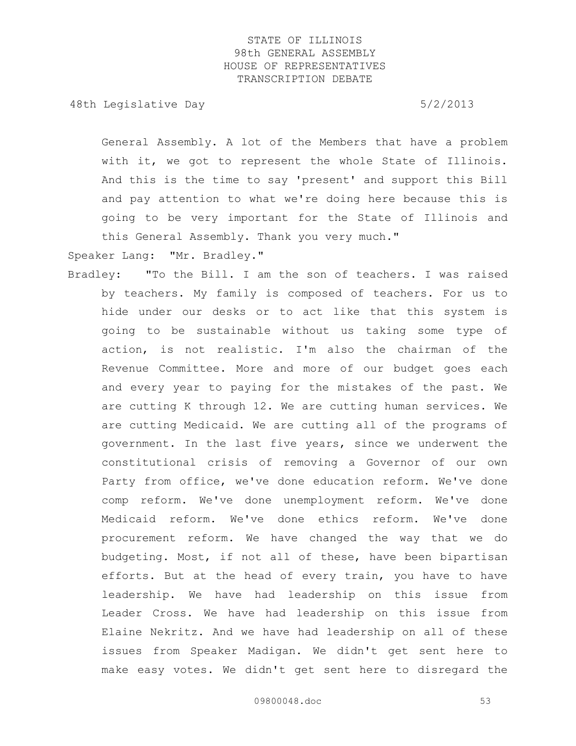General Assembly. A lot of the Members that have a problem with it, we got to represent the whole State of Illinois. And this is the time to say 'present' and support this Bill and pay attention to what we're doing here because this is going to be very important for the State of Illinois and this General Assembly. Thank you very much."

Speaker Lang: "Mr. Bradley."

Bradley: "To the Bill. I am the son of teachers. I was raised by teachers. My family is composed of teachers. For us to hide under our desks or to act like that this system is going to be sustainable without us taking some type of action, is not realistic. I'm also the chairman of the Revenue Committee. More and more of our budget goes each and every year to paying for the mistakes of the past. We are cutting K through 12. We are cutting human services. We are cutting Medicaid. We are cutting all of the programs of government. In the last five years, since we underwent the constitutional crisis of removing a Governor of our own Party from office, we've done education reform. We've done comp reform. We've done unemployment reform. We've done Medicaid reform. We've done ethics reform. We've done procurement reform. We have changed the way that we do budgeting. Most, if not all of these, have been bipartisan efforts. But at the head of every train, you have to have leadership. We have had leadership on this issue from Leader Cross. We have had leadership on this issue from Elaine Nekritz. And we have had leadership on all of these issues from Speaker Madigan. We didn't get sent here to make easy votes. We didn't get sent here to disregard the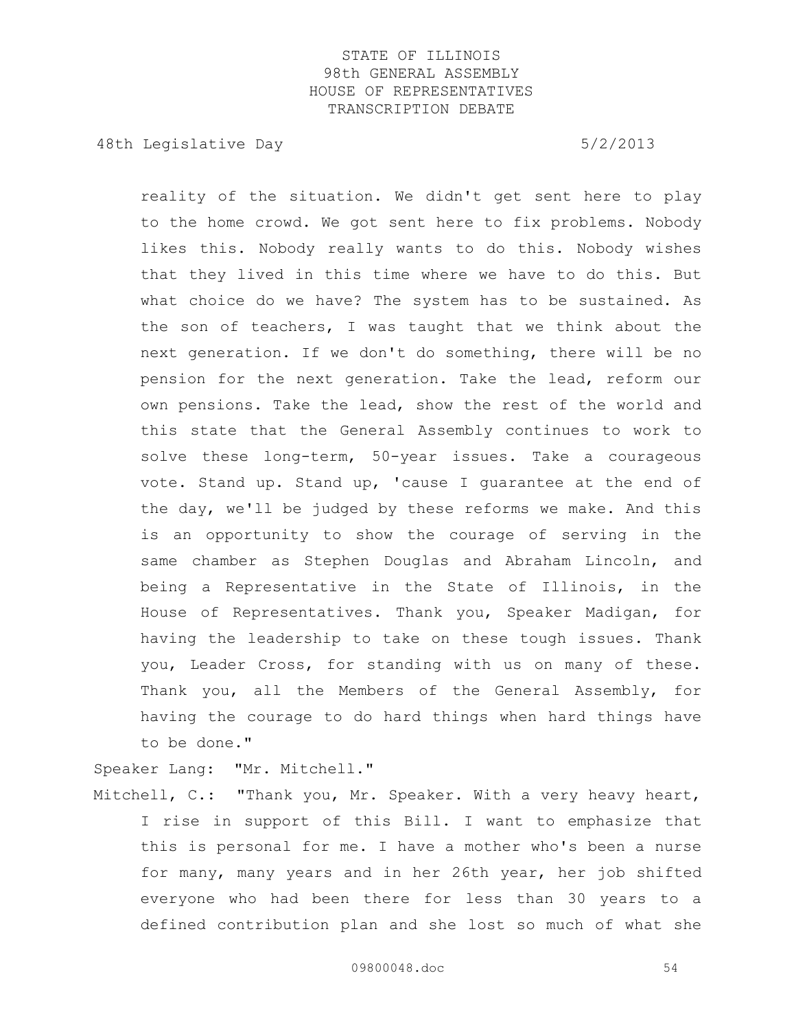reality of the situation. We didn't get sent here to play to the home crowd. We got sent here to fix problems. Nobody likes this. Nobody really wants to do this. Nobody wishes that they lived in this time where we have to do this. But what choice do we have? The system has to be sustained. As the son of teachers, I was taught that we think about the next generation. If we don't do something, there will be no pension for the next generation. Take the lead, reform our own pensions. Take the lead, show the rest of the world and this state that the General Assembly continues to work to solve these long-term, 50-year issues. Take a courageous vote. Stand up. Stand up, 'cause I guarantee at the end of the day, we'll be judged by these reforms we make. And this is an opportunity to show the courage of serving in the same chamber as Stephen Douglas and Abraham Lincoln, and being a Representative in the State of Illinois, in the House of Representatives. Thank you, Speaker Madigan, for having the leadership to take on these tough issues. Thank you, Leader Cross, for standing with us on many of these. Thank you, all the Members of the General Assembly, for having the courage to do hard things when hard things have to be done."

Speaker Lang: "Mr. Mitchell."

Mitchell, C.: "Thank you, Mr. Speaker. With a very heavy heart, I rise in support of this Bill. I want to emphasize that this is personal for me. I have a mother who's been a nurse for many, many years and in her 26th year, her job shifted everyone who had been there for less than 30 years to a defined contribution plan and she lost so much of what she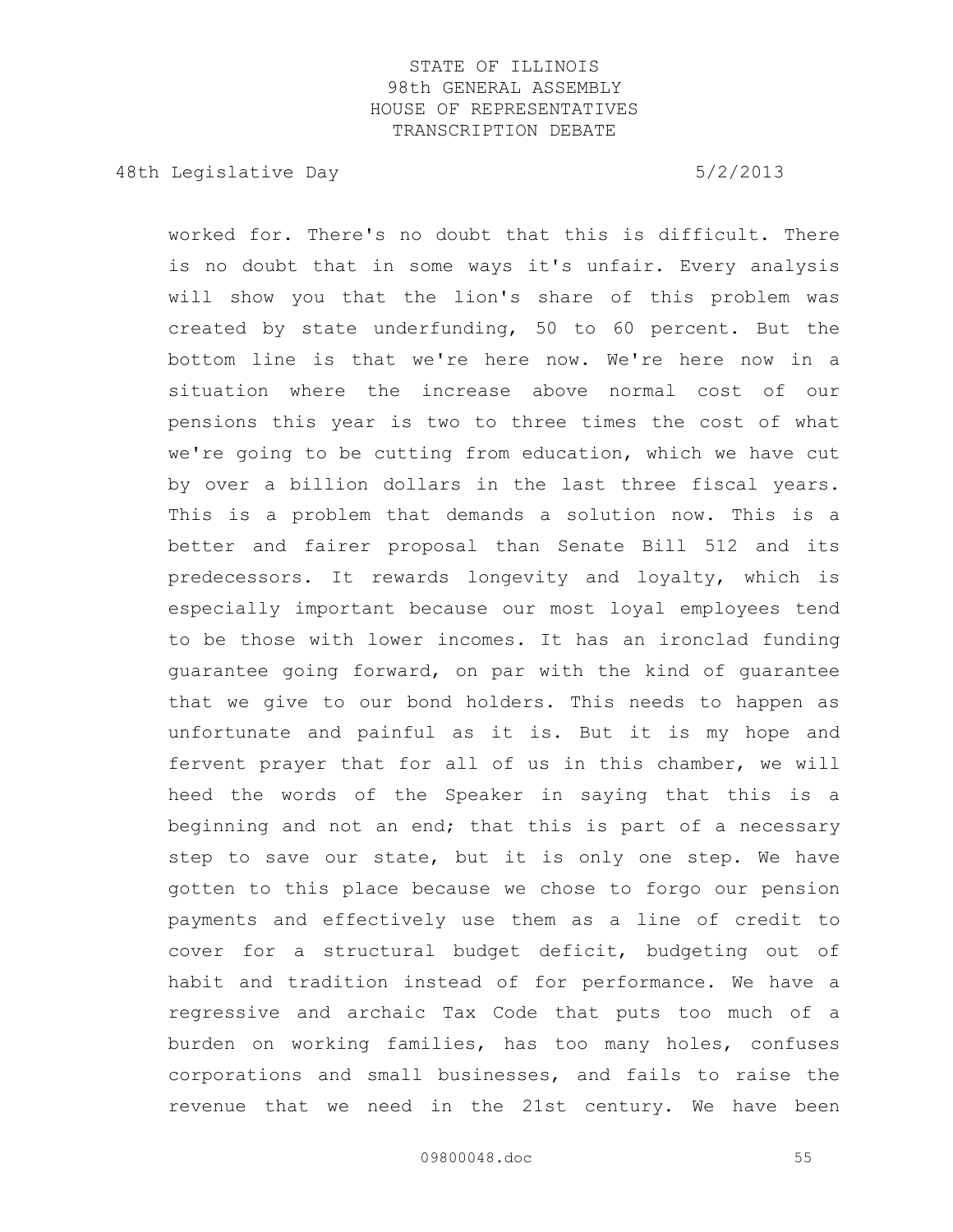worked for. There's no doubt that this is difficult. There is no doubt that in some ways it's unfair. Every analysis will show you that the lion's share of this problem was created by state underfunding, 50 to 60 percent. But the bottom line is that we're here now. We're here now in a situation where the increase above normal cost of our pensions this year is two to three times the cost of what we're going to be cutting from education, which we have cut by over a billion dollars in the last three fiscal years. This is a problem that demands a solution now. This is a better and fairer proposal than Senate Bill 512 and its predecessors. It rewards longevity and loyalty, which is especially important because our most loyal employees tend to be those with lower incomes. It has an ironclad funding guarantee going forward, on par with the kind of guarantee that we give to our bond holders. This needs to happen as unfortunate and painful as it is. But it is my hope and fervent prayer that for all of us in this chamber, we will heed the words of the Speaker in saying that this is a beginning and not an end; that this is part of a necessary step to save our state, but it is only one step. We have gotten to this place because we chose to forgo our pension payments and effectively use them as a line of credit to cover for a structural budget deficit, budgeting out of habit and tradition instead of for performance. We have a regressive and archaic Tax Code that puts too much of a burden on working families, has too many holes, confuses corporations and small businesses, and fails to raise the revenue that we need in the 21st century. We have been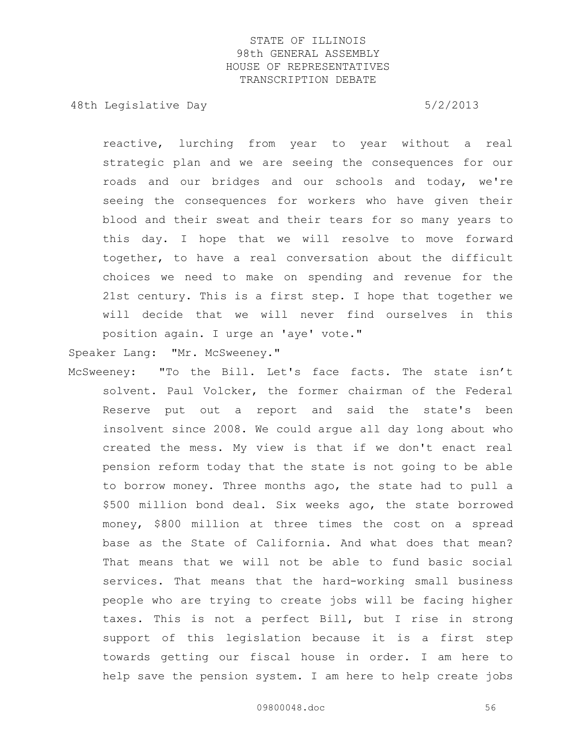reactive, lurching from year to year without a real strategic plan and we are seeing the consequences for our roads and our bridges and our schools and today, we're seeing the consequences for workers who have given their blood and their sweat and their tears for so many years to this day. I hope that we will resolve to move forward together, to have a real conversation about the difficult choices we need to make on spending and revenue for the 21st century. This is a first step. I hope that together we will decide that we will never find ourselves in this position again. I urge an 'aye' vote."

Speaker Lang: "Mr. McSweeney."

McSweeney: "To the Bill. Let's face facts. The state isn't solvent. Paul Volcker, the former chairman of the Federal Reserve put out a report and said the state's been insolvent since 2008. We could argue all day long about who created the mess. My view is that if we don't enact real pension reform today that the state is not going to be able to borrow money. Three months ago, the state had to pull a $500 million bond deal. Six weeks ago, the state borrowed money, $800 million at three times the cost on a spread base as the State of California. And what does that mean? That means that we will not be able to fund basic social services. That means that the hard-working small business people who are trying to create jobs will be facing higher taxes. This is not a perfect Bill, but I rise in strong support of this legislation because it is a first step towards getting our fiscal house in order. I am here to help save the pension system. I am here to help create jobs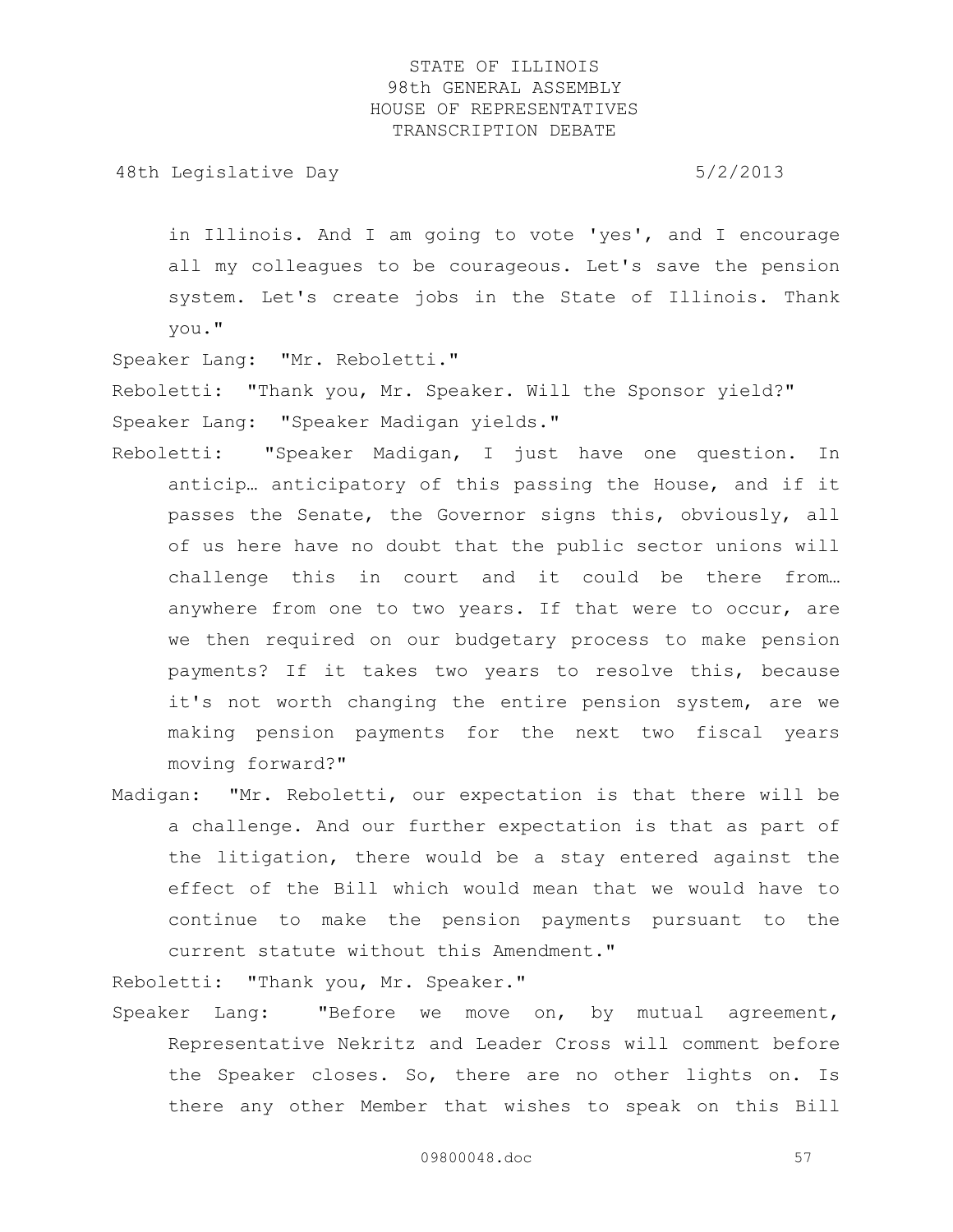in Illinois. And I am going to vote 'yes', and I encourage all my colleagues to be courageous. Let's save the pension system. Let's create jobs in the State of Illinois. Thank you."

Speaker Lang: "Mr. Reboletti."

Reboletti: "Thank you, Mr. Speaker. Will the Sponsor yield?"

Speaker Lang: "Speaker Madigan yields."

Reboletti: "Speaker Madigan, I just have one question. In anticip… anticipatory of this passing the House, and if it passes the Senate, the Governor signs this, obviously, all of us here have no doubt that the public sector unions will challenge this in court and it could be there from… anywhere from one to two years. If that were to occur, are we then required on our budgetary process to make pension payments? If it takes two years to resolve this, because it's not worth changing the entire pension system, are we making pension payments for the next two fiscal years moving forward?"

Madigan: "Mr. Reboletti, our expectation is that there will be a challenge. And our further expectation is that as part of the litigation, there would be a stay entered against the effect of the Bill which would mean that we would have to continue to make the pension payments pursuant to the current statute without this Amendment."

Reboletti: "Thank you, Mr. Speaker."

Speaker Lang: "Before we move on, by mutual agreement, Representative Nekritz and Leader Cross will comment before the Speaker closes. So, there are no other lights on. Is there any other Member that wishes to speak on this Bill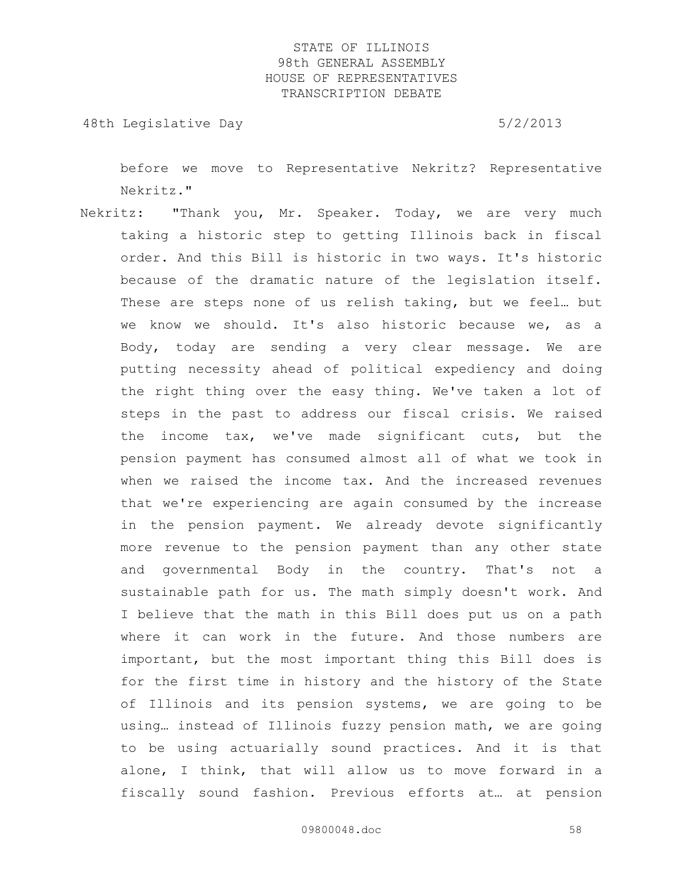before we move to Representative Nekritz? Representative Nekritz."

Nekritz: "Thank you, Mr. Speaker. Today, we are very much taking a historic step to getting Illinois back in fiscal order. And this Bill is historic in two ways. It's historic because of the dramatic nature of the legislation itself. These are steps none of us relish taking, but we feel… but we know we should. It's also historic because we, as a Body, today are sending a very clear message. We are putting necessity ahead of political expediency and doing the right thing over the easy thing. We've taken a lot of steps in the past to address our fiscal crisis. We raised the income tax, we've made significant cuts, but the pension payment has consumed almost all of what we took in when we raised the income tax. And the increased revenues that we're experiencing are again consumed by the increase in the pension payment. We already devote significantly more revenue to the pension payment than any other state and governmental Body in the country. That's not a sustainable path for us. The math simply doesn't work. And I believe that the math in this Bill does put us on a path where it can work in the future. And those numbers are important, but the most important thing this Bill does is for the first time in history and the history of the State of Illinois and its pension systems, we are going to be using… instead of Illinois fuzzy pension math, we are going to be using actuarially sound practices. And it is that alone, I think, that will allow us to move forward in a fiscally sound fashion. Previous efforts at… at pension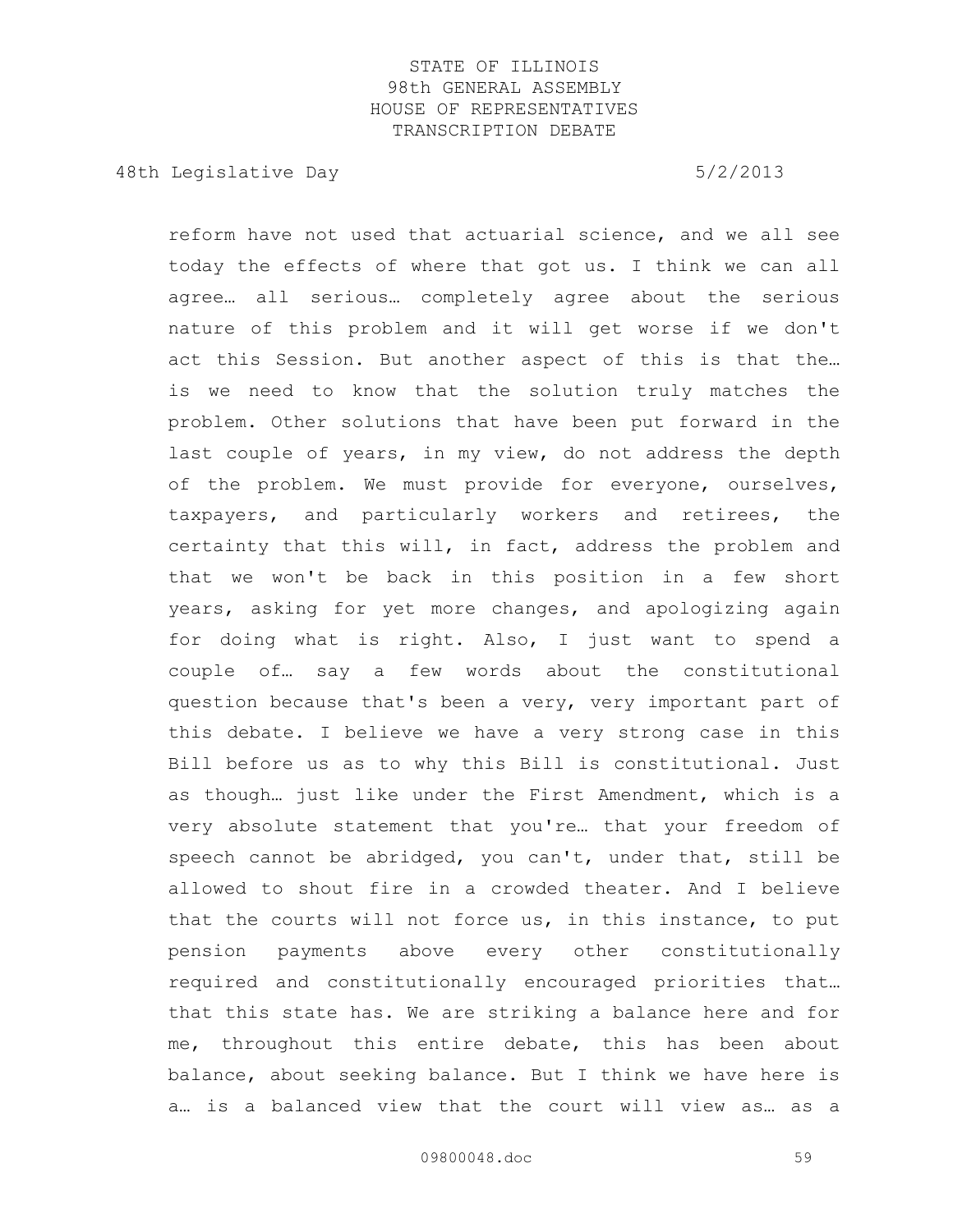reform have not used that actuarial science, and we all see today the effects of where that got us. I think we can all agree… all serious… completely agree about the serious nature of this problem and it will get worse if we don't act this Session. But another aspect of this is that the… is we need to know that the solution truly matches the problem. Other solutions that have been put forward in the last couple of years, in my view, do not address the depth of the problem. We must provide for everyone, ourselves, taxpayers, and particularly workers and retirees, the certainty that this will, in fact, address the problem and that we won't be back in this position in a few short years, asking for yet more changes, and apologizing again for doing what is right. Also, I just want to spend a couple of… say a few words about the constitutional question because that's been a very, very important part of this debate. I believe we have a very strong case in this Bill before us as to why this Bill is constitutional. Just as though… just like under the First Amendment, which is a very absolute statement that you're… that your freedom of speech cannot be abridged, you can't, under that, still be allowed to shout fire in a crowded theater. And I believe that the courts will not force us, in this instance, to put pension payments above every other constitutionally required and constitutionally encouraged priorities that… that this state has. We are striking a balance here and for me, throughout this entire debate, this has been about balance, about seeking balance. But I think we have here is a… is a balanced view that the court will view as… as a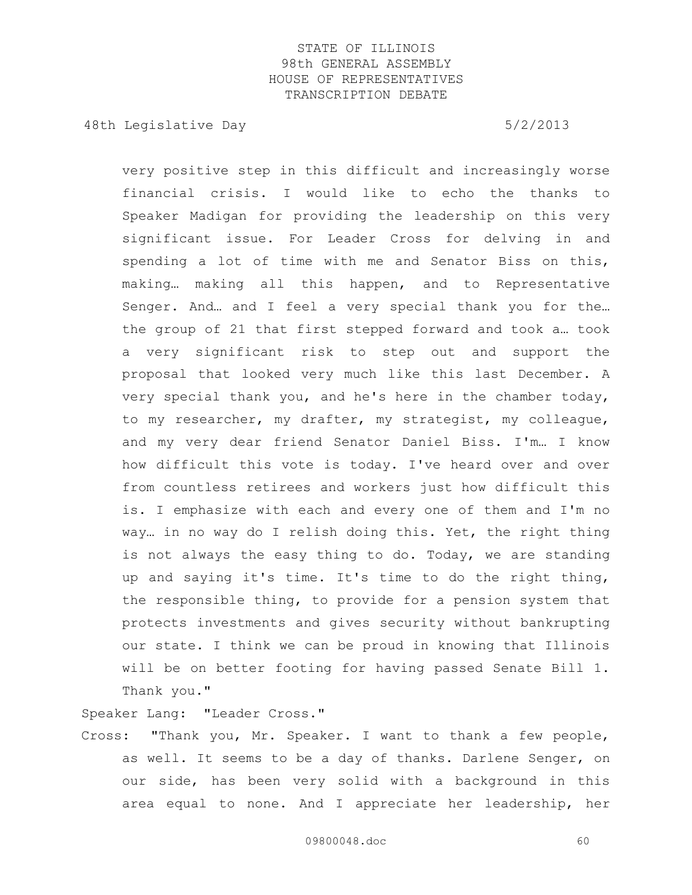very positive step in this difficult and increasingly worse financial crisis. I would like to echo the thanks to Speaker Madigan for providing the leadership on this very significant issue. For Leader Cross for delving in and spending a lot of time with me and Senator Biss on this, making… making all this happen, and to Representative Senger. And… and I feel a very special thank you for the… the group of 21 that first stepped forward and took a… took a very significant risk to step out and support the proposal that looked very much like this last December. A very special thank you, and he's here in the chamber today, to my researcher, my drafter, my strategist, my colleague, and my very dear friend Senator Daniel Biss. I'm… I know how difficult this vote is today. I've heard over and over from countless retirees and workers just how difficult this is. I emphasize with each and every one of them and I'm no way… in no way do I relish doing this. Yet, the right thing is not always the easy thing to do. Today, we are standing up and saying it's time. It's time to do the right thing, the responsible thing, to provide for a pension system that protects investments and gives security without bankrupting our state. I think we can be proud in knowing that Illinois will be on better footing for having passed Senate Bill 1. Thank you."

Speaker Lang: "Leader Cross."

Cross: "Thank you, Mr. Speaker. I want to thank a few people, as well. It seems to be a day of thanks. Darlene Senger, on our side, has been very solid with a background in this area equal to none. And I appreciate her leadership, her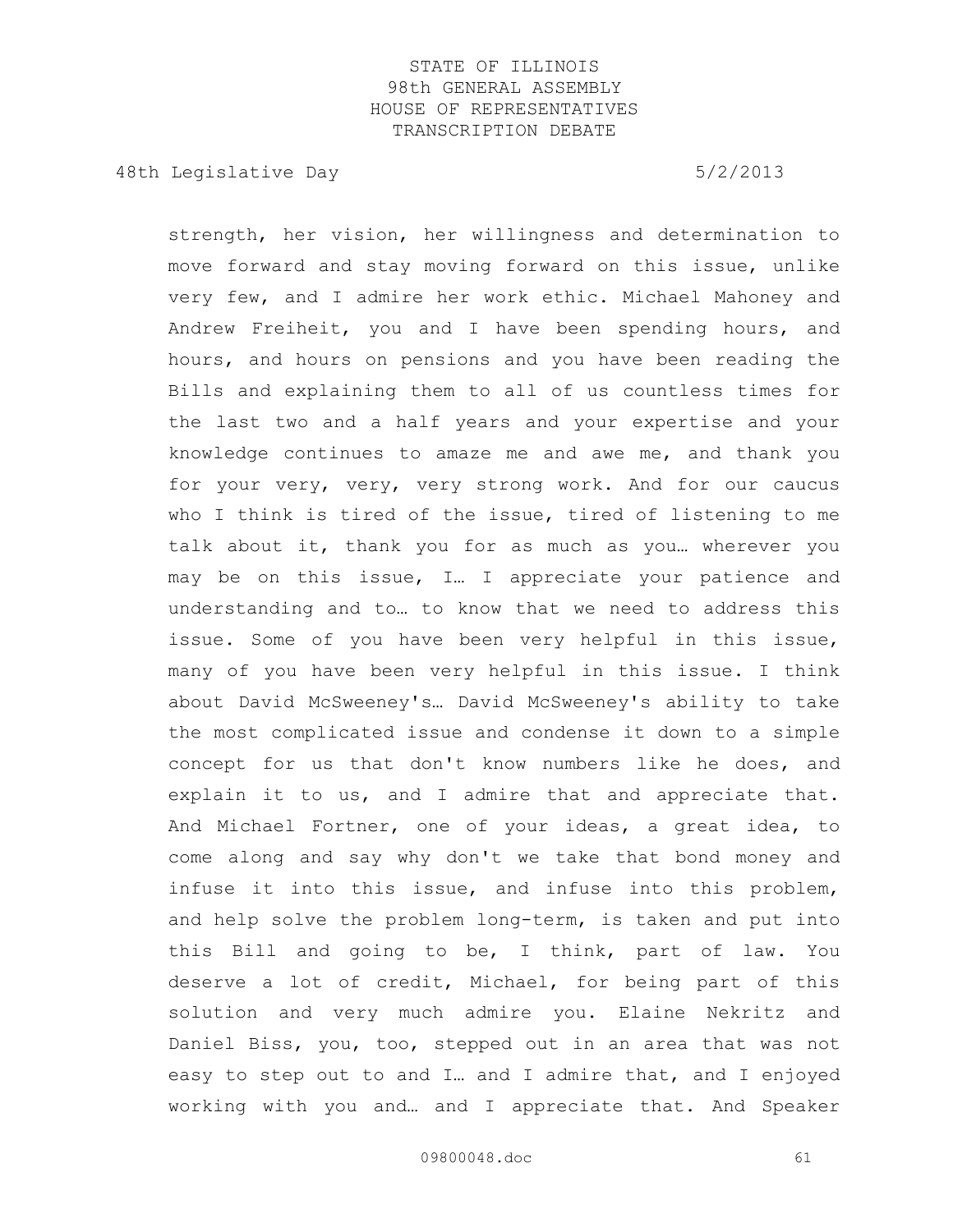strength, her vision, her willingness and determination to move forward and stay moving forward on this issue, unlike very few, and I admire her work ethic. Michael Mahoney and Andrew Freiheit, you and I have been spending hours, and hours, and hours on pensions and you have been reading the Bills and explaining them to all of us countless times for the last two and a half years and your expertise and your knowledge continues to amaze me and awe me, and thank you for your very, very, very strong work. And for our caucus who I think is tired of the issue, tired of listening to me talk about it, thank you for as much as you… wherever you may be on this issue, I… I appreciate your patience and understanding and to… to know that we need to address this issue. Some of you have been very helpful in this issue, many of you have been very helpful in this issue. I think about David McSweeney's… David McSweeney's ability to take the most complicated issue and condense it down to a simple concept for us that don't know numbers like he does, and explain it to us, and I admire that and appreciate that. And Michael Fortner, one of your ideas, a great idea, to come along and say why don't we take that bond money and infuse it into this issue, and infuse into this problem, and help solve the problem long-term, is taken and put into this Bill and going to be, I think, part of law. You deserve a lot of credit, Michael, for being part of this solution and very much admire you. Elaine Nekritz and Daniel Biss, you, too, stepped out in an area that was not easy to step out to and I… and I admire that, and I enjoyed working with you and… and I appreciate that. And Speaker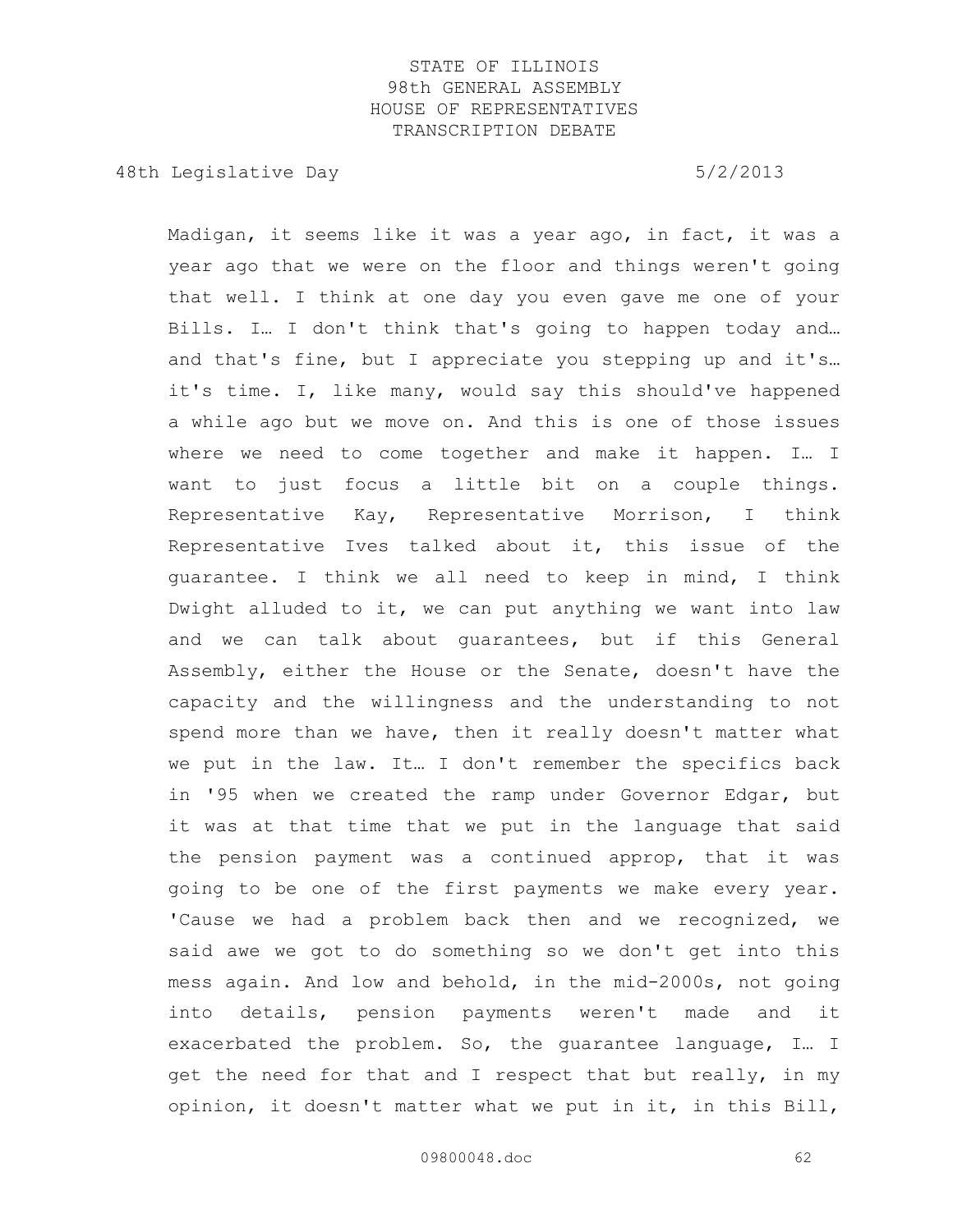Madigan, it seems like it was a year ago, in fact, it was a year ago that we were on the floor and things weren't going that well. I think at one day you even gave me one of your Bills. I… I don't think that's going to happen today and… and that's fine, but I appreciate you stepping up and it's… it's time. I, like many, would say this should've happened a while ago but we move on. And this is one of those issues where we need to come together and make it happen. I… I want to just focus a little bit on a couple things. Representative Kay, Representative Morrison, I think Representative Ives talked about it, this issue of the guarantee. I think we all need to keep in mind, I think Dwight alluded to it, we can put anything we want into law and we can talk about guarantees, but if this General Assembly, either the House or the Senate, doesn't have the capacity and the willingness and the understanding to not spend more than we have, then it really doesn't matter what we put in the law. It… I don't remember the specifics back in '95 when we created the ramp under Governor Edgar, but it was at that time that we put in the language that said the pension payment was a continued approp, that it was going to be one of the first payments we make every year. 'Cause we had a problem back then and we recognized, we said awe we got to do something so we don't get into this mess again. And low and behold, in the mid-2000s, not going into details, pension payments weren't made and it exacerbated the problem. So, the guarantee language, I… I get the need for that and I respect that but really, in my opinion, it doesn't matter what we put in it, in this Bill,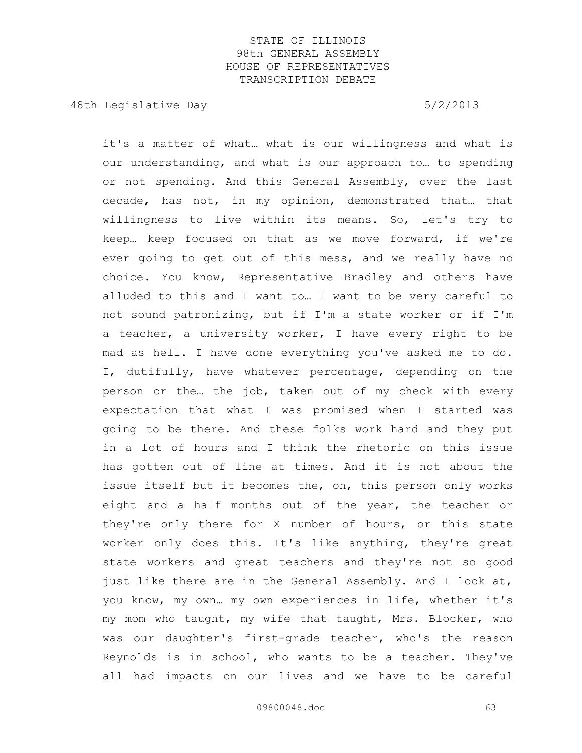it's a matter of what… what is our willingness and what is our understanding, and what is our approach to… to spending or not spending. And this General Assembly, over the last decade, has not, in my opinion, demonstrated that… that willingness to live within its means. So, let's try to keep… keep focused on that as we move forward, if we're ever going to get out of this mess, and we really have no choice. You know, Representative Bradley and others have alluded to this and I want to… I want to be very careful to not sound patronizing, but if I'm a state worker or if I'm a teacher, a university worker, I have every right to be mad as hell. I have done everything you've asked me to do. I, dutifully, have whatever percentage, depending on the person or the… the job, taken out of my check with every expectation that what I was promised when I started was going to be there. And these folks work hard and they put in a lot of hours and I think the rhetoric on this issue has gotten out of line at times. And it is not about the issue itself but it becomes the, oh, this person only works eight and a half months out of the year, the teacher or they're only there for X number of hours, or this state worker only does this. It's like anything, they're great state workers and great teachers and they're not so good just like there are in the General Assembly. And I look at, you know, my own… my own experiences in life, whether it's my mom who taught, my wife that taught, Mrs. Blocker, who was our daughter's first-grade teacher, who's the reason Reynolds is in school, who wants to be a teacher. They've all had impacts on our lives and we have to be careful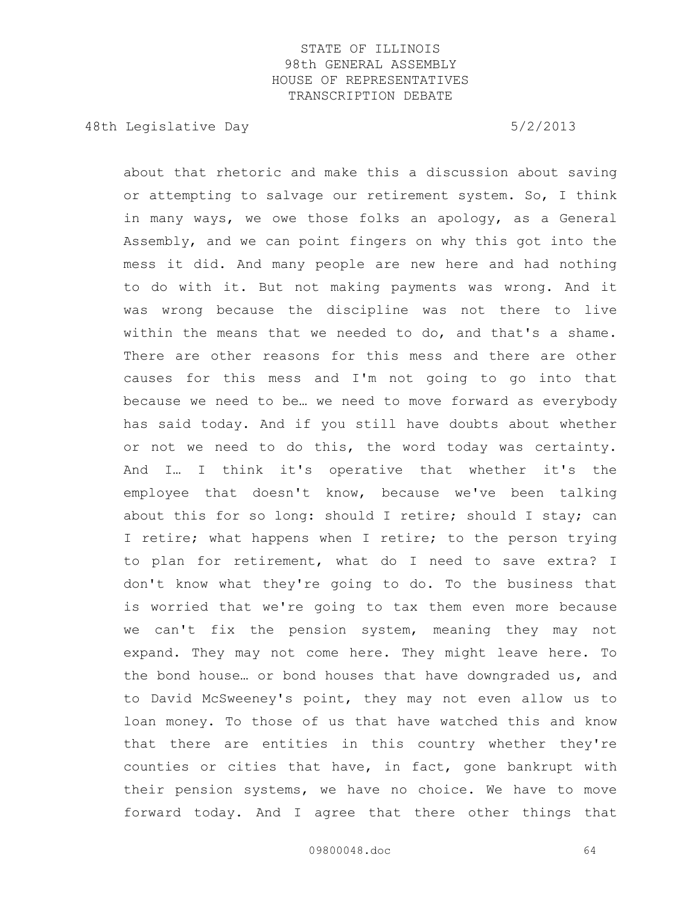about that rhetoric and make this a discussion about saving or attempting to salvage our retirement system. So, I think in many ways, we owe those folks an apology, as a General Assembly, and we can point fingers on why this got into the mess it did. And many people are new here and had nothing to do with it. But not making payments was wrong. And it was wrong because the discipline was not there to live within the means that we needed to do, and that's a shame. There are other reasons for this mess and there are other causes for this mess and I'm not going to go into that because we need to be… we need to move forward as everybody has said today. And if you still have doubts about whether or not we need to do this, the word today was certainty. And I… I think it's operative that whether it's the employee that doesn't know, because we've been talking about this for so long: should I retire; should I stay; can I retire; what happens when I retire; to the person trying to plan for retirement, what do I need to save extra? I don't know what they're going to do. To the business that is worried that we're going to tax them even more because we can't fix the pension system, meaning they may not expand. They may not come here. They might leave here. To the bond house… or bond houses that have downgraded us, and to David McSweeney's point, they may not even allow us to loan money. To those of us that have watched this and know that there are entities in this country whether they're counties or cities that have, in fact, gone bankrupt with their pension systems, we have no choice. We have to move forward today. And I agree that there other things that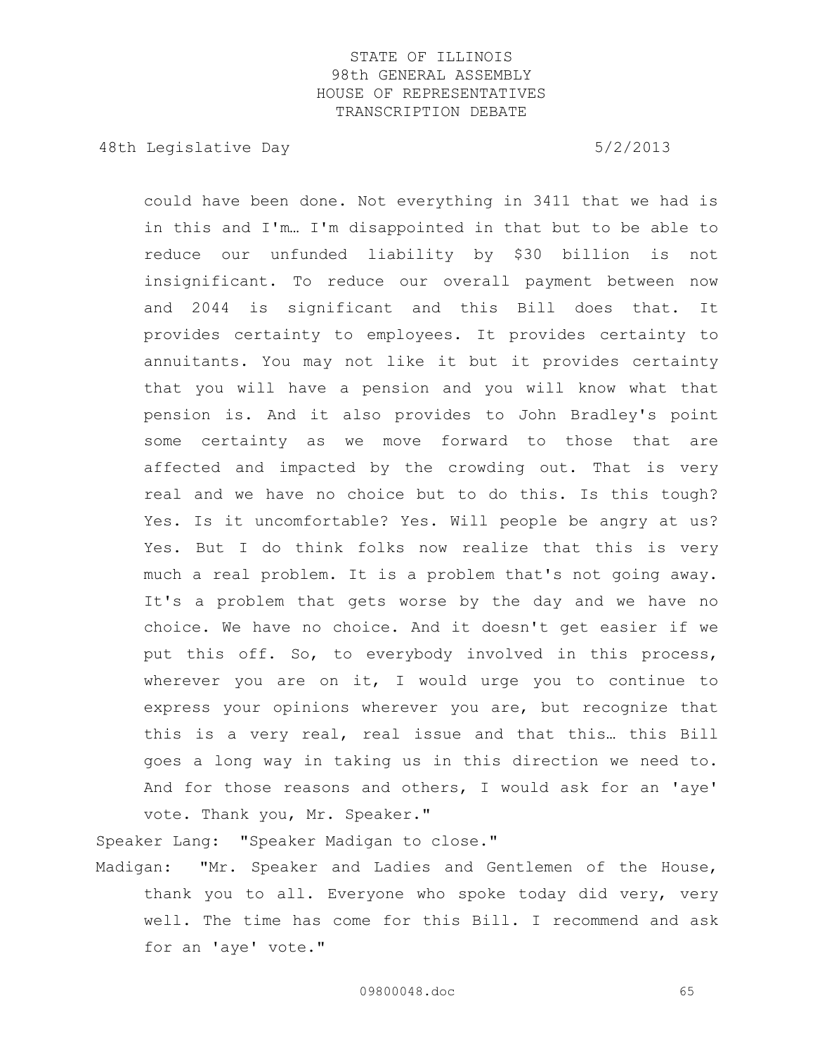could have been done. Not everything in 3411 that we had is in this and I'm… I'm disappointed in that but to be able to reduce our unfunded liability by $30 billion is not insignificant. To reduce our overall payment between now and 2044 is significant and this Bill does that. It provides certainty to employees. It provides certainty to annuitants. You may not like it but it provides certainty that you will have a pension and you will know what that pension is. And it also provides to John Bradley's point some certainty as we move forward to those that are affected and impacted by the crowding out. That is very real and we have no choice but to do this. Is this tough? Yes. Is it uncomfortable? Yes. Will people be angry at us? Yes. But I do think folks now realize that this is very much a real problem. It is a problem that's not going away. It's a problem that gets worse by the day and we have no choice. We have no choice. And it doesn't get easier if we put this off. So, to everybody involved in this process, wherever you are on it, I would urge you to continue to express your opinions wherever you are, but recognize that this is a very real, real issue and that this… this Bill goes a long way in taking us in this direction we need to. And for those reasons and others, I would ask for an 'aye' vote. Thank you, Mr. Speaker."

Speaker Lang: "Speaker Madigan to close."

Madigan: "Mr. Speaker and Ladies and Gentlemen of the House, thank you to all. Everyone who spoke today did very, very well. The time has come for this Bill. I recommend and ask for an 'aye' vote."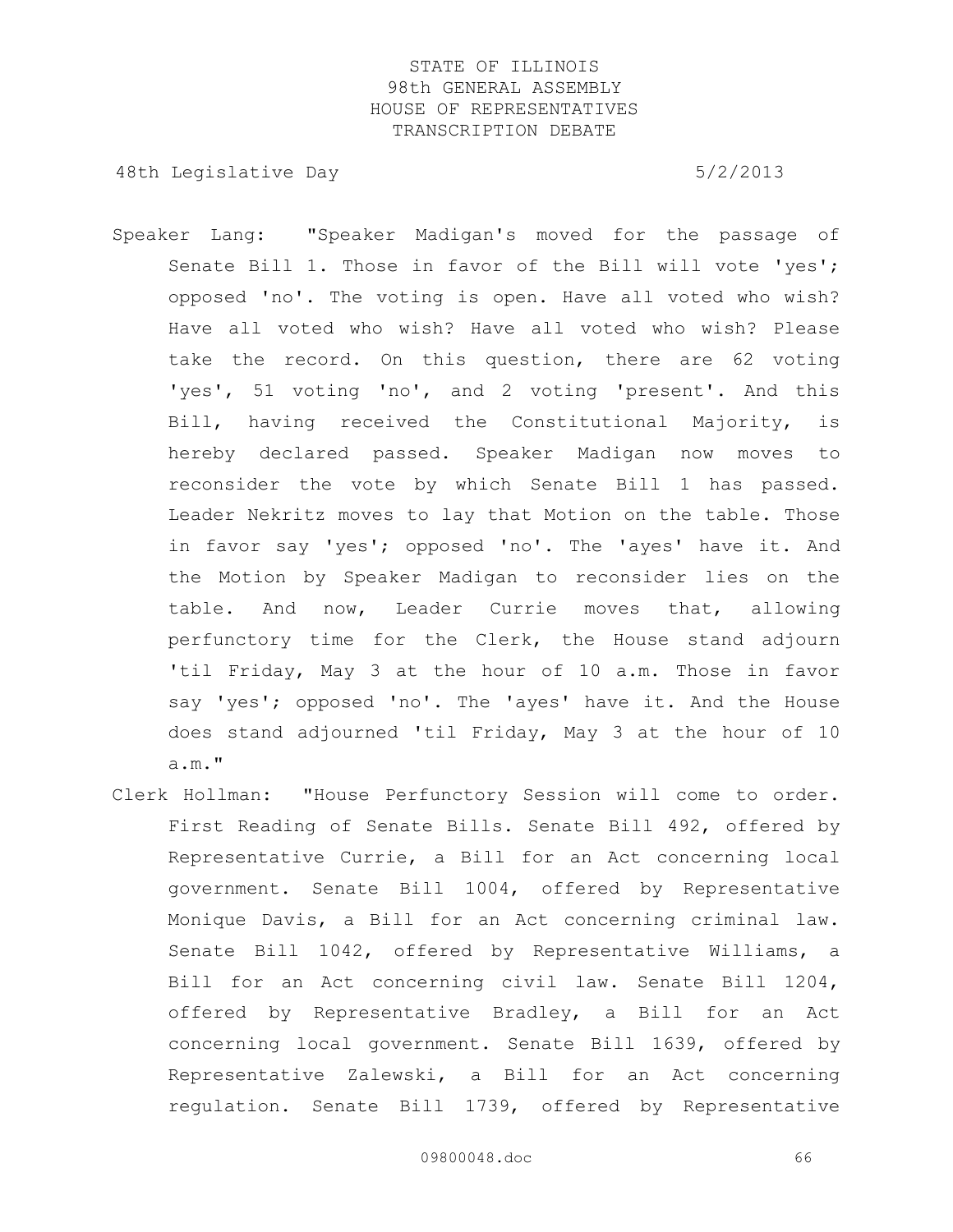Speaker Lang: "Speaker Madigan's moved for the passage of Senate Bill 1. Those in favor of the Bill will vote 'yes'; opposed 'no'. The voting is open. Have all voted who wish? Have all voted who wish? Have all voted who wish? Please take the record. On this question, there are 62 voting 'yes', 51 voting 'no', and 2 voting 'present'. And this Bill, having received the Constitutional Majority, is hereby declared passed. Speaker Madigan now moves to reconsider the vote by which Senate Bill 1 has passed. Leader Nekritz moves to lay that Motion on the table. Those in favor say 'yes'; opposed 'no'. The 'ayes' have it. And the Motion by Speaker Madigan to reconsider lies on the table. And now, Leader Currie moves that, allowing perfunctory time for the Clerk, the House stand adjourn 'til Friday, May 3 at the hour of 10 a.m. Those in favor say 'yes'; opposed 'no'. The 'ayes' have it. And the House does stand adjourned 'til Friday, May 3 at the hour of 10 a.m."

Clerk Hollman: "House Perfunctory Session will come to order. First Reading of Senate Bills. Senate Bill 492, offered by Representative Currie, a Bill for an Act concerning local government. Senate Bill 1004, offered by Representative Monique Davis, a Bill for an Act concerning criminal law. Senate Bill 1042, offered by Representative Williams, a Bill for an Act concerning civil law. Senate Bill 1204, offered by Representative Bradley, a Bill for an Act concerning local government. Senate Bill 1639, offered by Representative Zalewski, a Bill for an Act concerning regulation. Senate Bill 1739, offered by Representative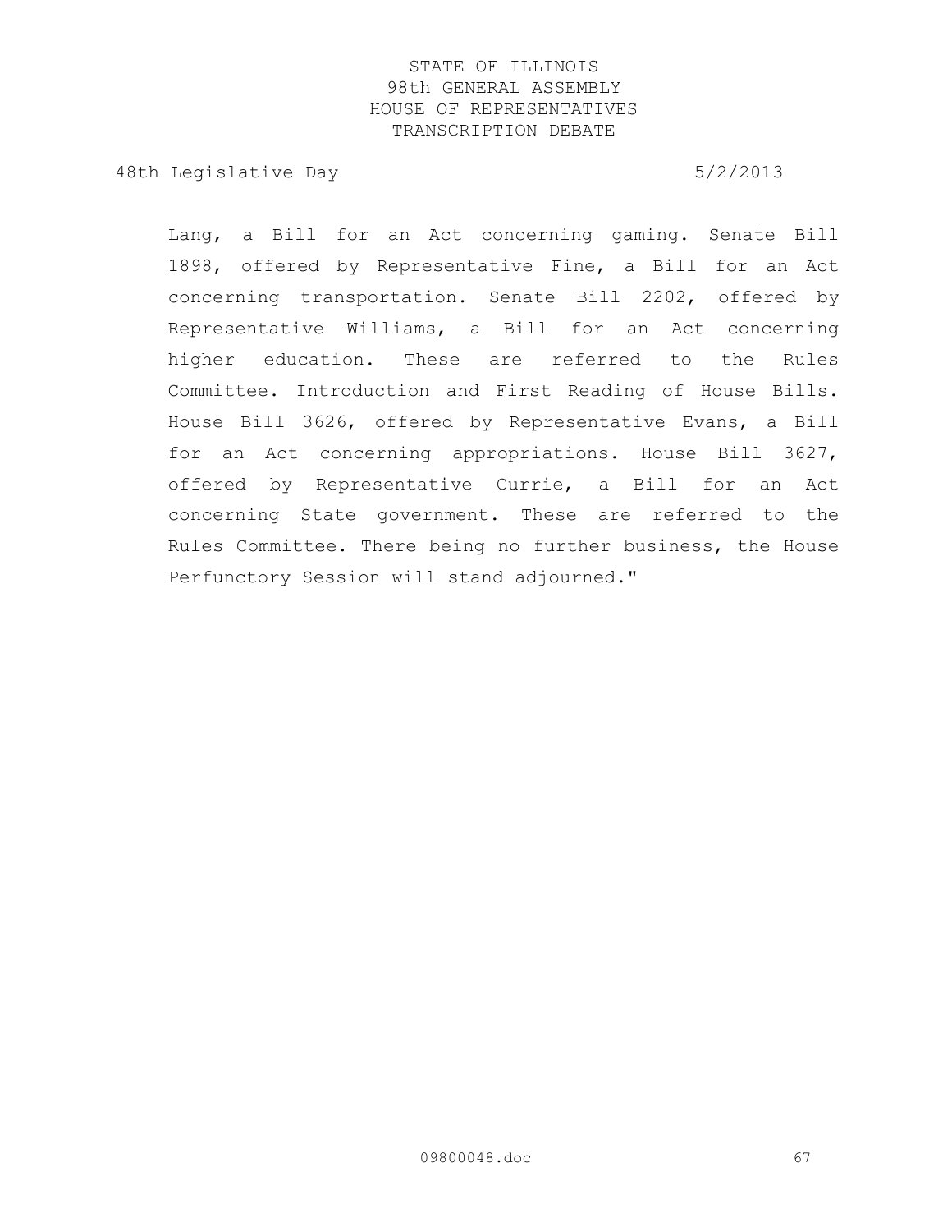Lang, a Bill for an Act concerning gaming. Senate Bill 1898, offered by Representative Fine, a Bill for an Act concerning transportation. Senate Bill 2202, offered by Representative Williams, a Bill for an Act concerning higher education. These are referred to the Rules Committee. Introduction and First Reading of House Bills. House Bill 3626, offered by Representative Evans, a Bill for an Act concerning appropriations. House Bill 3627, offered by Representative Currie, a Bill for an Act concerning State government. These are referred to the Rules Committee. There being no further business, the House Perfunctory Session will stand adjourned."